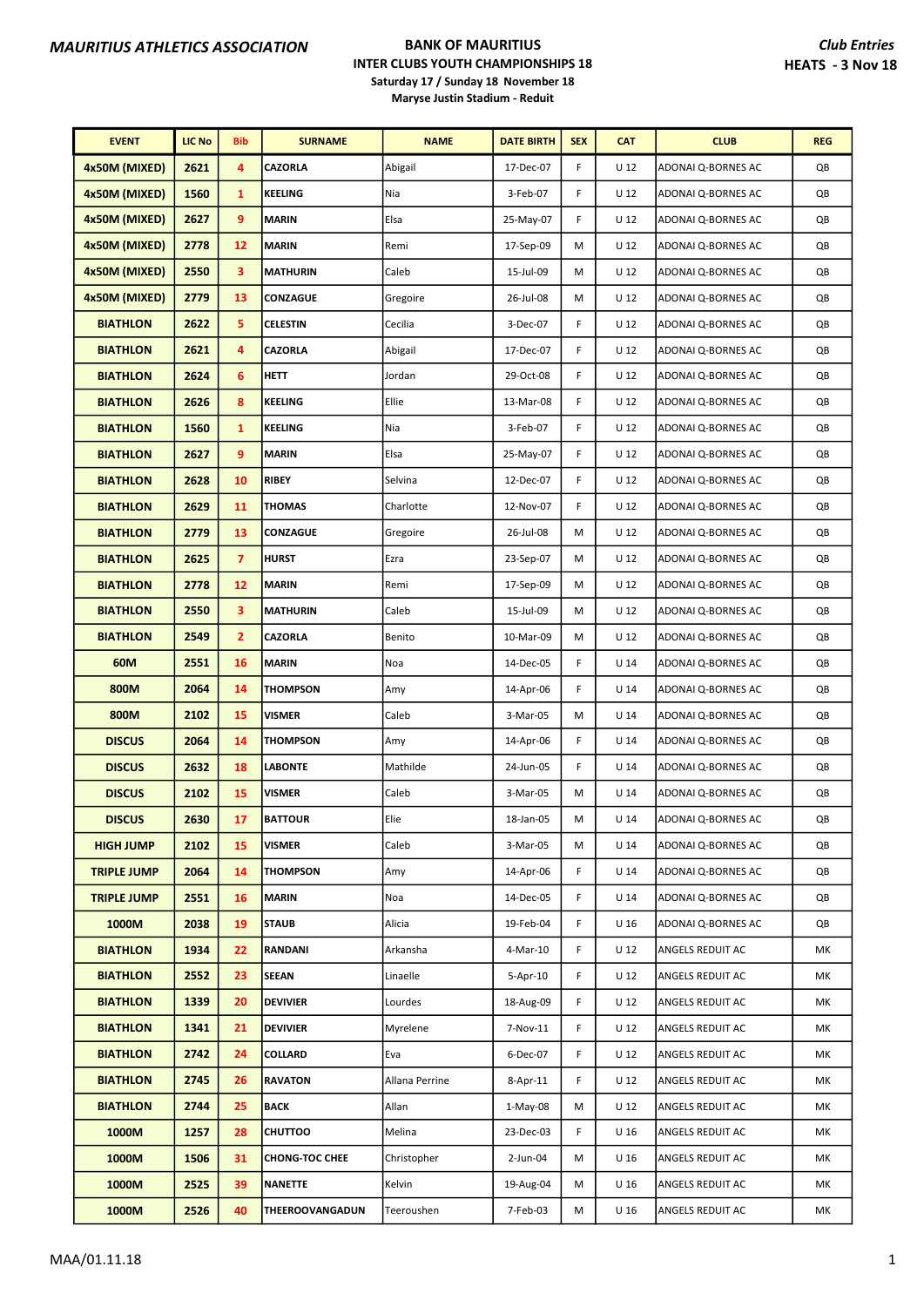**MAURITIUS ATHLETICS ASSOCIATION**

**BANK OF MAURITIUS**
**INTER CLUBS YOUTH CHAMPIONSHIPS 18**
**Saturday 17 / Sunday 18 November 18**
**Maryse Justin Stadium - Reduit**

***Club Entries***
**HEATS - 3 Nov 18**

| EVENT | LIC No | Bib | SURNAME | NAME | DATE BIRTH | SEX | CAT | CLUB | REG |
|---|---|---|---|---|---|---|---|---|---|
| 4x50M (MIXED) | 2621 | 4 | CAZORLA | Abigail | 17-Dec-07 | F | U 12 | ADONAI Q-BORNES AC | QB |
| 4x50M (MIXED) | 1560 | 1 | KEELING | Nia | 3-Feb-07 | F | U 12 | ADONAI Q-BORNES AC | QB |
| 4x50M (MIXED) | 2627 | 9 | MARIN | Elsa | 25-May-07 | F | U 12 | ADONAI Q-BORNES AC | QB |
| 4x50M (MIXED) | 2778 | 12 | MARIN | Remi | 17-Sep-09 | M | U 12 | ADONAI Q-BORNES AC | QB |
| 4x50M (MIXED) | 2550 | 3 | MATHURIN | Caleb | 15-Jul-09 | M | U 12 | ADONAI Q-BORNES AC | QB |
| 4x50M (MIXED) | 2779 | 13 | CONZAGUE | Gregoire | 26-Jul-08 | M | U 12 | ADONAI Q-BORNES AC | QB |
| BIATHLON | 2622 | 5 | CELESTIN | Cecilia | 3-Dec-07 | F | U 12 | ADONAI Q-BORNES AC | QB |
| BIATHLON | 2621 | 4 | CAZORLA | Abigail | 17-Dec-07 | F | U 12 | ADONAI Q-BORNES AC | QB |
| BIATHLON | 2624 | 6 | HETT | Jordan | 29-Oct-08 | F | U 12 | ADONAI Q-BORNES AC | QB |
| BIATHLON | 2626 | 8 | KEELING | Ellie | 13-Mar-08 | F | U 12 | ADONAI Q-BORNES AC | QB |
| BIATHLON | 1560 | 1 | KEELING | Nia | 3-Feb-07 | F | U 12 | ADONAI Q-BORNES AC | QB |
| BIATHLON | 2627 | 9 | MARIN | Elsa | 25-May-07 | F | U 12 | ADONAI Q-BORNES AC | QB |
| BIATHLON | 2628 | 10 | RIBEY | Selvina | 12-Dec-07 | F | U 12 | ADONAI Q-BORNES AC | QB |
| BIATHLON | 2629 | 11 | THOMAS | Charlotte | 12-Nov-07 | F | U 12 | ADONAI Q-BORNES AC | QB |
| BIATHLON | 2779 | 13 | CONZAGUE | Gregoire | 26-Jul-08 | M | U 12 | ADONAI Q-BORNES AC | QB |
| BIATHLON | 2625 | 7 | HURST | Ezra | 23-Sep-07 | M | U 12 | ADONAI Q-BORNES AC | QB |
| BIATHLON | 2778 | 12 | MARIN | Remi | 17-Sep-09 | M | U 12 | ADONAI Q-BORNES AC | QB |
| BIATHLON | 2550 | 3 | MATHURIN | Caleb | 15-Jul-09 | M | U 12 | ADONAI Q-BORNES AC | QB |
| BIATHLON | 2549 | 2 | CAZORLA | Benito | 10-Mar-09 | M | U 12 | ADONAI Q-BORNES AC | QB |
| 60M | 2551 | 16 | MARIN | Noa | 14-Dec-05 | F | U 14 | ADONAI Q-BORNES AC | QB |
| 800M | 2064 | 14 | THOMPSON | Amy | 14-Apr-06 | F | U 14 | ADONAI Q-BORNES AC | QB |
| 800M | 2102 | 15 | VISMER | Caleb | 3-Mar-05 | M | U 14 | ADONAI Q-BORNES AC | QB |
| DISCUS | 2064 | 14 | THOMPSON | Amy | 14-Apr-06 | F | U 14 | ADONAI Q-BORNES AC | QB |
| DISCUS | 2632 | 18 | LABONTE | Mathilde | 24-Jun-05 | F | U 14 | ADONAI Q-BORNES AC | QB |
| DISCUS | 2102 | 15 | VISMER | Caleb | 3-Mar-05 | M | U 14 | ADONAI Q-BORNES AC | QB |
| DISCUS | 2630 | 17 | BATTOUR | Elie | 18-Jan-05 | M | U 14 | ADONAI Q-BORNES AC | QB |
| HIGH JUMP | 2102 | 15 | VISMER | Caleb | 3-Mar-05 | M | U 14 | ADONAI Q-BORNES AC | QB |
| TRIPLE JUMP | 2064 | 14 | THOMPSON | Amy | 14-Apr-06 | F | U 14 | ADONAI Q-BORNES AC | QB |
| TRIPLE JUMP | 2551 | 16 | MARIN | Noa | 14-Dec-05 | F | U 14 | ADONAI Q-BORNES AC | QB |
| 1000M | 2038 | 19 | STAUB | Alicia | 19-Feb-04 | F | U 16 | ADONAI Q-BORNES AC | QB |
| BIATHLON | 1934 | 22 | RANDANI | Arkansha | 4-Mar-10 | F | U 12 | ANGELS REDUIT AC | MK |
| BIATHLON | 2552 | 23 | SEEAN | Linaelle | 5-Apr-10 | F | U 12 | ANGELS REDUIT AC | MK |
| BIATHLON | 1339 | 20 | DEVIVIER | Lourdes | 18-Aug-09 | F | U 12 | ANGELS REDUIT AC | MK |
| BIATHLON | 1341 | 21 | DEVIVIER | Myrelene | 7-Nov-11 | F | U 12 | ANGELS REDUIT AC | MK |
| BIATHLON | 2742 | 24 | COLLARD | Eva | 6-Dec-07 | F | U 12 | ANGELS REDUIT AC | MK |
| BIATHLON | 2745 | 26 | RAVATON | Allana Perrine | 8-Apr-11 | F | U 12 | ANGELS REDUIT AC | MK |
| BIATHLON | 2744 | 25 | BACK | Allan | 1-May-08 | M | U 12 | ANGELS REDUIT AC | MK |
| 1000M | 1257 | 28 | CHUTTOO | Melina | 23-Dec-03 | F | U 16 | ANGELS REDUIT AC | MK |
| 1000M | 1506 | 31 | CHONG-TOC CHEE | Christopher | 2-Jun-04 | M | U 16 | ANGELS REDUIT AC | MK |
| 1000M | 2525 | 39 | NANETTE | Kelvin | 19-Aug-04 | M | U 16 | ANGELS REDUIT AC | MK |
| 1000M | 2526 | 40 | THEEROOVANGADUN | Teeroushen | 7-Feb-03 | M | U 16 | ANGELS REDUIT AC | MK |

MAA/01.11.18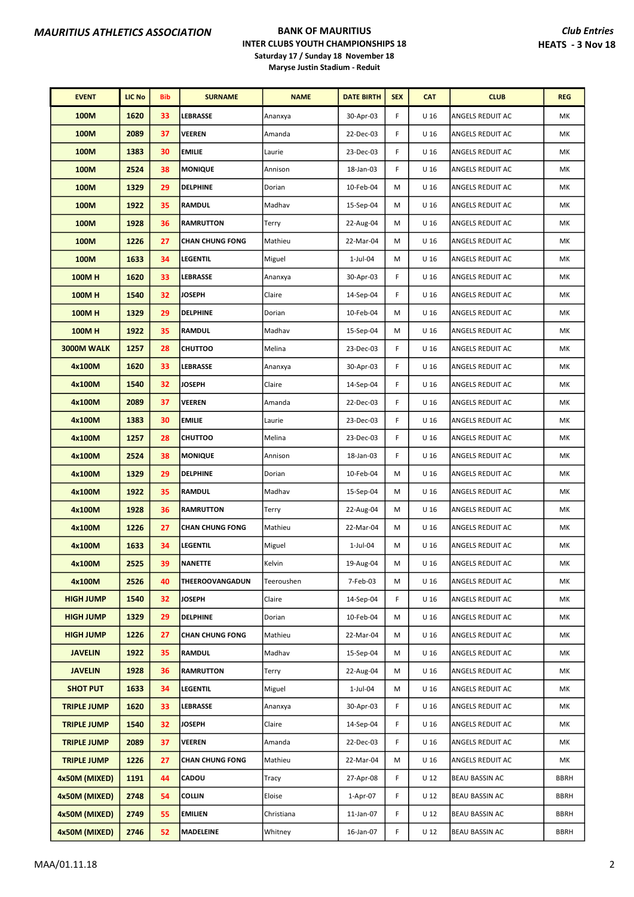**MAURITIUS ATHLETICS ASSOCIATION**

**BANK OF MAURITIUS**
**INTER CLUBS YOUTH CHAMPIONSHIPS 18**
**Saturday 17 / Sunday 18 November 18**
**Maryse Justin Stadium - Reduit**

***Club Entries***
**HEATS - 3 Nov 18**

| EVENT | LIC No | Bib | SURNAME | NAME | DATE BIRTH | SEX | CAT | CLUB | REG |
|---|---|---|---|---|---|---|---|---|---|
| 100M | 1620 | 33 | LEBRASSE | Ananxya | 30-Apr-03 | F | U 16 | ANGELS REDUIT AC | MK |
| 100M | 2089 | 37 | VEEREN | Amanda | 22-Dec-03 | F | U 16 | ANGELS REDUIT AC | MK |
| 100M | 1383 | 30 | EMILIE | Laurie | 23-Dec-03 | F | U 16 | ANGELS REDUIT AC | MK |
| 100M | 2524 | 38 | MONIQUE | Annison | 18-Jan-03 | F | U 16 | ANGELS REDUIT AC | MK |
| 100M | 1329 | 29 | DELPHINE | Dorian | 10-Feb-04 | M | U 16 | ANGELS REDUIT AC | MK |
| 100M | 1922 | 35 | RAMDUL | Madhav | 15-Sep-04 | M | U 16 | ANGELS REDUIT AC | MK |
| 100M | 1928 | 36 | RAMRUTTON | Terry | 22-Aug-04 | M | U 16 | ANGELS REDUIT AC | MK |
| 100M | 1226 | 27 | CHAN CHUNG FONG | Mathieu | 22-Mar-04 | M | U 16 | ANGELS REDUIT AC | MK |
| 100M | 1633 | 34 | LEGENTIL | Miguel | 1-Jul-04 | M | U 16 | ANGELS REDUIT AC | MK |
| 100M H | 1620 | 33 | LEBRASSE | Ananxya | 30-Apr-03 | F | U 16 | ANGELS REDUIT AC | MK |
| 100M H | 1540 | 32 | JOSEPH | Claire | 14-Sep-04 | F | U 16 | ANGELS REDUIT AC | MK |
| 100M H | 1329 | 29 | DELPHINE | Dorian | 10-Feb-04 | M | U 16 | ANGELS REDUIT AC | MK |
| 100M H | 1922 | 35 | RAMDUL | Madhav | 15-Sep-04 | M | U 16 | ANGELS REDUIT AC | MK |
| 3000M WALK | 1257 | 28 | CHUTTOO | Melina | 23-Dec-03 | F | U 16 | ANGELS REDUIT AC | MK |
| 4x100M | 1620 | 33 | LEBRASSE | Ananxya | 30-Apr-03 | F | U 16 | ANGELS REDUIT AC | MK |
| 4x100M | 1540 | 32 | JOSEPH | Claire | 14-Sep-04 | F | U 16 | ANGELS REDUIT AC | MK |
| 4x100M | 2089 | 37 | VEEREN | Amanda | 22-Dec-03 | F | U 16 | ANGELS REDUIT AC | MK |
| 4x100M | 1383 | 30 | EMILIE | Laurie | 23-Dec-03 | F | U 16 | ANGELS REDUIT AC | MK |
| 4x100M | 1257 | 28 | CHUTTOO | Melina | 23-Dec-03 | F | U 16 | ANGELS REDUIT AC | MK |
| 4x100M | 2524 | 38 | MONIQUE | Annison | 18-Jan-03 | F | U 16 | ANGELS REDUIT AC | MK |
| 4x100M | 1329 | 29 | DELPHINE | Dorian | 10-Feb-04 | M | U 16 | ANGELS REDUIT AC | MK |
| 4x100M | 1922 | 35 | RAMDUL | Madhav | 15-Sep-04 | M | U 16 | ANGELS REDUIT AC | MK |
| 4x100M | 1928 | 36 | RAMRUTTON | Terry | 22-Aug-04 | M | U 16 | ANGELS REDUIT AC | MK |
| 4x100M | 1226 | 27 | CHAN CHUNG FONG | Mathieu | 22-Mar-04 | M | U 16 | ANGELS REDUIT AC | MK |
| 4x100M | 1633 | 34 | LEGENTIL | Miguel | 1-Jul-04 | M | U 16 | ANGELS REDUIT AC | MK |
| 4x100M | 2525 | 39 | NANETTE | Kelvin | 19-Aug-04 | M | U 16 | ANGELS REDUIT AC | MK |
| 4x100M | 2526 | 40 | THEEROOVANGADUN | Teeroushen | 7-Feb-03 | M | U 16 | ANGELS REDUIT AC | MK |
| HIGH JUMP | 1540 | 32 | JOSEPH | Claire | 14-Sep-04 | F | U 16 | ANGELS REDUIT AC | MK |
| HIGH JUMP | 1329 | 29 | DELPHINE | Dorian | 10-Feb-04 | M | U 16 | ANGELS REDUIT AC | MK |
| HIGH JUMP | 1226 | 27 | CHAN CHUNG FONG | Mathieu | 22-Mar-04 | M | U 16 | ANGELS REDUIT AC | MK |
| JAVELIN | 1922 | 35 | RAMDUL | Madhav | 15-Sep-04 | M | U 16 | ANGELS REDUIT AC | MK |
| JAVELIN | 1928 | 36 | RAMRUTTON | Terry | 22-Aug-04 | M | U 16 | ANGELS REDUIT AC | MK |
| SHOT PUT | 1633 | 34 | LEGENTIL | Miguel | 1-Jul-04 | M | U 16 | ANGELS REDUIT AC | MK |
| TRIPLE JUMP | 1620 | 33 | LEBRASSE | Ananxya | 30-Apr-03 | F | U 16 | ANGELS REDUIT AC | MK |
| TRIPLE JUMP | 1540 | 32 | JOSEPH | Claire | 14-Sep-04 | F | U 16 | ANGELS REDUIT AC | MK |
| TRIPLE JUMP | 2089 | 37 | VEEREN | Amanda | 22-Dec-03 | F | U 16 | ANGELS REDUIT AC | MK |
| TRIPLE JUMP | 1226 | 27 | CHAN CHUNG FONG | Mathieu | 22-Mar-04 | M | U 16 | ANGELS REDUIT AC | MK |
| 4x50M (MIXED) | 1191 | 44 | CADOU | Tracy | 27-Apr-08 | F | U 12 | BEAU BASSIN AC | BBRH |
| 4x50M (MIXED) | 2748 | 54 | COLLIN | Eloise | 1-Apr-07 | F | U 12 | BEAU BASSIN AC | BBRH |
| 4x50M (MIXED) | 2749 | 55 | EMILIEN | Christiana | 11-Jan-07 | F | U 12 | BEAU BASSIN AC | BBRH |
| 4x50M (MIXED) | 2746 | 52 | MADELEINE | Whitney | 16-Jan-07 | F | U 12 | BEAU BASSIN AC | BBRH |

MAA/01.11.18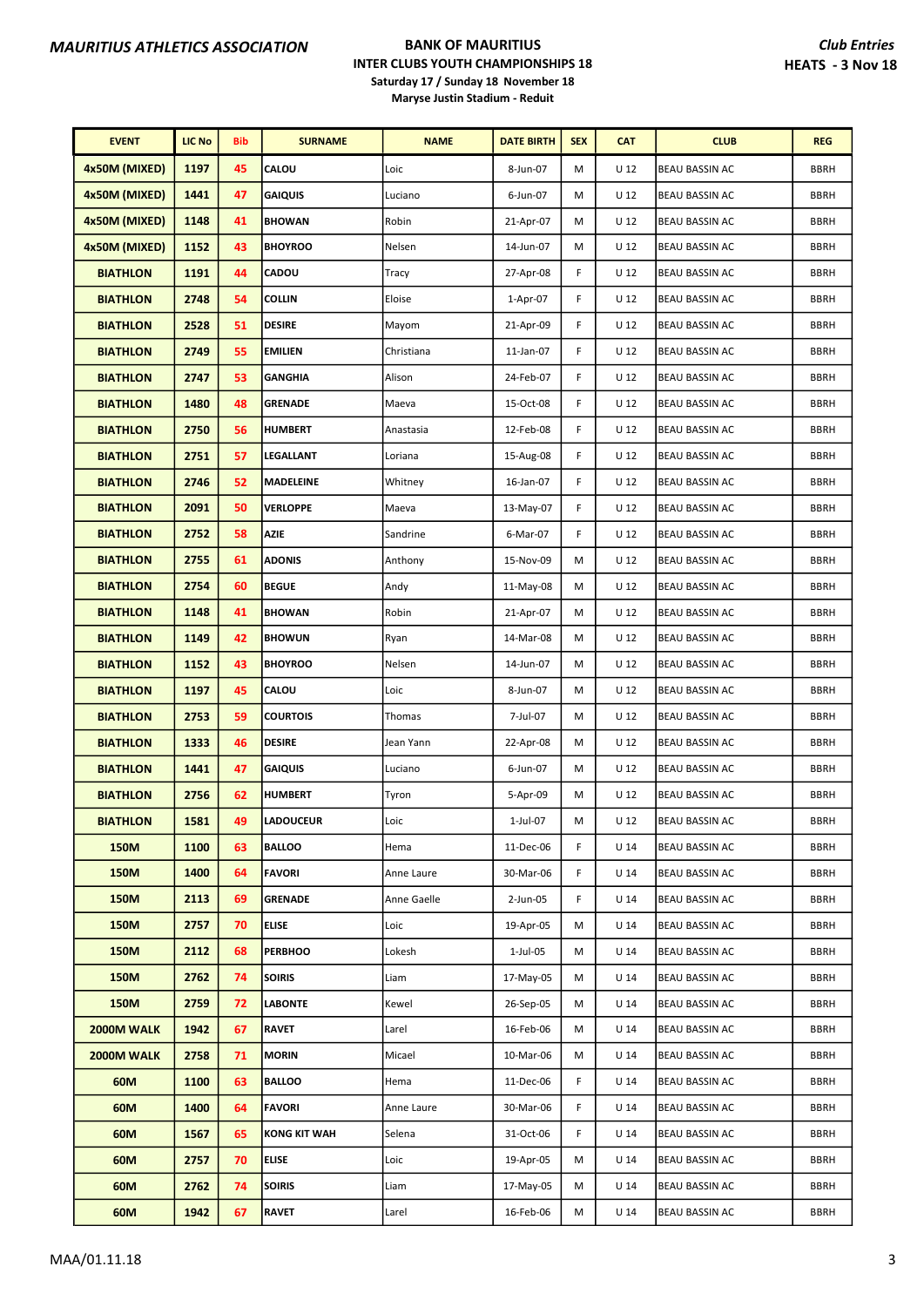**MAURITIUS ATHLETICS ASSOCIATION**

**BANK OF MAURITIUS**
**INTER CLUBS YOUTH CHAMPIONSHIPS 18**
**Saturday 17 / Sunday 18 November 18**
**Maryse Justin Stadium - Reduit**

***Club Entries***
**HEATS - 3 Nov 18**

| EVENT | LIC No | Bib | SURNAME | NAME | DATE BIRTH | SEX | CAT | CLUB | REG |
|---|---|---|---|---|---|---|---|---|---|
| 4x50M (MIXED) | 1197 | 45 | CALOU | Loic | 8-Jun-07 | M | U 12 | BEAU BASSIN AC | BBRH |
| 4x50M (MIXED) | 1441 | 47 | GAIQUIS | Luciano | 6-Jun-07 | M | U 12 | BEAU BASSIN AC | BBRH |
| 4x50M (MIXED) | 1148 | 41 | BHOWAN | Robin | 21-Apr-07 | M | U 12 | BEAU BASSIN AC | BBRH |
| 4x50M (MIXED) | 1152 | 43 | BHOYROO | Nelsen | 14-Jun-07 | M | U 12 | BEAU BASSIN AC | BBRH |
| BIATHLON | 1191 | 44 | CADOU | Tracy | 27-Apr-08 | F | U 12 | BEAU BASSIN AC | BBRH |
| BIATHLON | 2748 | 54 | COLLIN | Eloise | 1-Apr-07 | F | U 12 | BEAU BASSIN AC | BBRH |
| BIATHLON | 2528 | 51 | DESIRE | Mayom | 21-Apr-09 | F | U 12 | BEAU BASSIN AC | BBRH |
| BIATHLON | 2749 | 55 | EMILIEN | Christiana | 11-Jan-07 | F | U 12 | BEAU BASSIN AC | BBRH |
| BIATHLON | 2747 | 53 | GANGHIA | Alison | 24-Feb-07 | F | U 12 | BEAU BASSIN AC | BBRH |
| BIATHLON | 1480 | 48 | GRENADE | Maeva | 15-Oct-08 | F | U 12 | BEAU BASSIN AC | BBRH |
| BIATHLON | 2750 | 56 | HUMBERT | Anastasia | 12-Feb-08 | F | U 12 | BEAU BASSIN AC | BBRH |
| BIATHLON | 2751 | 57 | LEGALLANT | Loriana | 15-Aug-08 | F | U 12 | BEAU BASSIN AC | BBRH |
| BIATHLON | 2746 | 52 | MADELEINE | Whitney | 16-Jan-07 | F | U 12 | BEAU BASSIN AC | BBRH |
| BIATHLON | 2091 | 50 | VERLOPPE | Maeva | 13-May-07 | F | U 12 | BEAU BASSIN AC | BBRH |
| BIATHLON | 2752 | 58 | AZIE | Sandrine | 6-Mar-07 | F | U 12 | BEAU BASSIN AC | BBRH |
| BIATHLON | 2755 | 61 | ADONIS | Anthony | 15-Nov-09 | M | U 12 | BEAU BASSIN AC | BBRH |
| BIATHLON | 2754 | 60 | BEGUE | Andy | 11-May-08 | M | U 12 | BEAU BASSIN AC | BBRH |
| BIATHLON | 1148 | 41 | BHOWAN | Robin | 21-Apr-07 | M | U 12 | BEAU BASSIN AC | BBRH |
| BIATHLON | 1149 | 42 | BHOWUN | Ryan | 14-Mar-08 | M | U 12 | BEAU BASSIN AC | BBRH |
| BIATHLON | 1152 | 43 | BHOYROO | Nelsen | 14-Jun-07 | M | U 12 | BEAU BASSIN AC | BBRH |
| BIATHLON | 1197 | 45 | CALOU | Loic | 8-Jun-07 | M | U 12 | BEAU BASSIN AC | BBRH |
| BIATHLON | 2753 | 59 | COURTOIS | Thomas | 7-Jul-07 | M | U 12 | BEAU BASSIN AC | BBRH |
| BIATHLON | 1333 | 46 | DESIRE | Jean Yann | 22-Apr-08 | M | U 12 | BEAU BASSIN AC | BBRH |
| BIATHLON | 1441 | 47 | GAIQUIS | Luciano | 6-Jun-07 | M | U 12 | BEAU BASSIN AC | BBRH |
| BIATHLON | 2756 | 62 | HUMBERT | Tyron | 5-Apr-09 | M | U 12 | BEAU BASSIN AC | BBRH |
| BIATHLON | 1581 | 49 | LADOUCEUR | Loic | 1-Jul-07 | M | U 12 | BEAU BASSIN AC | BBRH |
| 150M | 1100 | 63 | BALLOO | Hema | 11-Dec-06 | F | U 14 | BEAU BASSIN AC | BBRH |
| 150M | 1400 | 64 | FAVORI | Anne Laure | 30-Mar-06 | F | U 14 | BEAU BASSIN AC | BBRH |
| 150M | 2113 | 69 | GRENADE | Anne Gaelle | 2-Jun-05 | F | U 14 | BEAU BASSIN AC | BBRH |
| 150M | 2757 | 70 | ELISE | Loic | 19-Apr-05 | M | U 14 | BEAU BASSIN AC | BBRH |
| 150M | 2112 | 68 | PERBHOO | Lokesh | 1-Jul-05 | M | U 14 | BEAU BASSIN AC | BBRH |
| 150M | 2762 | 74 | SOIRIS | Liam | 17-May-05 | M | U 14 | BEAU BASSIN AC | BBRH |
| 150M | 2759 | 72 | LABONTE | Kewel | 26-Sep-05 | M | U 14 | BEAU BASSIN AC | BBRH |
| 2000M WALK | 1942 | 67 | RAVET | Larel | 16-Feb-06 | M | U 14 | BEAU BASSIN AC | BBRH |
| 2000M WALK | 2758 | 71 | MORIN | Micael | 10-Mar-06 | M | U 14 | BEAU BASSIN AC | BBRH |
| 60M | 1100 | 63 | BALLOO | Hema | 11-Dec-06 | F | U 14 | BEAU BASSIN AC | BBRH |
| 60M | 1400 | 64 | FAVORI | Anne Laure | 30-Mar-06 | F | U 14 | BEAU BASSIN AC | BBRH |
| 60M | 1567 | 65 | KONG KIT WAH | Selena | 31-Oct-06 | F | U 14 | BEAU BASSIN AC | BBRH |
| 60M | 2757 | 70 | ELISE | Loic | 19-Apr-05 | M | U 14 | BEAU BASSIN AC | BBRH |
| 60M | 2762 | 74 | SOIRIS | Liam | 17-May-05 | M | U 14 | BEAU BASSIN AC | BBRH |
| 60M | 1942 | 67 | RAVET | Larel | 16-Feb-06 | M | U 14 | BEAU BASSIN AC | BBRH |

MAA/01.11.18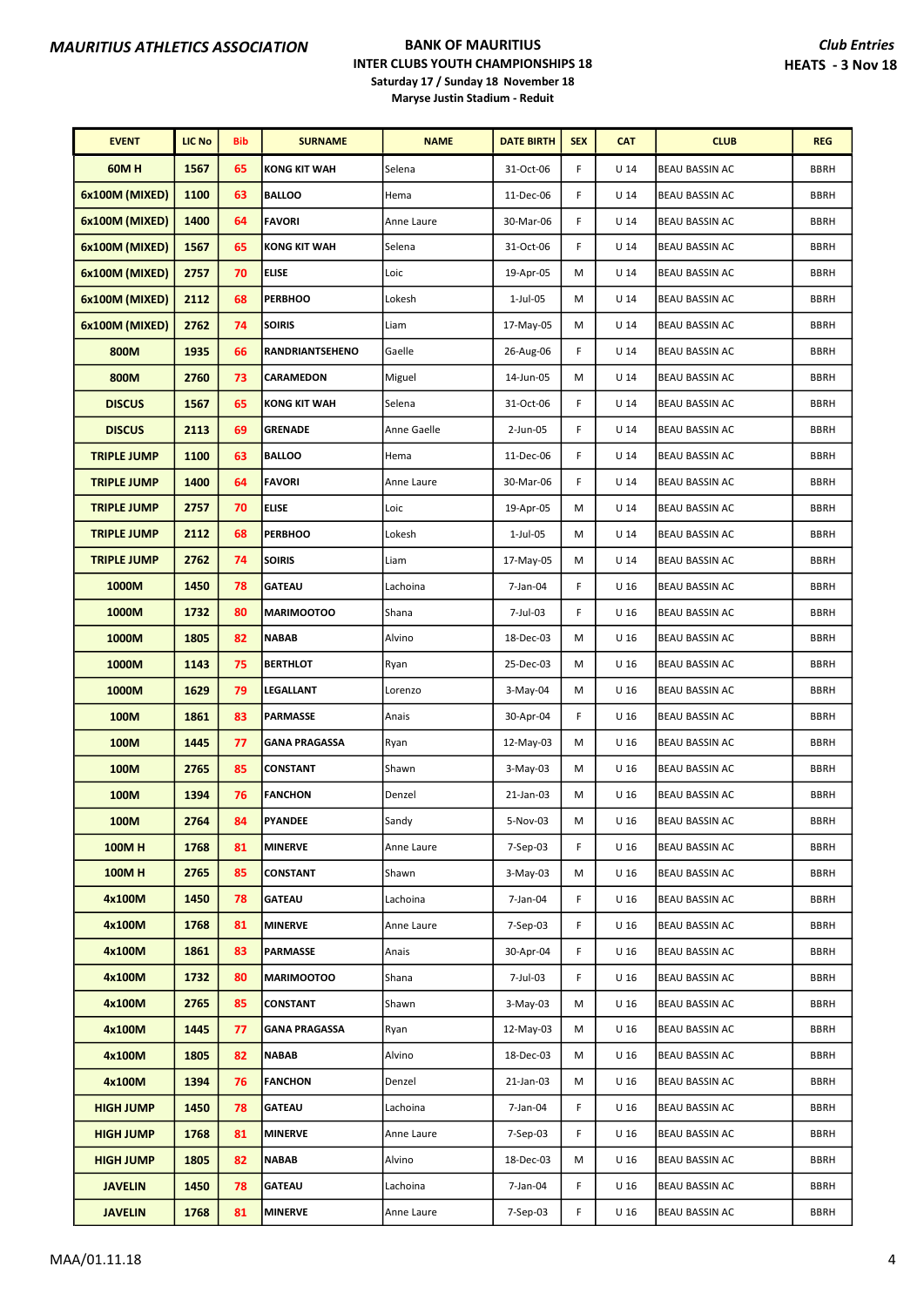MAURITIUS ATHLETICS ASSOCIATION

**BANK OF MAURITIUS**
**INTER CLUBS YOUTH CHAMPIONSHIPS 18**
**Saturday 17 / Sunday 18 November 18**
**Maryse Justin Stadium - Reduit**

*Club Entries*
**HEATS - 3 Nov 18**

| EVENT | LIC No | Bib | SURNAME | NAME | DATE BIRTH | SEX | CAT | CLUB | REG |
|---|---|---|---|---|---|---|---|---|---|
| 60M H | 1567 | 65 | KONG KIT WAH | Selena | 31-Oct-06 | F | U 14 | BEAU BASSIN AC | BBRH |
| 6x100M (MIXED) | 1100 | 63 | BALLOO | Hema | 11-Dec-06 | F | U 14 | BEAU BASSIN AC | BBRH |
| 6x100M (MIXED) | 1400 | 64 | FAVORI | Anne Laure | 30-Mar-06 | F | U 14 | BEAU BASSIN AC | BBRH |
| 6x100M (MIXED) | 1567 | 65 | KONG KIT WAH | Selena | 31-Oct-06 | F | U 14 | BEAU BASSIN AC | BBRH |
| 6x100M (MIXED) | 2757 | 70 | ELISE | Loic | 19-Apr-05 | M | U 14 | BEAU BASSIN AC | BBRH |
| 6x100M (MIXED) | 2112 | 68 | PERBHOO | Lokesh | 1-Jul-05 | M | U 14 | BEAU BASSIN AC | BBRH |
| 6x100M (MIXED) | 2762 | 74 | SOIRIS | Liam | 17-May-05 | M | U 14 | BEAU BASSIN AC | BBRH |
| 800M | 1935 | 66 | RANDRIANTSEHENO | Gaelle | 26-Aug-06 | F | U 14 | BEAU BASSIN AC | BBRH |
| 800M | 2760 | 73 | CARAMEDON | Miguel | 14-Jun-05 | M | U 14 | BEAU BASSIN AC | BBRH |
| DISCUS | 1567 | 65 | KONG KIT WAH | Selena | 31-Oct-06 | F | U 14 | BEAU BASSIN AC | BBRH |
| DISCUS | 2113 | 69 | GRENADE | Anne Gaelle | 2-Jun-05 | F | U 14 | BEAU BASSIN AC | BBRH |
| TRIPLE JUMP | 1100 | 63 | BALLOO | Hema | 11-Dec-06 | F | U 14 | BEAU BASSIN AC | BBRH |
| TRIPLE JUMP | 1400 | 64 | FAVORI | Anne Laure | 30-Mar-06 | F | U 14 | BEAU BASSIN AC | BBRH |
| TRIPLE JUMP | 2757 | 70 | ELISE | Loic | 19-Apr-05 | M | U 14 | BEAU BASSIN AC | BBRH |
| TRIPLE JUMP | 2112 | 68 | PERBHOO | Lokesh | 1-Jul-05 | M | U 14 | BEAU BASSIN AC | BBRH |
| TRIPLE JUMP | 2762 | 74 | SOIRIS | Liam | 17-May-05 | M | U 14 | BEAU BASSIN AC | BBRH |
| 1000M | 1450 | 78 | GATEAU | Lachoina | 7-Jan-04 | F | U 16 | BEAU BASSIN AC | BBRH |
| 1000M | 1732 | 80 | MARIMOOTOO | Shana | 7-Jul-03 | F | U 16 | BEAU BASSIN AC | BBRH |
| 1000M | 1805 | 82 | NABAB | Alvino | 18-Dec-03 | M | U 16 | BEAU BASSIN AC | BBRH |
| 1000M | 1143 | 75 | BERTHLOT | Ryan | 25-Dec-03 | M | U 16 | BEAU BASSIN AC | BBRH |
| 1000M | 1629 | 79 | LEGALLANT | Lorenzo | 3-May-04 | M | U 16 | BEAU BASSIN AC | BBRH |
| 100M | 1861 | 83 | PARMASSE | Anais | 30-Apr-04 | F | U 16 | BEAU BASSIN AC | BBRH |
| 100M | 1445 | 77 | GANA PRAGASSA | Ryan | 12-May-03 | M | U 16 | BEAU BASSIN AC | BBRH |
| 100M | 2765 | 85 | CONSTANT | Shawn | 3-May-03 | M | U 16 | BEAU BASSIN AC | BBRH |
| 100M | 1394 | 76 | FANCHON | Denzel | 21-Jan-03 | M | U 16 | BEAU BASSIN AC | BBRH |
| 100M | 2764 | 84 | PYANDEE | Sandy | 5-Nov-03 | M | U 16 | BEAU BASSIN AC | BBRH |
| 100M H | 1768 | 81 | MINERVE | Anne Laure | 7-Sep-03 | F | U 16 | BEAU BASSIN AC | BBRH |
| 100M H | 2765 | 85 | CONSTANT | Shawn | 3-May-03 | M | U 16 | BEAU BASSIN AC | BBRH |
| 4x100M | 1450 | 78 | GATEAU | Lachoina | 7-Jan-04 | F | U 16 | BEAU BASSIN AC | BBRH |
| 4x100M | 1768 | 81 | MINERVE | Anne Laure | 7-Sep-03 | F | U 16 | BEAU BASSIN AC | BBRH |
| 4x100M | 1861 | 83 | PARMASSE | Anais | 30-Apr-04 | F | U 16 | BEAU BASSIN AC | BBRH |
| 4x100M | 1732 | 80 | MARIMOOTOO | Shana | 7-Jul-03 | F | U 16 | BEAU BASSIN AC | BBRH |
| 4x100M | 2765 | 85 | CONSTANT | Shawn | 3-May-03 | M | U 16 | BEAU BASSIN AC | BBRH |
| 4x100M | 1445 | 77 | GANA PRAGASSA | Ryan | 12-May-03 | M | U 16 | BEAU BASSIN AC | BBRH |
| 4x100M | 1805 | 82 | NABAB | Alvino | 18-Dec-03 | M | U 16 | BEAU BASSIN AC | BBRH |
| 4x100M | 1394 | 76 | FANCHON | Denzel | 21-Jan-03 | M | U 16 | BEAU BASSIN AC | BBRH |
| HIGH JUMP | 1450 | 78 | GATEAU | Lachoina | 7-Jan-04 | F | U 16 | BEAU BASSIN AC | BBRH |
| HIGH JUMP | 1768 | 81 | MINERVE | Anne Laure | 7-Sep-03 | F | U 16 | BEAU BASSIN AC | BBRH |
| HIGH JUMP | 1805 | 82 | NABAB | Alvino | 18-Dec-03 | M | U 16 | BEAU BASSIN AC | BBRH |
| JAVELIN | 1450 | 78 | GATEAU | Lachoina | 7-Jan-04 | F | U 16 | BEAU BASSIN AC | BBRH |
| JAVELIN | 1768 | 81 | MINERVE | Anne Laure | 7-Sep-03 | F | U 16 | BEAU BASSIN AC | BBRH |

MAA/01.11.18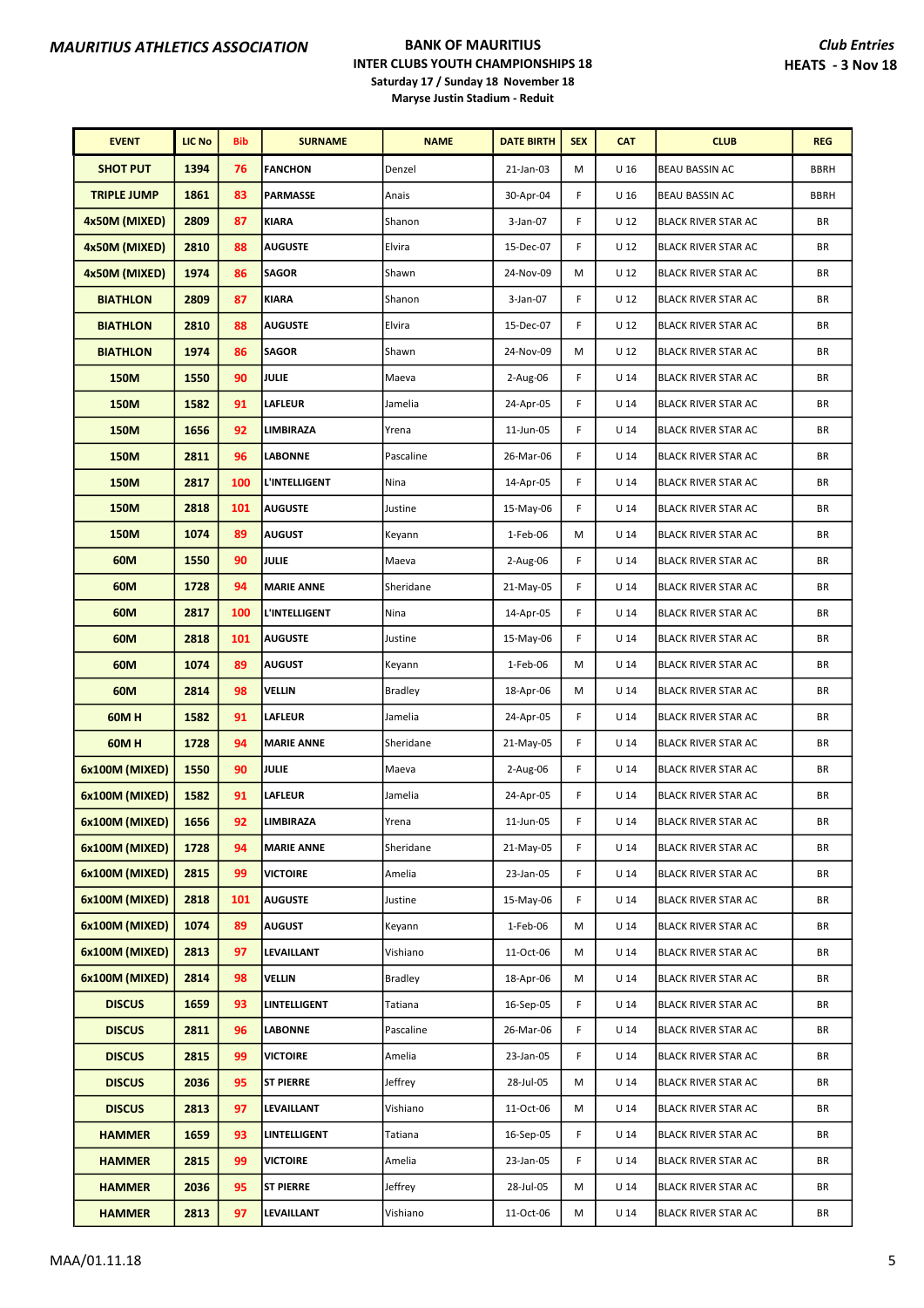**MAURITIUS ATHLETICS ASSOCIATION**

**BANK OF MAURITIUS**
**INTER CLUBS YOUTH CHAMPIONSHIPS 18**
**Saturday 17 / Sunday 18 November 18**
**Maryse Justin Stadium - Reduit**

***Club Entries***
**HEATS - 3 Nov 18**

| EVENT | LIC No | Bib | SURNAME | NAME | DATE BIRTH | SEX | CAT | CLUB | REG |
|---|---|---|---|---|---|---|---|---|---|
| SHOT PUT | 1394 | 76 | FANCHON | Denzel | 21-Jan-03 | M | U 16 | BEAU BASSIN AC | BBRH |
| TRIPLE JUMP | 1861 | 83 | PARMASSE | Anais | 30-Apr-04 | F | U 16 | BEAU BASSIN AC | BBRH |
| 4x50M (MIXED) | 2809 | 87 | KIARA | Shanon | 3-Jan-07 | F | U 12 | BLACK RIVER STAR AC | BR |
| 4x50M (MIXED) | 2810 | 88 | AUGUSTE | Elvira | 15-Dec-07 | F | U 12 | BLACK RIVER STAR AC | BR |
| 4x50M (MIXED) | 1974 | 86 | SAGOR | Shawn | 24-Nov-09 | M | U 12 | BLACK RIVER STAR AC | BR |
| BIATHLON | 2809 | 87 | KIARA | Shanon | 3-Jan-07 | F | U 12 | BLACK RIVER STAR AC | BR |
| BIATHLON | 2810 | 88 | AUGUSTE | Elvira | 15-Dec-07 | F | U 12 | BLACK RIVER STAR AC | BR |
| BIATHLON | 1974 | 86 | SAGOR | Shawn | 24-Nov-09 | M | U 12 | BLACK RIVER STAR AC | BR |
| 150M | 1550 | 90 | JULIE | Maeva | 2-Aug-06 | F | U 14 | BLACK RIVER STAR AC | BR |
| 150M | 1582 | 91 | LAFLEUR | Jamelia | 24-Apr-05 | F | U 14 | BLACK RIVER STAR AC | BR |
| 150M | 1656 | 92 | LIMBIRAZA | Yrena | 11-Jun-05 | F | U 14 | BLACK RIVER STAR AC | BR |
| 150M | 2811 | 96 | LABONNE | Pascaline | 26-Mar-06 | F | U 14 | BLACK RIVER STAR AC | BR |
| 150M | 2817 | 100 | L'INTELLIGENT | Nina | 14-Apr-05 | F | U 14 | BLACK RIVER STAR AC | BR |
| 150M | 2818 | 101 | AUGUSTE | Justine | 15-May-06 | F | U 14 | BLACK RIVER STAR AC | BR |
| 150M | 1074 | 89 | AUGUST | Keyann | 1-Feb-06 | M | U 14 | BLACK RIVER STAR AC | BR |
| 60M | 1550 | 90 | JULIE | Maeva | 2-Aug-06 | F | U 14 | BLACK RIVER STAR AC | BR |
| 60M | 1728 | 94 | MARIE ANNE | Sheridane | 21-May-05 | F | U 14 | BLACK RIVER STAR AC | BR |
| 60M | 2817 | 100 | L'INTELLIGENT | Nina | 14-Apr-05 | F | U 14 | BLACK RIVER STAR AC | BR |
| 60M | 2818 | 101 | AUGUSTE | Justine | 15-May-06 | F | U 14 | BLACK RIVER STAR AC | BR |
| 60M | 1074 | 89 | AUGUST | Keyann | 1-Feb-06 | M | U 14 | BLACK RIVER STAR AC | BR |
| 60M | 2814 | 98 | VELLIN | Bradley | 18-Apr-06 | M | U 14 | BLACK RIVER STAR AC | BR |
| 60M H | 1582 | 91 | LAFLEUR | Jamelia | 24-Apr-05 | F | U 14 | BLACK RIVER STAR AC | BR |
| 60M H | 1728 | 94 | MARIE ANNE | Sheridane | 21-May-05 | F | U 14 | BLACK RIVER STAR AC | BR |
| 6x100M (MIXED) | 1550 | 90 | JULIE | Maeva | 2-Aug-06 | F | U 14 | BLACK RIVER STAR AC | BR |
| 6x100M (MIXED) | 1582 | 91 | LAFLEUR | Jamelia | 24-Apr-05 | F | U 14 | BLACK RIVER STAR AC | BR |
| 6x100M (MIXED) | 1656 | 92 | LIMBIRAZA | Yrena | 11-Jun-05 | F | U 14 | BLACK RIVER STAR AC | BR |
| 6x100M (MIXED) | 1728 | 94 | MARIE ANNE | Sheridane | 21-May-05 | F | U 14 | BLACK RIVER STAR AC | BR |
| 6x100M (MIXED) | 2815 | 99 | VICTOIRE | Amelia | 23-Jan-05 | F | U 14 | BLACK RIVER STAR AC | BR |
| 6x100M (MIXED) | 2818 | 101 | AUGUSTE | Justine | 15-May-06 | F | U 14 | BLACK RIVER STAR AC | BR |
| 6x100M (MIXED) | 1074 | 89 | AUGUST | Keyann | 1-Feb-06 | M | U 14 | BLACK RIVER STAR AC | BR |
| 6x100M (MIXED) | 2813 | 97 | LEVAILLANT | Vishiano | 11-Oct-06 | M | U 14 | BLACK RIVER STAR AC | BR |
| 6x100M (MIXED) | 2814 | 98 | VELLIN | Bradley | 18-Apr-06 | M | U 14 | BLACK RIVER STAR AC | BR |
| DISCUS | 1659 | 93 | LINTELLIGENT | Tatiana | 16-Sep-05 | F | U 14 | BLACK RIVER STAR AC | BR |
| DISCUS | 2811 | 96 | LABONNE | Pascaline | 26-Mar-06 | F | U 14 | BLACK RIVER STAR AC | BR |
| DISCUS | 2815 | 99 | VICTOIRE | Amelia | 23-Jan-05 | F | U 14 | BLACK RIVER STAR AC | BR |
| DISCUS | 2036 | 95 | ST PIERRE | Jeffrey | 28-Jul-05 | M | U 14 | BLACK RIVER STAR AC | BR |
| DISCUS | 2813 | 97 | LEVAILLANT | Vishiano | 11-Oct-06 | M | U 14 | BLACK RIVER STAR AC | BR |
| HAMMER | 1659 | 93 | LINTELLIGENT | Tatiana | 16-Sep-05 | F | U 14 | BLACK RIVER STAR AC | BR |
| HAMMER | 2815 | 99 | VICTOIRE | Amelia | 23-Jan-05 | F | U 14 | BLACK RIVER STAR AC | BR |
| HAMMER | 2036 | 95 | ST PIERRE | Jeffrey | 28-Jul-05 | M | U 14 | BLACK RIVER STAR AC | BR |
| HAMMER | 2813 | 97 | LEVAILLANT | Vishiano | 11-Oct-06 | M | U 14 | BLACK RIVER STAR AC | BR |

MAA/01.11.18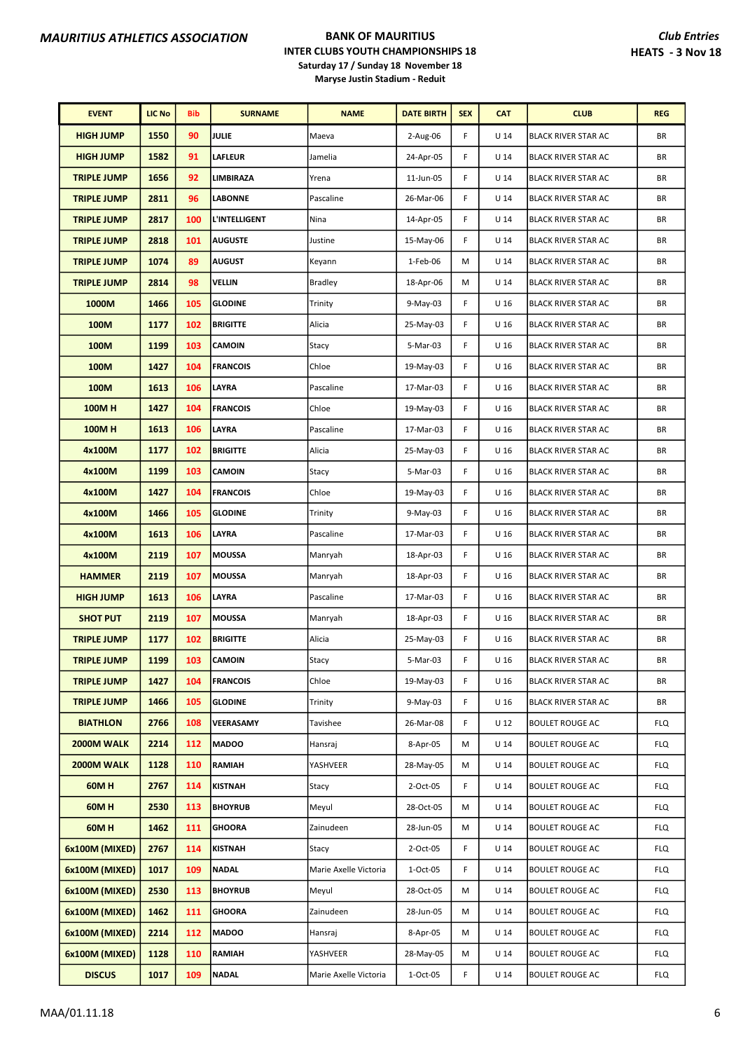**MAURITIUS ATHLETICS ASSOCIATION**

**BANK OF MAURITIUS**
**INTER CLUBS YOUTH CHAMPIONSHIPS 18**
**Saturday 17 / Sunday 18 November 18**
**Maryse Justin Stadium - Reduit**

***Club Entries***
**HEATS - 3 Nov 18**

| EVENT | LIC No | Bib | SURNAME | NAME | DATE BIRTH | SEX | CAT | CLUB | REG |
|---|---|---|---|---|---|---|---|---|---|
| HIGH JUMP | 1550 | 90 | JULIE | Maeva | 2-Aug-06 | F | U 14 | BLACK RIVER STAR AC | BR |
| HIGH JUMP | 1582 | 91 | LAFLEUR | Jamelia | 24-Apr-05 | F | U 14 | BLACK RIVER STAR AC | BR |
| TRIPLE JUMP | 1656 | 92 | LIMBIRAZA | Yrena | 11-Jun-05 | F | U 14 | BLACK RIVER STAR AC | BR |
| TRIPLE JUMP | 2811 | 96 | LABONNE | Pascaline | 26-Mar-06 | F | U 14 | BLACK RIVER STAR AC | BR |
| TRIPLE JUMP | 2817 | 100 | L'INTELLIGENT | Nina | 14-Apr-05 | F | U 14 | BLACK RIVER STAR AC | BR |
| TRIPLE JUMP | 2818 | 101 | AUGUSTE | Justine | 15-May-06 | F | U 14 | BLACK RIVER STAR AC | BR |
| TRIPLE JUMP | 1074 | 89 | AUGUST | Keyann | 1-Feb-06 | M | U 14 | BLACK RIVER STAR AC | BR |
| TRIPLE JUMP | 2814 | 98 | VELLIN | Bradley | 18-Apr-06 | M | U 14 | BLACK RIVER STAR AC | BR |
| 1000M | 1466 | 105 | GLODINE | Trinity | 9-May-03 | F | U 16 | BLACK RIVER STAR AC | BR |
| 100M | 1177 | 102 | BRIGITTE | Alicia | 25-May-03 | F | U 16 | BLACK RIVER STAR AC | BR |
| 100M | 1199 | 103 | CAMOIN | Stacy | 5-Mar-03 | F | U 16 | BLACK RIVER STAR AC | BR |
| 100M | 1427 | 104 | FRANCOIS | Chloe | 19-May-03 | F | U 16 | BLACK RIVER STAR AC | BR |
| 100M | 1613 | 106 | LAYRA | Pascaline | 17-Mar-03 | F | U 16 | BLACK RIVER STAR AC | BR |
| 100M H | 1427 | 104 | FRANCOIS | Chloe | 19-May-03 | F | U 16 | BLACK RIVER STAR AC | BR |
| 100M H | 1613 | 106 | LAYRA | Pascaline | 17-Mar-03 | F | U 16 | BLACK RIVER STAR AC | BR |
| 4x100M | 1177 | 102 | BRIGITTE | Alicia | 25-May-03 | F | U 16 | BLACK RIVER STAR AC | BR |
| 4x100M | 1199 | 103 | CAMOIN | Stacy | 5-Mar-03 | F | U 16 | BLACK RIVER STAR AC | BR |
| 4x100M | 1427 | 104 | FRANCOIS | Chloe | 19-May-03 | F | U 16 | BLACK RIVER STAR AC | BR |
| 4x100M | 1466 | 105 | GLODINE | Trinity | 9-May-03 | F | U 16 | BLACK RIVER STAR AC | BR |
| 4x100M | 1613 | 106 | LAYRA | Pascaline | 17-Mar-03 | F | U 16 | BLACK RIVER STAR AC | BR |
| 4x100M | 2119 | 107 | MOUSSA | Manryah | 18-Apr-03 | F | U 16 | BLACK RIVER STAR AC | BR |
| HAMMER | 2119 | 107 | MOUSSA | Manryah | 18-Apr-03 | F | U 16 | BLACK RIVER STAR AC | BR |
| HIGH JUMP | 1613 | 106 | LAYRA | Pascaline | 17-Mar-03 | F | U 16 | BLACK RIVER STAR AC | BR |
| SHOT PUT | 2119 | 107 | MOUSSA | Manryah | 18-Apr-03 | F | U 16 | BLACK RIVER STAR AC | BR |
| TRIPLE JUMP | 1177 | 102 | BRIGITTE | Alicia | 25-May-03 | F | U 16 | BLACK RIVER STAR AC | BR |
| TRIPLE JUMP | 1199 | 103 | CAMOIN | Stacy | 5-Mar-03 | F | U 16 | BLACK RIVER STAR AC | BR |
| TRIPLE JUMP | 1427 | 104 | FRANCOIS | Chloe | 19-May-03 | F | U 16 | BLACK RIVER STAR AC | BR |
| TRIPLE JUMP | 1466 | 105 | GLODINE | Trinity | 9-May-03 | F | U 16 | BLACK RIVER STAR AC | BR |
| BIATHLON | 2766 | 108 | VEERASAMY | Tavishee | 26-Mar-08 | F | U 12 | BOULET ROUGE AC | FLQ |
| 2000M WALK | 2214 | 112 | MADOO | Hansraj | 8-Apr-05 | M | U 14 | BOULET ROUGE AC | FLQ |
| 2000M WALK | 1128 | 110 | RAMIAH | YASHVEER | 28-May-05 | M | U 14 | BOULET ROUGE AC | FLQ |
| 60M H | 2767 | 114 | KISTNAH | Stacy | 2-Oct-05 | F | U 14 | BOULET ROUGE AC | FLQ |
| 60M H | 2530 | 113 | BHOYRUB | Meyul | 28-Oct-05 | M | U 14 | BOULET ROUGE AC | FLQ |
| 60M H | 1462 | 111 | GHOORA | Zainudeen | 28-Jun-05 | M | U 14 | BOULET ROUGE AC | FLQ |
| 6x100M (MIXED) | 2767 | 114 | KISTNAH | Stacy | 2-Oct-05 | F | U 14 | BOULET ROUGE AC | FLQ |
| 6x100M (MIXED) | 1017 | 109 | NADAL | Marie Axelle Victoria | 1-Oct-05 | F | U 14 | BOULET ROUGE AC | FLQ |
| 6x100M (MIXED) | 2530 | 113 | BHOYRUB | Meyul | 28-Oct-05 | M | U 14 | BOULET ROUGE AC | FLQ |
| 6x100M (MIXED) | 1462 | 111 | GHOORA | Zainudeen | 28-Jun-05 | M | U 14 | BOULET ROUGE AC | FLQ |
| 6x100M (MIXED) | 2214 | 112 | MADOO | Hansraj | 8-Apr-05 | M | U 14 | BOULET ROUGE AC | FLQ |
| 6x100M (MIXED) | 1128 | 110 | RAMIAH | YASHVEER | 28-May-05 | M | U 14 | BOULET ROUGE AC | FLQ |
| DISCUS | 1017 | 109 | NADAL | Marie Axelle Victoria | 1-Oct-05 | F | U 14 | BOULET ROUGE AC | FLQ |

MAA/01.11.18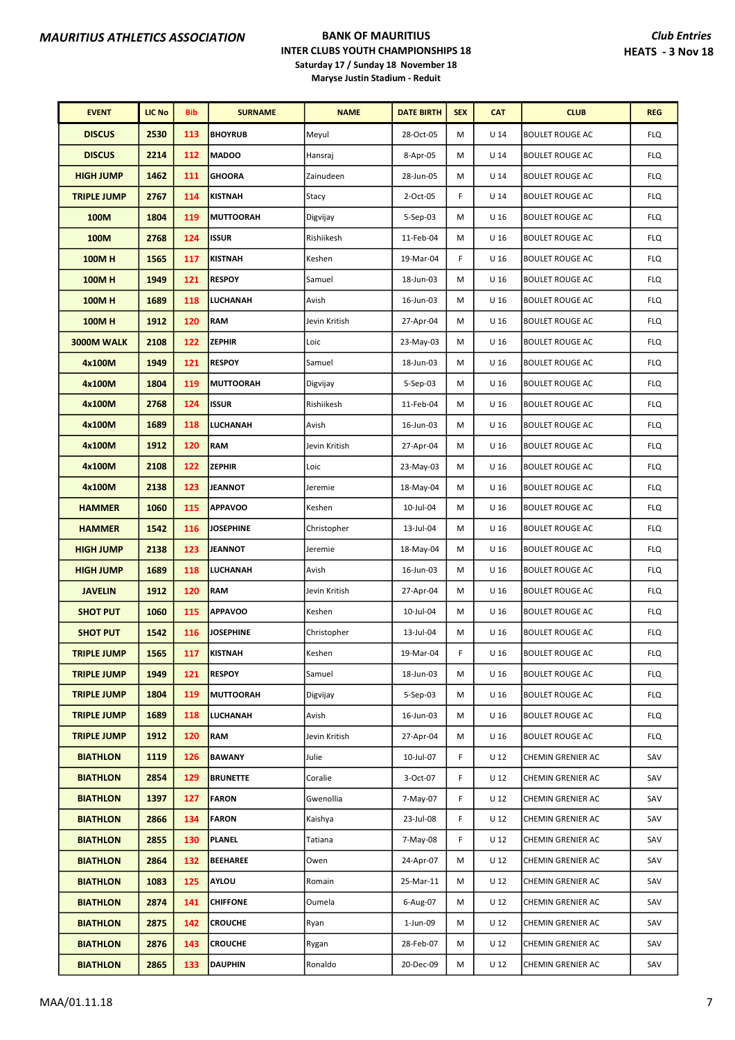**MAURITIUS ATHLETICS ASSOCIATION**

**BANK OF MAURITIUS**
**INTER CLUBS YOUTH CHAMPIONSHIPS 18**
**Saturday 17 / Sunday 18 November 18**
**Maryse Justin Stadium - Reduit**

***Club Entries***
**HEATS - 3 Nov 18**

| EVENT | LIC No | Bib | SURNAME | NAME | DATE BIRTH | SEX | CAT | CLUB | REG |
|---|---|---|---|---|---|---|---|---|---|
| DISCUS | 2530 | 113 | BHOYRUB | Meyul | 28-Oct-05 | M | U 14 | BOULET ROUGE AC | FLQ |
| DISCUS | 2214 | 112 | MADOO | Hansraj | 8-Apr-05 | M | U 14 | BOULET ROUGE AC | FLQ |
| HIGH JUMP | 1462 | 111 | GHOORA | Zainudeen | 28-Jun-05 | M | U 14 | BOULET ROUGE AC | FLQ |
| TRIPLE JUMP | 2767 | 114 | KISTNAH | Stacy | 2-Oct-05 | F | U 14 | BOULET ROUGE AC | FLQ |
| 100M | 1804 | 119 | MUTTOORAH | Digvijay | 5-Sep-03 | M | U 16 | BOULET ROUGE AC | FLQ |
| 100M | 2768 | 124 | ISSUR | Rishiikesh | 11-Feb-04 | M | U 16 | BOULET ROUGE AC | FLQ |
| 100M H | 1565 | 117 | KISTNAH | Keshen | 19-Mar-04 | F | U 16 | BOULET ROUGE AC | FLQ |
| 100M H | 1949 | 121 | RESPOY | Samuel | 18-Jun-03 | M | U 16 | BOULET ROUGE AC | FLQ |
| 100M H | 1689 | 118 | LUCHANAH | Avish | 16-Jun-03 | M | U 16 | BOULET ROUGE AC | FLQ |
| 100M H | 1912 | 120 | RAM | Jevin Kritish | 27-Apr-04 | M | U 16 | BOULET ROUGE AC | FLQ |
| 3000M WALK | 2108 | 122 | ZEPHIR | Loic | 23-May-03 | M | U 16 | BOULET ROUGE AC | FLQ |
| 4x100M | 1949 | 121 | RESPOY | Samuel | 18-Jun-03 | M | U 16 | BOULET ROUGE AC | FLQ |
| 4x100M | 1804 | 119 | MUTTOORAH | Digvijay | 5-Sep-03 | M | U 16 | BOULET ROUGE AC | FLQ |
| 4x100M | 2768 | 124 | ISSUR | Rishiikesh | 11-Feb-04 | M | U 16 | BOULET ROUGE AC | FLQ |
| 4x100M | 1689 | 118 | LUCHANAH | Avish | 16-Jun-03 | M | U 16 | BOULET ROUGE AC | FLQ |
| 4x100M | 1912 | 120 | RAM | Jevin Kritish | 27-Apr-04 | M | U 16 | BOULET ROUGE AC | FLQ |
| 4x100M | 2108 | 122 | ZEPHIR | Loic | 23-May-03 | M | U 16 | BOULET ROUGE AC | FLQ |
| 4x100M | 2138 | 123 | JEANNOT | Jeremie | 18-May-04 | M | U 16 | BOULET ROUGE AC | FLQ |
| HAMMER | 1060 | 115 | APPAVOO | Keshen | 10-Jul-04 | M | U 16 | BOULET ROUGE AC | FLQ |
| HAMMER | 1542 | 116 | JOSEPHINE | Christopher | 13-Jul-04 | M | U 16 | BOULET ROUGE AC | FLQ |
| HIGH JUMP | 2138 | 123 | JEANNOT | Jeremie | 18-May-04 | M | U 16 | BOULET ROUGE AC | FLQ |
| HIGH JUMP | 1689 | 118 | LUCHANAH | Avish | 16-Jun-03 | M | U 16 | BOULET ROUGE AC | FLQ |
| JAVELIN | 1912 | 120 | RAM | Jevin Kritish | 27-Apr-04 | M | U 16 | BOULET ROUGE AC | FLQ |
| SHOT PUT | 1060 | 115 | APPAVOO | Keshen | 10-Jul-04 | M | U 16 | BOULET ROUGE AC | FLQ |
| SHOT PUT | 1542 | 116 | JOSEPHINE | Christopher | 13-Jul-04 | M | U 16 | BOULET ROUGE AC | FLQ |
| TRIPLE JUMP | 1565 | 117 | KISTNAH | Keshen | 19-Mar-04 | F | U 16 | BOULET ROUGE AC | FLQ |
| TRIPLE JUMP | 1949 | 121 | RESPOY | Samuel | 18-Jun-03 | M | U 16 | BOULET ROUGE AC | FLQ |
| TRIPLE JUMP | 1804 | 119 | MUTTOORAH | Digvijay | 5-Sep-03 | M | U 16 | BOULET ROUGE AC | FLQ |
| TRIPLE JUMP | 1689 | 118 | LUCHANAH | Avish | 16-Jun-03 | M | U 16 | BOULET ROUGE AC | FLQ |
| TRIPLE JUMP | 1912 | 120 | RAM | Jevin Kritish | 27-Apr-04 | M | U 16 | BOULET ROUGE AC | FLQ |
| BIATHLON | 1119 | 126 | BAWANY | Julie | 10-Jul-07 | F | U 12 | CHEMIN GRENIER AC | SAV |
| BIATHLON | 2854 | 129 | BRUNETTE | Coralie | 3-Oct-07 | F | U 12 | CHEMIN GRENIER AC | SAV |
| BIATHLON | 1397 | 127 | FARON | Gwenollia | 7-May-07 | F | U 12 | CHEMIN GRENIER AC | SAV |
| BIATHLON | 2866 | 134 | FARON | Kaishya | 23-Jul-08 | F | U 12 | CHEMIN GRENIER AC | SAV |
| BIATHLON | 2855 | 130 | PLANEL | Tatiana | 7-May-08 | F | U 12 | CHEMIN GRENIER AC | SAV |
| BIATHLON | 2864 | 132 | BEEHAREE | Owen | 24-Apr-07 | M | U 12 | CHEMIN GRENIER AC | SAV |
| BIATHLON | 1083 | 125 | AYLOU | Romain | 25-Mar-11 | M | U 12 | CHEMIN GRENIER AC | SAV |
| BIATHLON | 2874 | 141 | CHIFFONE | Oumela | 6-Aug-07 | M | U 12 | CHEMIN GRENIER AC | SAV |
| BIATHLON | 2875 | 142 | CROUCHE | Ryan | 1-Jun-09 | M | U 12 | CHEMIN GRENIER AC | SAV |
| BIATHLON | 2876 | 143 | CROUCHE | Rygan | 28-Feb-07 | M | U 12 | CHEMIN GRENIER AC | SAV |
| BIATHLON | 2865 | 133 | DAUPHIN | Ronaldo | 20-Dec-09 | M | U 12 | CHEMIN GRENIER AC | SAV |

MAA/01.11.18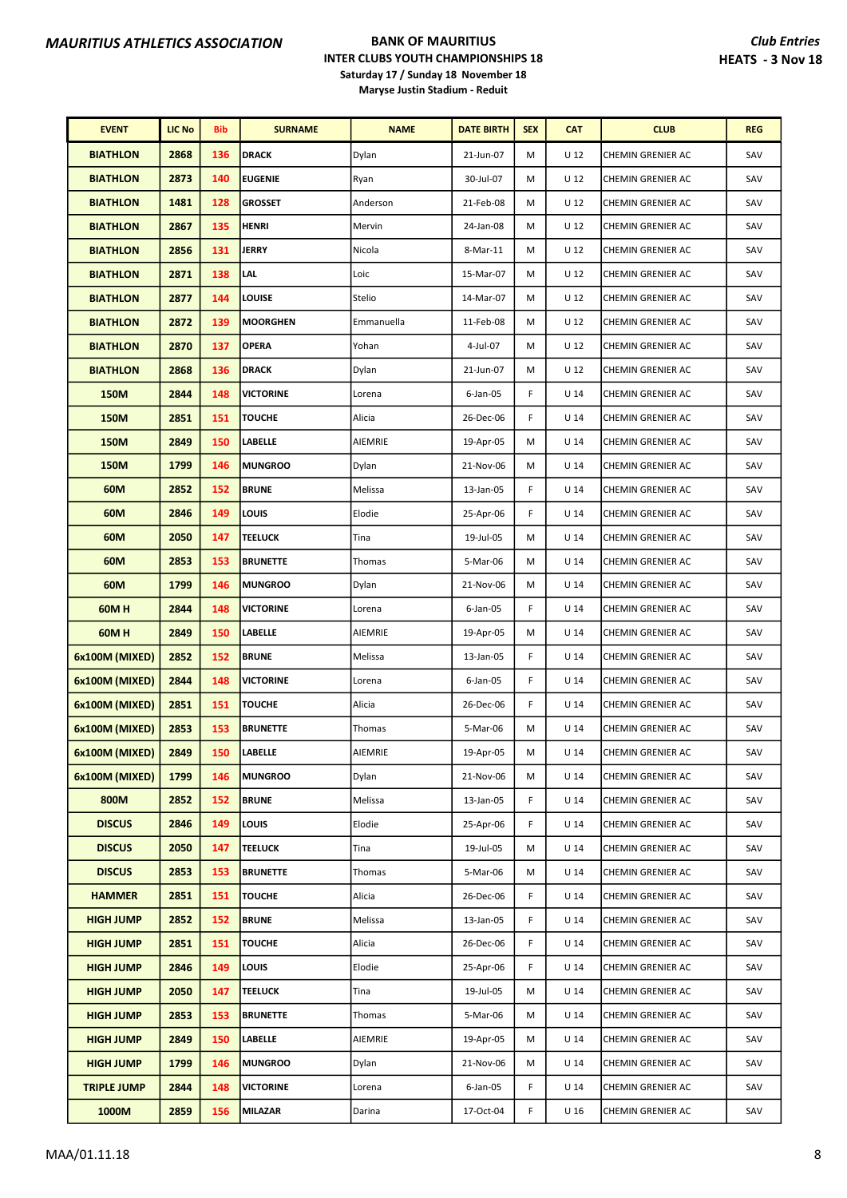**MAURITIUS ATHLETICS ASSOCIATION**

**BANK OF MAURITIUS**
**INTER CLUBS YOUTH CHAMPIONSHIPS 18**
**Saturday 17 / Sunday 18 November 18**
**Maryse Justin Stadium - Reduit**

***Club Entries***
**HEATS - 3 Nov 18**

| EVENT | LIC No | Bib | SURNAME | NAME | DATE BIRTH | SEX | CAT | CLUB | REG |
|---|---|---|---|---|---|---|---|---|---|
| BIATHLON | 2868 | 136 | DRACK | Dylan | 21-Jun-07 | M | U 12 | CHEMIN GRENIER AC | SAV |
| BIATHLON | 2873 | 140 | EUGENIE | Ryan | 30-Jul-07 | M | U 12 | CHEMIN GRENIER AC | SAV |
| BIATHLON | 1481 | 128 | GROSSET | Anderson | 21-Feb-08 | M | U 12 | CHEMIN GRENIER AC | SAV |
| BIATHLON | 2867 | 135 | HENRI | Mervin | 24-Jan-08 | M | U 12 | CHEMIN GRENIER AC | SAV |
| BIATHLON | 2856 | 131 | JERRY | Nicola | 8-Mar-11 | M | U 12 | CHEMIN GRENIER AC | SAV |
| BIATHLON | 2871 | 138 | LAL | Loic | 15-Mar-07 | M | U 12 | CHEMIN GRENIER AC | SAV |
| BIATHLON | 2877 | 144 | LOUISE | Stelio | 14-Mar-07 | M | U 12 | CHEMIN GRENIER AC | SAV |
| BIATHLON | 2872 | 139 | MOORGHEN | Emmanuella | 11-Feb-08 | M | U 12 | CHEMIN GRENIER AC | SAV |
| BIATHLON | 2870 | 137 | OPERA | Yohan | 4-Jul-07 | M | U 12 | CHEMIN GRENIER AC | SAV |
| BIATHLON | 2868 | 136 | DRACK | Dylan | 21-Jun-07 | M | U 12 | CHEMIN GRENIER AC | SAV |
| 150M | 2844 | 148 | VICTORINE | Lorena | 6-Jan-05 | F | U 14 | CHEMIN GRENIER AC | SAV |
| 150M | 2851 | 151 | TOUCHE | Alicia | 26-Dec-06 | F | U 14 | CHEMIN GRENIER AC | SAV |
| 150M | 2849 | 150 | LABELLE | AIEMRIE | 19-Apr-05 | M | U 14 | CHEMIN GRENIER AC | SAV |
| 150M | 1799 | 146 | MUNGROO | Dylan | 21-Nov-06 | M | U 14 | CHEMIN GRENIER AC | SAV |
| 60M | 2852 | 152 | BRUNE | Melissa | 13-Jan-05 | F | U 14 | CHEMIN GRENIER AC | SAV |
| 60M | 2846 | 149 | LOUIS | Elodie | 25-Apr-06 | F | U 14 | CHEMIN GRENIER AC | SAV |
| 60M | 2050 | 147 | TEELUCK | Tina | 19-Jul-05 | M | U 14 | CHEMIN GRENIER AC | SAV |
| 60M | 2853 | 153 | BRUNETTE | Thomas | 5-Mar-06 | M | U 14 | CHEMIN GRENIER AC | SAV |
| 60M | 1799 | 146 | MUNGROO | Dylan | 21-Nov-06 | M | U 14 | CHEMIN GRENIER AC | SAV |
| 60M H | 2844 | 148 | VICTORINE | Lorena | 6-Jan-05 | F | U 14 | CHEMIN GRENIER AC | SAV |
| 60M H | 2849 | 150 | LABELLE | AIEMRIE | 19-Apr-05 | M | U 14 | CHEMIN GRENIER AC | SAV |
| 6x100M (MIXED) | 2852 | 152 | BRUNE | Melissa | 13-Jan-05 | F | U 14 | CHEMIN GRENIER AC | SAV |
| 6x100M (MIXED) | 2844 | 148 | VICTORINE | Lorena | 6-Jan-05 | F | U 14 | CHEMIN GRENIER AC | SAV |
| 6x100M (MIXED) | 2851 | 151 | TOUCHE | Alicia | 26-Dec-06 | F | U 14 | CHEMIN GRENIER AC | SAV |
| 6x100M (MIXED) | 2853 | 153 | BRUNETTE | Thomas | 5-Mar-06 | M | U 14 | CHEMIN GRENIER AC | SAV |
| 6x100M (MIXED) | 2849 | 150 | LABELLE | AIEMRIE | 19-Apr-05 | M | U 14 | CHEMIN GRENIER AC | SAV |
| 6x100M (MIXED) | 1799 | 146 | MUNGROO | Dylan | 21-Nov-06 | M | U 14 | CHEMIN GRENIER AC | SAV |
| 800M | 2852 | 152 | BRUNE | Melissa | 13-Jan-05 | F | U 14 | CHEMIN GRENIER AC | SAV |
| DISCUS | 2846 | 149 | LOUIS | Elodie | 25-Apr-06 | F | U 14 | CHEMIN GRENIER AC | SAV |
| DISCUS | 2050 | 147 | TEELUCK | Tina | 19-Jul-05 | M | U 14 | CHEMIN GRENIER AC | SAV |
| DISCUS | 2853 | 153 | BRUNETTE | Thomas | 5-Mar-06 | M | U 14 | CHEMIN GRENIER AC | SAV |
| HAMMER | 2851 | 151 | TOUCHE | Alicia | 26-Dec-06 | F | U 14 | CHEMIN GRENIER AC | SAV |
| HIGH JUMP | 2852 | 152 | BRUNE | Melissa | 13-Jan-05 | F | U 14 | CHEMIN GRENIER AC | SAV |
| HIGH JUMP | 2851 | 151 | TOUCHE | Alicia | 26-Dec-06 | F | U 14 | CHEMIN GRENIER AC | SAV |
| HIGH JUMP | 2846 | 149 | LOUIS | Elodie | 25-Apr-06 | F | U 14 | CHEMIN GRENIER AC | SAV |
| HIGH JUMP | 2050 | 147 | TEELUCK | Tina | 19-Jul-05 | M | U 14 | CHEMIN GRENIER AC | SAV |
| HIGH JUMP | 2853 | 153 | BRUNETTE | Thomas | 5-Mar-06 | M | U 14 | CHEMIN GRENIER AC | SAV |
| HIGH JUMP | 2849 | 150 | LABELLE | AIEMRIE | 19-Apr-05 | M | U 14 | CHEMIN GRENIER AC | SAV |
| HIGH JUMP | 1799 | 146 | MUNGROO | Dylan | 21-Nov-06 | M | U 14 | CHEMIN GRENIER AC | SAV |
| TRIPLE JUMP | 2844 | 148 | VICTORINE | Lorena | 6-Jan-05 | F | U 14 | CHEMIN GRENIER AC | SAV |
| 1000M | 2859 | 156 | MILAZAR | Darina | 17-Oct-04 | F | U 16 | CHEMIN GRENIER AC | SAV |

MAA/01.11.18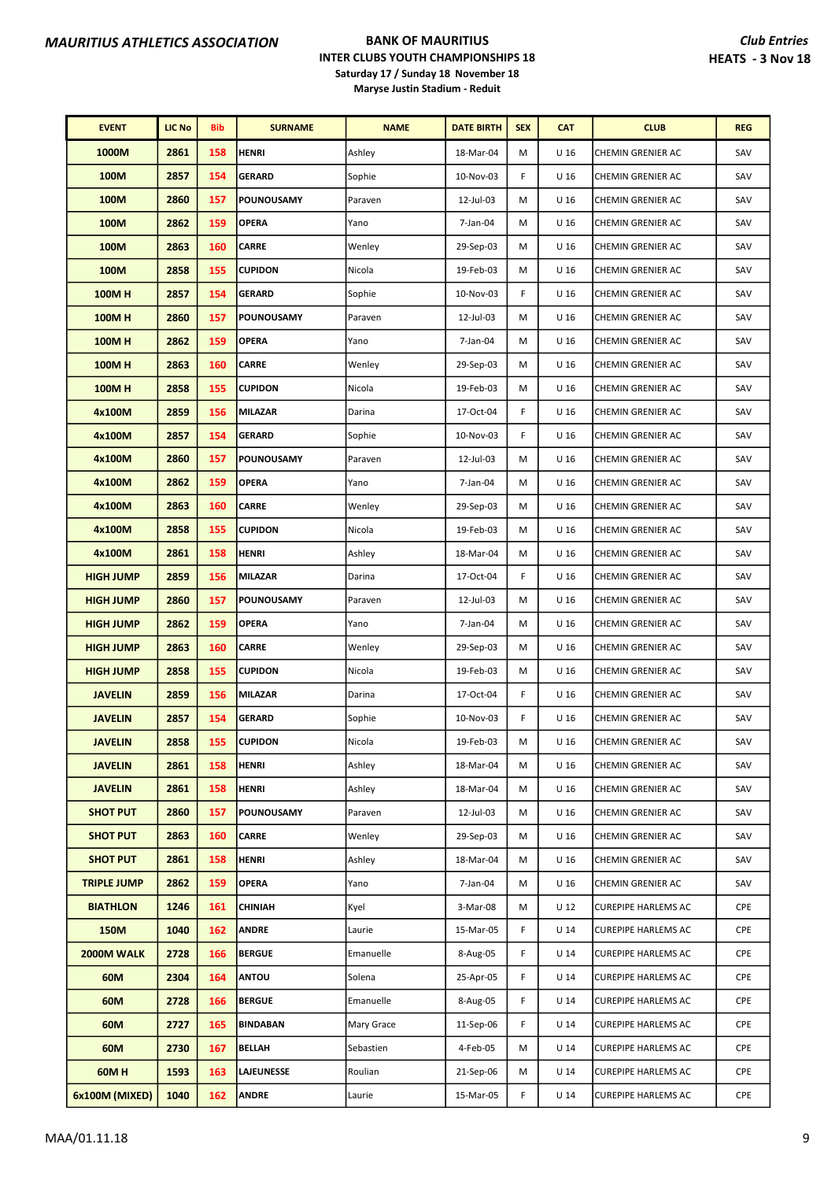**MAURITIUS ATHLETICS ASSOCIATION**

**BANK OF MAURITIUS**
**INTER CLUBS YOUTH CHAMPIONSHIPS 18**
**Saturday 17 / Sunday 18 November 18**
**Maryse Justin Stadium - Reduit**

***Club Entries***
**HEATS - 3 Nov 18**

| EVENT | LIC No | Bib | SURNAME | NAME | DATE BIRTH | SEX | CAT | CLUB | REG |
|---|---|---|---|---|---|---|---|---|---|
| 1000M | 2861 | 158 | HENRI | Ashley | 18-Mar-04 | M | U 16 | CHEMIN GRENIER AC | SAV |
| 100M | 2857 | 154 | GERARD | Sophie | 10-Nov-03 | F | U 16 | CHEMIN GRENIER AC | SAV |
| 100M | 2860 | 157 | POUNOUSAMY | Paraven | 12-Jul-03 | M | U 16 | CHEMIN GRENIER AC | SAV |
| 100M | 2862 | 159 | OPERA | Yano | 7-Jan-04 | M | U 16 | CHEMIN GRENIER AC | SAV |
| 100M | 2863 | 160 | CARRE | Wenley | 29-Sep-03 | M | U 16 | CHEMIN GRENIER AC | SAV |
| 100M | 2858 | 155 | CUPIDON | Nicola | 19-Feb-03 | M | U 16 | CHEMIN GRENIER AC | SAV |
| 100M H | 2857 | 154 | GERARD | Sophie | 10-Nov-03 | F | U 16 | CHEMIN GRENIER AC | SAV |
| 100M H | 2860 | 157 | POUNOUSAMY | Paraven | 12-Jul-03 | M | U 16 | CHEMIN GRENIER AC | SAV |
| 100M H | 2862 | 159 | OPERA | Yano | 7-Jan-04 | M | U 16 | CHEMIN GRENIER AC | SAV |
| 100M H | 2863 | 160 | CARRE | Wenley | 29-Sep-03 | M | U 16 | CHEMIN GRENIER AC | SAV |
| 100M H | 2858 | 155 | CUPIDON | Nicola | 19-Feb-03 | M | U 16 | CHEMIN GRENIER AC | SAV |
| 4x100M | 2859 | 156 | MILAZAR | Darina | 17-Oct-04 | F | U 16 | CHEMIN GRENIER AC | SAV |
| 4x100M | 2857 | 154 | GERARD | Sophie | 10-Nov-03 | F | U 16 | CHEMIN GRENIER AC | SAV |
| 4x100M | 2860 | 157 | POUNOUSAMY | Paraven | 12-Jul-03 | M | U 16 | CHEMIN GRENIER AC | SAV |
| 4x100M | 2862 | 159 | OPERA | Yano | 7-Jan-04 | M | U 16 | CHEMIN GRENIER AC | SAV |
| 4x100M | 2863 | 160 | CARRE | Wenley | 29-Sep-03 | M | U 16 | CHEMIN GRENIER AC | SAV |
| 4x100M | 2858 | 155 | CUPIDON | Nicola | 19-Feb-03 | M | U 16 | CHEMIN GRENIER AC | SAV |
| 4x100M | 2861 | 158 | HENRI | Ashley | 18-Mar-04 | M | U 16 | CHEMIN GRENIER AC | SAV |
| HIGH JUMP | 2859 | 156 | MILAZAR | Darina | 17-Oct-04 | F | U 16 | CHEMIN GRENIER AC | SAV |
| HIGH JUMP | 2860 | 157 | POUNOUSAMY | Paraven | 12-Jul-03 | M | U 16 | CHEMIN GRENIER AC | SAV |
| HIGH JUMP | 2862 | 159 | OPERA | Yano | 7-Jan-04 | M | U 16 | CHEMIN GRENIER AC | SAV |
| HIGH JUMP | 2863 | 160 | CARRE | Wenley | 29-Sep-03 | M | U 16 | CHEMIN GRENIER AC | SAV |
| HIGH JUMP | 2858 | 155 | CUPIDON | Nicola | 19-Feb-03 | M | U 16 | CHEMIN GRENIER AC | SAV |
| JAVELIN | 2859 | 156 | MILAZAR | Darina | 17-Oct-04 | F | U 16 | CHEMIN GRENIER AC | SAV |
| JAVELIN | 2857 | 154 | GERARD | Sophie | 10-Nov-03 | F | U 16 | CHEMIN GRENIER AC | SAV |
| JAVELIN | 2858 | 155 | CUPIDON | Nicola | 19-Feb-03 | M | U 16 | CHEMIN GRENIER AC | SAV |
| JAVELIN | 2861 | 158 | HENRI | Ashley | 18-Mar-04 | M | U 16 | CHEMIN GRENIER AC | SAV |
| JAVELIN | 2861 | 158 | HENRI | Ashley | 18-Mar-04 | M | U 16 | CHEMIN GRENIER AC | SAV |
| SHOT PUT | 2860 | 157 | POUNOUSAMY | Paraven | 12-Jul-03 | M | U 16 | CHEMIN GRENIER AC | SAV |
| SHOT PUT | 2863 | 160 | CARRE | Wenley | 29-Sep-03 | M | U 16 | CHEMIN GRENIER AC | SAV |
| SHOT PUT | 2861 | 158 | HENRI | Ashley | 18-Mar-04 | M | U 16 | CHEMIN GRENIER AC | SAV |
| TRIPLE JUMP | 2862 | 159 | OPERA | Yano | 7-Jan-04 | M | U 16 | CHEMIN GRENIER AC | SAV |
| BIATHLON | 1246 | 161 | CHINIAH | Kyel | 3-Mar-08 | M | U 12 | CUREPIPE HARLEMS AC | CPE |
| 150M | 1040 | 162 | ANDRE | Laurie | 15-Mar-05 | F | U 14 | CUREPIPE HARLEMS AC | CPE |
| 2000M WALK | 2728 | 166 | BERGUE | Emanuelle | 8-Aug-05 | F | U 14 | CUREPIPE HARLEMS AC | CPE |
| 60M | 2304 | 164 | ANTOU | Solena | 25-Apr-05 | F | U 14 | CUREPIPE HARLEMS AC | CPE |
| 60M | 2728 | 166 | BERGUE | Emanuelle | 8-Aug-05 | F | U 14 | CUREPIPE HARLEMS AC | CPE |
| 60M | 2727 | 165 | BINDABAN | Mary Grace | 11-Sep-06 | F | U 14 | CUREPIPE HARLEMS AC | CPE |
| 60M | 2730 | 167 | BELLAH | Sebastien | 4-Feb-05 | M | U 14 | CUREPIPE HARLEMS AC | CPE |
| 60M H | 1593 | 163 | LAJEUNESSE | Roulian | 21-Sep-06 | M | U 14 | CUREPIPE HARLEMS AC | CPE |
| 6x100M (MIXED) | 1040 | 162 | ANDRE | Laurie | 15-Mar-05 | F | U 14 | CUREPIPE HARLEMS AC | CPE |

MAA/01.11.18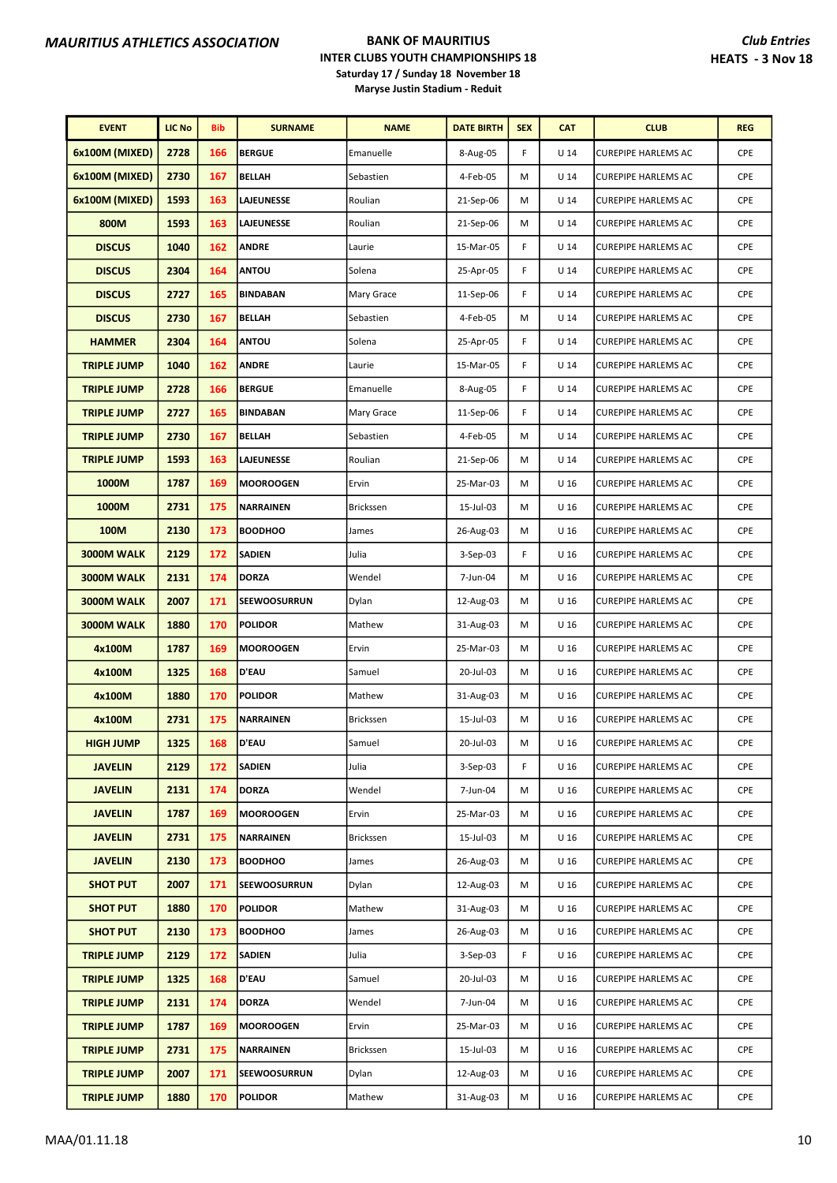**MAURITIUS ATHLETICS ASSOCIATION**

**BANK OF MAURITIUS**
**INTER CLUBS YOUTH CHAMPIONSHIPS 18**
**Saturday 17 / Sunday 18 November 18**
**Maryse Justin Stadium - Reduit**

***Club Entries***
**HEATS - 3 Nov 18**

| EVENT | LIC No | Bib | SURNAME | NAME | DATE BIRTH | SEX | CAT | CLUB | REG |
|---|---|---|---|---|---|---|---|---|---|
| 6x100M (MIXED) | 2728 | 166 | BERGUE | Emanuelle | 8-Aug-05 | F | U 14 | CUREPIPE HARLEMS AC | CPE |
| 6x100M (MIXED) | 2730 | 167 | BELLAH | Sebastien | 4-Feb-05 | M | U 14 | CUREPIPE HARLEMS AC | CPE |
| 6x100M (MIXED) | 1593 | 163 | LAJEUNESSE | Roulian | 21-Sep-06 | M | U 14 | CUREPIPE HARLEMS AC | CPE |
| 800M | 1593 | 163 | LAJEUNESSE | Roulian | 21-Sep-06 | M | U 14 | CUREPIPE HARLEMS AC | CPE |
| DISCUS | 1040 | 162 | ANDRE | Laurie | 15-Mar-05 | F | U 14 | CUREPIPE HARLEMS AC | CPE |
| DISCUS | 2304 | 164 | ANTOU | Solena | 25-Apr-05 | F | U 14 | CUREPIPE HARLEMS AC | CPE |
| DISCUS | 2727 | 165 | BINDABAN | Mary Grace | 11-Sep-06 | F | U 14 | CUREPIPE HARLEMS AC | CPE |
| DISCUS | 2730 | 167 | BELLAH | Sebastien | 4-Feb-05 | M | U 14 | CUREPIPE HARLEMS AC | CPE |
| HAMMER | 2304 | 164 | ANTOU | Solena | 25-Apr-05 | F | U 14 | CUREPIPE HARLEMS AC | CPE |
| TRIPLE JUMP | 1040 | 162 | ANDRE | Laurie | 15-Mar-05 | F | U 14 | CUREPIPE HARLEMS AC | CPE |
| TRIPLE JUMP | 2728 | 166 | BERGUE | Emanuelle | 8-Aug-05 | F | U 14 | CUREPIPE HARLEMS AC | CPE |
| TRIPLE JUMP | 2727 | 165 | BINDABAN | Mary Grace | 11-Sep-06 | F | U 14 | CUREPIPE HARLEMS AC | CPE |
| TRIPLE JUMP | 2730 | 167 | BELLAH | Sebastien | 4-Feb-05 | M | U 14 | CUREPIPE HARLEMS AC | CPE |
| TRIPLE JUMP | 1593 | 163 | LAJEUNESSE | Roulian | 21-Sep-06 | M | U 14 | CUREPIPE HARLEMS AC | CPE |
| 1000M | 1787 | 169 | MOOROOGEN | Ervin | 25-Mar-03 | M | U 16 | CUREPIPE HARLEMS AC | CPE |
| 1000M | 2731 | 175 | NARRAINEN | Brickssen | 15-Jul-03 | M | U 16 | CUREPIPE HARLEMS AC | CPE |
| 100M | 2130 | 173 | BOODHOO | James | 26-Aug-03 | M | U 16 | CUREPIPE HARLEMS AC | CPE |
| 3000M WALK | 2129 | 172 | SADIEN | Julia | 3-Sep-03 | F | U 16 | CUREPIPE HARLEMS AC | CPE |
| 3000M WALK | 2131 | 174 | DORZA | Wendel | 7-Jun-04 | M | U 16 | CUREPIPE HARLEMS AC | CPE |
| 3000M WALK | 2007 | 171 | SEEWOOSURRUN | Dylan | 12-Aug-03 | M | U 16 | CUREPIPE HARLEMS AC | CPE |
| 3000M WALK | 1880 | 170 | POLIDOR | Mathew | 31-Aug-03 | M | U 16 | CUREPIPE HARLEMS AC | CPE |
| 4x100M | 1787 | 169 | MOOROOGEN | Ervin | 25-Mar-03 | M | U 16 | CUREPIPE HARLEMS AC | CPE |
| 4x100M | 1325 | 168 | D'EAU | Samuel | 20-Jul-03 | M | U 16 | CUREPIPE HARLEMS AC | CPE |
| 4x100M | 1880 | 170 | POLIDOR | Mathew | 31-Aug-03 | M | U 16 | CUREPIPE HARLEMS AC | CPE |
| 4x100M | 2731 | 175 | NARRAINEN | Brickssen | 15-Jul-03 | M | U 16 | CUREPIPE HARLEMS AC | CPE |
| HIGH JUMP | 1325 | 168 | D'EAU | Samuel | 20-Jul-03 | M | U 16 | CUREPIPE HARLEMS AC | CPE |
| JAVELIN | 2129 | 172 | SADIEN | Julia | 3-Sep-03 | F | U 16 | CUREPIPE HARLEMS AC | CPE |
| JAVELIN | 2131 | 174 | DORZA | Wendel | 7-Jun-04 | M | U 16 | CUREPIPE HARLEMS AC | CPE |
| JAVELIN | 1787 | 169 | MOOROOGEN | Ervin | 25-Mar-03 | M | U 16 | CUREPIPE HARLEMS AC | CPE |
| JAVELIN | 2731 | 175 | NARRAINEN | Brickssen | 15-Jul-03 | M | U 16 | CUREPIPE HARLEMS AC | CPE |
| JAVELIN | 2130 | 173 | BOODHOO | James | 26-Aug-03 | M | U 16 | CUREPIPE HARLEMS AC | CPE |
| SHOT PUT | 2007 | 171 | SEEWOOSURRUN | Dylan | 12-Aug-03 | M | U 16 | CUREPIPE HARLEMS AC | CPE |
| SHOT PUT | 1880 | 170 | POLIDOR | Mathew | 31-Aug-03 | M | U 16 | CUREPIPE HARLEMS AC | CPE |
| SHOT PUT | 2130 | 173 | BOODHOO | James | 26-Aug-03 | M | U 16 | CUREPIPE HARLEMS AC | CPE |
| TRIPLE JUMP | 2129 | 172 | SADIEN | Julia | 3-Sep-03 | F | U 16 | CUREPIPE HARLEMS AC | CPE |
| TRIPLE JUMP | 1325 | 168 | D'EAU | Samuel | 20-Jul-03 | M | U 16 | CUREPIPE HARLEMS AC | CPE |
| TRIPLE JUMP | 2131 | 174 | DORZA | Wendel | 7-Jun-04 | M | U 16 | CUREPIPE HARLEMS AC | CPE |
| TRIPLE JUMP | 1787 | 169 | MOOROOGEN | Ervin | 25-Mar-03 | M | U 16 | CUREPIPE HARLEMS AC | CPE |
| TRIPLE JUMP | 2731 | 175 | NARRAINEN | Brickssen | 15-Jul-03 | M | U 16 | CUREPIPE HARLEMS AC | CPE |
| TRIPLE JUMP | 2007 | 171 | SEEWOOSURRUN | Dylan | 12-Aug-03 | M | U 16 | CUREPIPE HARLEMS AC | CPE |
| TRIPLE JUMP | 1880 | 170 | POLIDOR | Mathew | 31-Aug-03 | M | U 16 | CUREPIPE HARLEMS AC | CPE |

MAA/01.11.18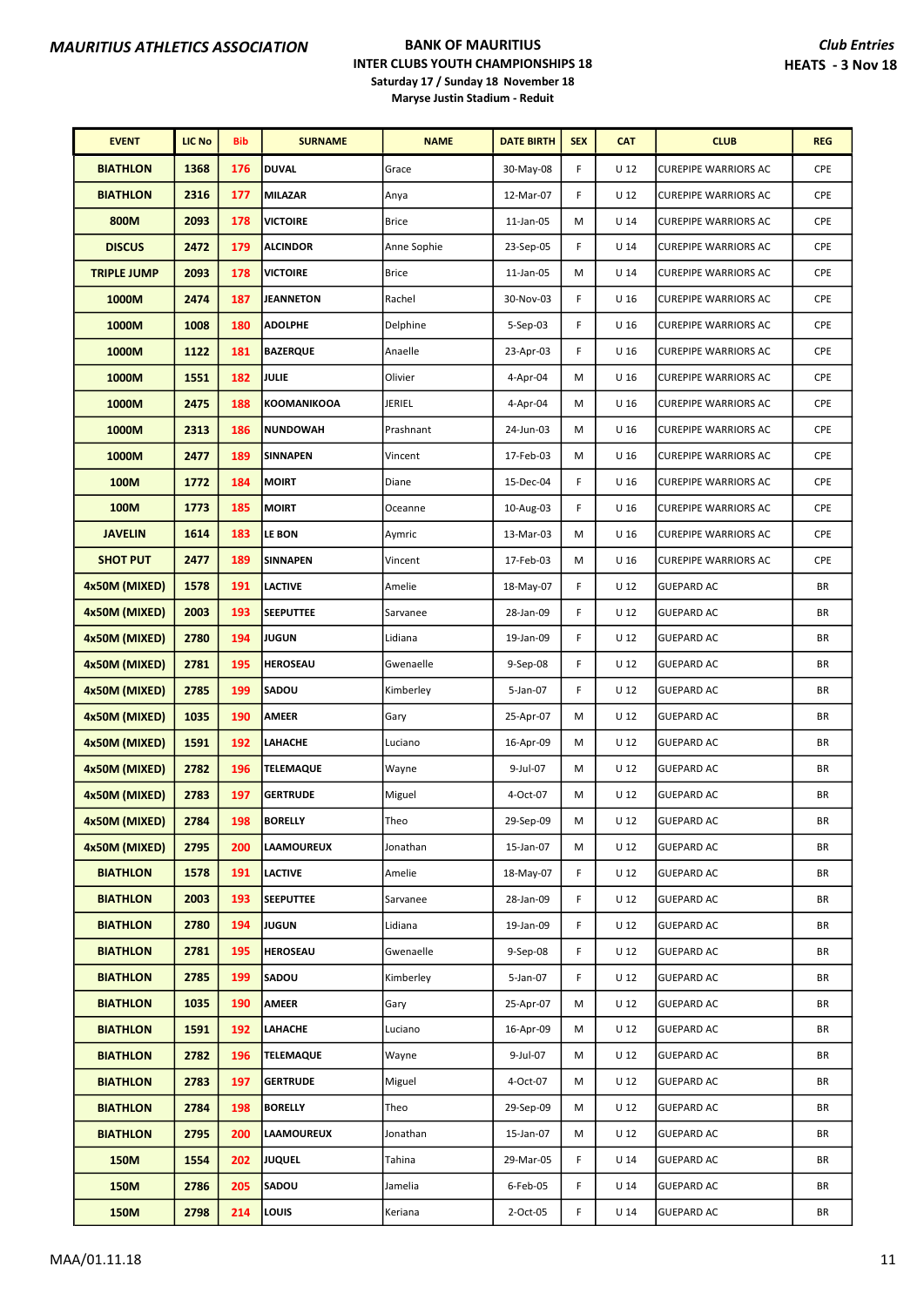**MAURITIUS ATHLETICS ASSOCIATION**

**BANK OF MAURITIUS**
**INTER CLUBS YOUTH CHAMPIONSHIPS 18**
**Saturday 17 / Sunday 18 November 18**
**Maryse Justin Stadium - Reduit**

**Club Entries**
**HEATS - 3 Nov 18**

| EVENT | LIC No | Bib | SURNAME | NAME | DATE BIRTH | SEX | CAT | CLUB | REG |
|---|---|---|---|---|---|---|---|---|---|
| BIATHLON | 1368 | 176 | DUVAL | Grace | 30-May-08 | F | U 12 | CUREPIPE WARRIORS AC | CPE |
| BIATHLON | 2316 | 177 | MILAZAR | Anya | 12-Mar-07 | F | U 12 | CUREPIPE WARRIORS AC | CPE |
| 800M | 2093 | 178 | VICTOIRE | Brice | 11-Jan-05 | M | U 14 | CUREPIPE WARRIORS AC | CPE |
| DISCUS | 2472 | 179 | ALCINDOR | Anne Sophie | 23-Sep-05 | F | U 14 | CUREPIPE WARRIORS AC | CPE |
| TRIPLE JUMP | 2093 | 178 | VICTOIRE | Brice | 11-Jan-05 | M | U 14 | CUREPIPE WARRIORS AC | CPE |
| 1000M | 2474 | 187 | JEANNETON | Rachel | 30-Nov-03 | F | U 16 | CUREPIPE WARRIORS AC | CPE |
| 1000M | 1008 | 180 | ADOLPHE | Delphine | 5-Sep-03 | F | U 16 | CUREPIPE WARRIORS AC | CPE |
| 1000M | 1122 | 181 | BAZERQUE | Anaelle | 23-Apr-03 | F | U 16 | CUREPIPE WARRIORS AC | CPE |
| 1000M | 1551 | 182 | JULIE | Olivier | 4-Apr-04 | M | U 16 | CUREPIPE WARRIORS AC | CPE |
| 1000M | 2475 | 188 | KOOMANIKOOA | JERIEL | 4-Apr-04 | M | U 16 | CUREPIPE WARRIORS AC | CPE |
| 1000M | 2313 | 186 | NUNDOWAH | Prashnant | 24-Jun-03 | M | U 16 | CUREPIPE WARRIORS AC | CPE |
| 1000M | 2477 | 189 | SINNAPEN | Vincent | 17-Feb-03 | M | U 16 | CUREPIPE WARRIORS AC | CPE |
| 100M | 1772 | 184 | MOIRT | Diane | 15-Dec-04 | F | U 16 | CUREPIPE WARRIORS AC | CPE |
| 100M | 1773 | 185 | MOIRT | Oceanne | 10-Aug-03 | F | U 16 | CUREPIPE WARRIORS AC | CPE |
| JAVELIN | 1614 | 183 | LE BON | Aymric | 13-Mar-03 | M | U 16 | CUREPIPE WARRIORS AC | CPE |
| SHOT PUT | 2477 | 189 | SINNAPEN | Vincent | 17-Feb-03 | M | U 16 | CUREPIPE WARRIORS AC | CPE |
| 4x50M (MIXED) | 1578 | 191 | LACTIVE | Amelie | 18-May-07 | F | U 12 | GUEPARD AC | BR |
| 4x50M (MIXED) | 2003 | 193 | SEEPUTTEE | Sarvanee | 28-Jan-09 | F | U 12 | GUEPARD AC | BR |
| 4x50M (MIXED) | 2780 | 194 | JUGUN | Lidiana | 19-Jan-09 | F | U 12 | GUEPARD AC | BR |
| 4x50M (MIXED) | 2781 | 195 | HEROSEAU | Gwenaelle | 9-Sep-08 | F | U 12 | GUEPARD AC | BR |
| 4x50M (MIXED) | 2785 | 199 | SADOU | Kimberley | 5-Jan-07 | F | U 12 | GUEPARD AC | BR |
| 4x50M (MIXED) | 1035 | 190 | AMEER | Gary | 25-Apr-07 | M | U 12 | GUEPARD AC | BR |
| 4x50M (MIXED) | 1591 | 192 | LAHACHE | Luciano | 16-Apr-09 | M | U 12 | GUEPARD AC | BR |
| 4x50M (MIXED) | 2782 | 196 | TELEMAQUE | Wayne | 9-Jul-07 | M | U 12 | GUEPARD AC | BR |
| 4x50M (MIXED) | 2783 | 197 | GERTRUDE | Miguel | 4-Oct-07 | M | U 12 | GUEPARD AC | BR |
| 4x50M (MIXED) | 2784 | 198 | BORELLY | Theo | 29-Sep-09 | M | U 12 | GUEPARD AC | BR |
| 4x50M (MIXED) | 2795 | 200 | LAAMOUREUX | Jonathan | 15-Jan-07 | M | U 12 | GUEPARD AC | BR |
| BIATHLON | 1578 | 191 | LACTIVE | Amelie | 18-May-07 | F | U 12 | GUEPARD AC | BR |
| BIATHLON | 2003 | 193 | SEEPUTTEE | Sarvanee | 28-Jan-09 | F | U 12 | GUEPARD AC | BR |
| BIATHLON | 2780 | 194 | JUGUN | Lidiana | 19-Jan-09 | F | U 12 | GUEPARD AC | BR |
| BIATHLON | 2781 | 195 | HEROSEAU | Gwenaelle | 9-Sep-08 | F | U 12 | GUEPARD AC | BR |
| BIATHLON | 2785 | 199 | SADOU | Kimberley | 5-Jan-07 | F | U 12 | GUEPARD AC | BR |
| BIATHLON | 1035 | 190 | AMEER | Gary | 25-Apr-07 | M | U 12 | GUEPARD AC | BR |
| BIATHLON | 1591 | 192 | LAHACHE | Luciano | 16-Apr-09 | M | U 12 | GUEPARD AC | BR |
| BIATHLON | 2782 | 196 | TELEMAQUE | Wayne | 9-Jul-07 | M | U 12 | GUEPARD AC | BR |
| BIATHLON | 2783 | 197 | GERTRUDE | Miguel | 4-Oct-07 | M | U 12 | GUEPARD AC | BR |
| BIATHLON | 2784 | 198 | BORELLY | Theo | 29-Sep-09 | M | U 12 | GUEPARD AC | BR |
| BIATHLON | 2795 | 200 | LAAMOUREUX | Jonathan | 15-Jan-07 | M | U 12 | GUEPARD AC | BR |
| 150M | 1554 | 202 | JUQUEL | Tahina | 29-Mar-05 | F | U 14 | GUEPARD AC | BR |
| 150M | 2786 | 205 | SADOU | Jamelia | 6-Feb-05 | F | U 14 | GUEPARD AC | BR |
| 150M | 2798 | 214 | LOUIS | Keriana | 2-Oct-05 | F | U 14 | GUEPARD AC | BR |

MAA/01.11.18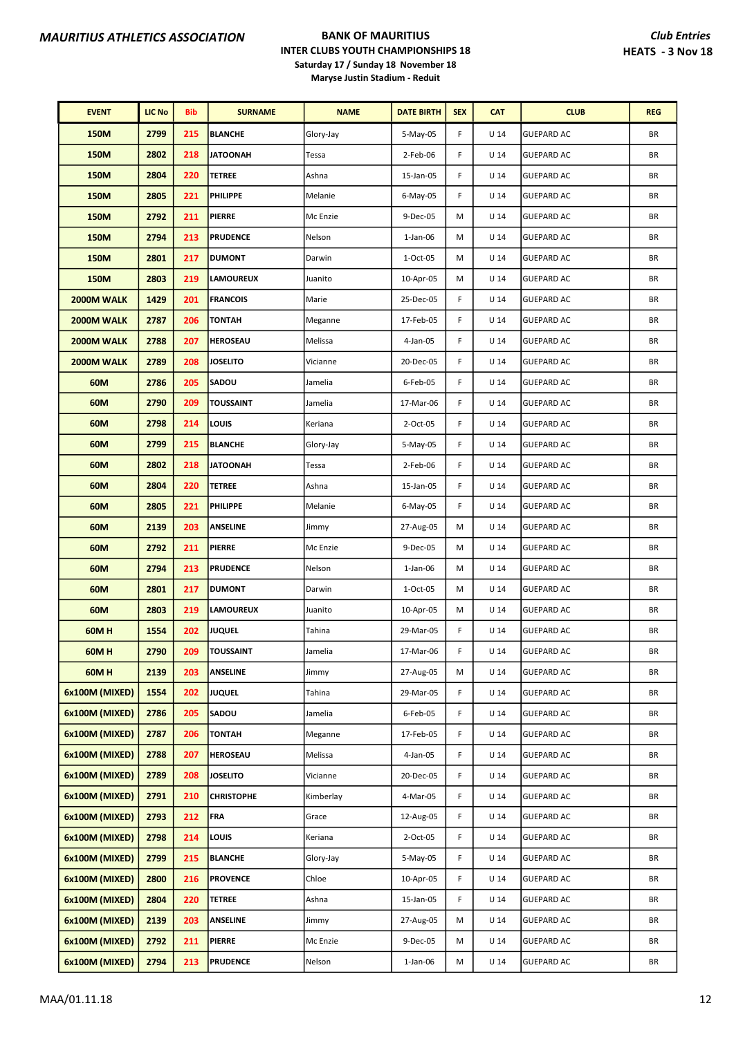**MAURITIUS ATHLETICS ASSOCIATION**

**BANK OF MAURITIUS**
**INTER CLUBS YOUTH CHAMPIONSHIPS 18**
**Saturday 17 / Sunday 18 November 18**
**Maryse Justin Stadium - Reduit**

***Club Entries***
**HEATS - 3 Nov 18**

| EVENT | LIC No | Bib | SURNAME | NAME | DATE BIRTH | SEX | CAT | CLUB | REG |
|---|---|---|---|---|---|---|---|---|---|
| 150M | 2799 | 215 | BLANCHE | Glory-Jay | 5-May-05 | F | U 14 | GUEPARD AC | BR |
| 150M | 2802 | 218 | JATOONAH | Tessa | 2-Feb-06 | F | U 14 | GUEPARD AC | BR |
| 150M | 2804 | 220 | TETREE | Ashna | 15-Jan-05 | F | U 14 | GUEPARD AC | BR |
| 150M | 2805 | 221 | PHILIPPE | Melanie | 6-May-05 | F | U 14 | GUEPARD AC | BR |
| 150M | 2792 | 211 | PIERRE | Mc Enzie | 9-Dec-05 | M | U 14 | GUEPARD AC | BR |
| 150M | 2794 | 213 | PRUDENCE | Nelson | 1-Jan-06 | M | U 14 | GUEPARD AC | BR |
| 150M | 2801 | 217 | DUMONT | Darwin | 1-Oct-05 | M | U 14 | GUEPARD AC | BR |
| 150M | 2803 | 219 | LAMOUREUX | Juanito | 10-Apr-05 | M | U 14 | GUEPARD AC | BR |
| 2000M WALK | 1429 | 201 | FRANCOIS | Marie | 25-Dec-05 | F | U 14 | GUEPARD AC | BR |
| 2000M WALK | 2787 | 206 | TONTAH | Meganne | 17-Feb-05 | F | U 14 | GUEPARD AC | BR |
| 2000M WALK | 2788 | 207 | HEROSEAU | Melissa | 4-Jan-05 | F | U 14 | GUEPARD AC | BR |
| 2000M WALK | 2789 | 208 | JOSELITO | Vicianne | 20-Dec-05 | F | U 14 | GUEPARD AC | BR |
| 60M | 2786 | 205 | SADOU | Jamelia | 6-Feb-05 | F | U 14 | GUEPARD AC | BR |
| 60M | 2790 | 209 | TOUSSAINT | Jamelia | 17-Mar-06 | F | U 14 | GUEPARD AC | BR |
| 60M | 2798 | 214 | LOUIS | Keriana | 2-Oct-05 | F | U 14 | GUEPARD AC | BR |
| 60M | 2799 | 215 | BLANCHE | Glory-Jay | 5-May-05 | F | U 14 | GUEPARD AC | BR |
| 60M | 2802 | 218 | JATOONAH | Tessa | 2-Feb-06 | F | U 14 | GUEPARD AC | BR |
| 60M | 2804 | 220 | TETREE | Ashna | 15-Jan-05 | F | U 14 | GUEPARD AC | BR |
| 60M | 2805 | 221 | PHILIPPE | Melanie | 6-May-05 | F | U 14 | GUEPARD AC | BR |
| 60M | 2139 | 203 | ANSELINE | Jimmy | 27-Aug-05 | M | U 14 | GUEPARD AC | BR |
| 60M | 2792 | 211 | PIERRE | Mc Enzie | 9-Dec-05 | M | U 14 | GUEPARD AC | BR |
| 60M | 2794 | 213 | PRUDENCE | Nelson | 1-Jan-06 | M | U 14 | GUEPARD AC | BR |
| 60M | 2801 | 217 | DUMONT | Darwin | 1-Oct-05 | M | U 14 | GUEPARD AC | BR |
| 60M | 2803 | 219 | LAMOUREUX | Juanito | 10-Apr-05 | M | U 14 | GUEPARD AC | BR |
| 60M H | 1554 | 202 | JUQUEL | Tahina | 29-Mar-05 | F | U 14 | GUEPARD AC | BR |
| 60M H | 2790 | 209 | TOUSSAINT | Jamelia | 17-Mar-06 | F | U 14 | GUEPARD AC | BR |
| 60M H | 2139 | 203 | ANSELINE | Jimmy | 27-Aug-05 | M | U 14 | GUEPARD AC | BR |
| 6x100M (MIXED) | 1554 | 202 | JUQUEL | Tahina | 29-Mar-05 | F | U 14 | GUEPARD AC | BR |
| 6x100M (MIXED) | 2786 | 205 | SADOU | Jamelia | 6-Feb-05 | F | U 14 | GUEPARD AC | BR |
| 6x100M (MIXED) | 2787 | 206 | TONTAH | Meganne | 17-Feb-05 | F | U 14 | GUEPARD AC | BR |
| 6x100M (MIXED) | 2788 | 207 | HEROSEAU | Melissa | 4-Jan-05 | F | U 14 | GUEPARD AC | BR |
| 6x100M (MIXED) | 2789 | 208 | JOSELITO | Vicianne | 20-Dec-05 | F | U 14 | GUEPARD AC | BR |
| 6x100M (MIXED) | 2791 | 210 | CHRISTOPHE | Kimberlay | 4-Mar-05 | F | U 14 | GUEPARD AC | BR |
| 6x100M (MIXED) | 2793 | 212 | FRA | Grace | 12-Aug-05 | F | U 14 | GUEPARD AC | BR |
| 6x100M (MIXED) | 2798 | 214 | LOUIS | Keriana | 2-Oct-05 | F | U 14 | GUEPARD AC | BR |
| 6x100M (MIXED) | 2799 | 215 | BLANCHE | Glory-Jay | 5-May-05 | F | U 14 | GUEPARD AC | BR |
| 6x100M (MIXED) | 2800 | 216 | PROVENCE | Chloe | 10-Apr-05 | F | U 14 | GUEPARD AC | BR |
| 6x100M (MIXED) | 2804 | 220 | TETREE | Ashna | 15-Jan-05 | F | U 14 | GUEPARD AC | BR |
| 6x100M (MIXED) | 2139 | 203 | ANSELINE | Jimmy | 27-Aug-05 | M | U 14 | GUEPARD AC | BR |
| 6x100M (MIXED) | 2792 | 211 | PIERRE | Mc Enzie | 9-Dec-05 | M | U 14 | GUEPARD AC | BR |
| 6x100M (MIXED) | 2794 | 213 | PRUDENCE | Nelson | 1-Jan-06 | M | U 14 | GUEPARD AC | BR |

MAA/01.11.18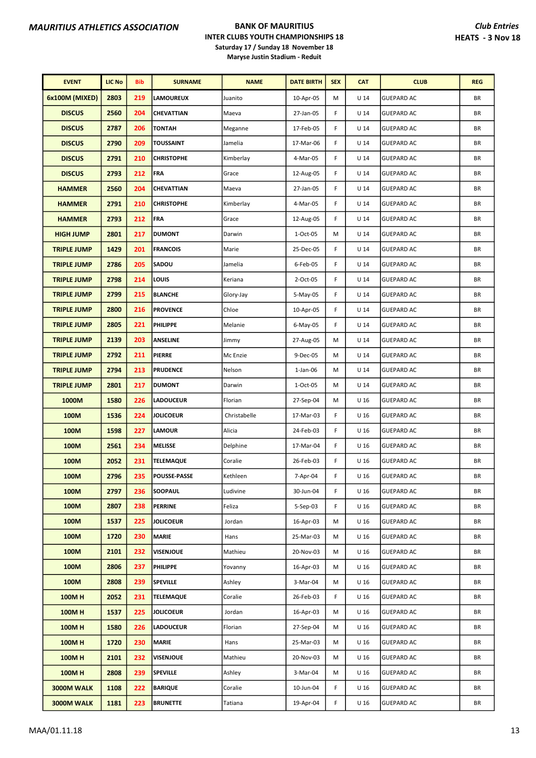**MAURITIUS ATHLETICS ASSOCIATION**

**BANK OF MAURITIUS**
**INTER CLUBS YOUTH CHAMPIONSHIPS 18**
**Saturday 17 / Sunday 18 November 18**
**Maryse Justin Stadium - Reduit**

***Club Entries***
**HEATS - 3 Nov 18**

| EVENT | LIC No | Bib | SURNAME | NAME | DATE BIRTH | SEX | CAT | CLUB | REG |
|---|---|---|---|---|---|---|---|---|---|
| 6x100M (MIXED) | 2803 | 219 | LAMOUREUX | Juanito | 10-Apr-05 | M | U 14 | GUEPARD AC | BR |
| DISCUS | 2560 | 204 | CHEVATTIAN | Maeva | 27-Jan-05 | F | U 14 | GUEPARD AC | BR |
| DISCUS | 2787 | 206 | TONTAH | Meganne | 17-Feb-05 | F | U 14 | GUEPARD AC | BR |
| DISCUS | 2790 | 209 | TOUSSAINT | Jamelia | 17-Mar-06 | F | U 14 | GUEPARD AC | BR |
| DISCUS | 2791 | 210 | CHRISTOPHE | Kimberlay | 4-Mar-05 | F | U 14 | GUEPARD AC | BR |
| DISCUS | 2793 | 212 | FRA | Grace | 12-Aug-05 | F | U 14 | GUEPARD AC | BR |
| HAMMER | 2560 | 204 | CHEVATTIAN | Maeva | 27-Jan-05 | F | U 14 | GUEPARD AC | BR |
| HAMMER | 2791 | 210 | CHRISTOPHE | Kimberlay | 4-Mar-05 | F | U 14 | GUEPARD AC | BR |
| HAMMER | 2793 | 212 | FRA | Grace | 12-Aug-05 | F | U 14 | GUEPARD AC | BR |
| HIGH JUMP | 2801 | 217 | DUMONT | Darwin | 1-Oct-05 | M | U 14 | GUEPARD AC | BR |
| TRIPLE JUMP | 1429 | 201 | FRANCOIS | Marie | 25-Dec-05 | F | U 14 | GUEPARD AC | BR |
| TRIPLE JUMP | 2786 | 205 | SADOU | Jamelia | 6-Feb-05 | F | U 14 | GUEPARD AC | BR |
| TRIPLE JUMP | 2798 | 214 | LOUIS | Keriana | 2-Oct-05 | F | U 14 | GUEPARD AC | BR |
| TRIPLE JUMP | 2799 | 215 | BLANCHE | Glory-Jay | 5-May-05 | F | U 14 | GUEPARD AC | BR |
| TRIPLE JUMP | 2800 | 216 | PROVENCE | Chloe | 10-Apr-05 | F | U 14 | GUEPARD AC | BR |
| TRIPLE JUMP | 2805 | 221 | PHILIPPE | Melanie | 6-May-05 | F | U 14 | GUEPARD AC | BR |
| TRIPLE JUMP | 2139 | 203 | ANSELINE | Jimmy | 27-Aug-05 | M | U 14 | GUEPARD AC | BR |
| TRIPLE JUMP | 2792 | 211 | PIERRE | Mc Enzie | 9-Dec-05 | M | U 14 | GUEPARD AC | BR |
| TRIPLE JUMP | 2794 | 213 | PRUDENCE | Nelson | 1-Jan-06 | M | U 14 | GUEPARD AC | BR |
| TRIPLE JUMP | 2801 | 217 | DUMONT | Darwin | 1-Oct-05 | M | U 14 | GUEPARD AC | BR |
| 1000M | 1580 | 226 | LADOUCEUR | Florian | 27-Sep-04 | M | U 16 | GUEPARD AC | BR |
| 100M | 1536 | 224 | JOLICOEUR | Christabelle | 17-Mar-03 | F | U 16 | GUEPARD AC | BR |
| 100M | 1598 | 227 | LAMOUR | Alicia | 24-Feb-03 | F | U 16 | GUEPARD AC | BR |
| 100M | 2561 | 234 | MELISSE | Delphine | 17-Mar-04 | F | U 16 | GUEPARD AC | BR |
| 100M | 2052 | 231 | TELEMAQUE | Coralie | 26-Feb-03 | F | U 16 | GUEPARD AC | BR |
| 100M | 2796 | 235 | POUSSE-PASSE | Kethleen | 7-Apr-04 | F | U 16 | GUEPARD AC | BR |
| 100M | 2797 | 236 | SOOPAUL | Ludivine | 30-Jun-04 | F | U 16 | GUEPARD AC | BR |
| 100M | 2807 | 238 | PERRINE | Feliza | 5-Sep-03 | F | U 16 | GUEPARD AC | BR |
| 100M | 1537 | 225 | JOLICOEUR | Jordan | 16-Apr-03 | M | U 16 | GUEPARD AC | BR |
| 100M | 1720 | 230 | MARIE | Hans | 25-Mar-03 | M | U 16 | GUEPARD AC | BR |
| 100M | 2101 | 232 | VISENJOUE | Mathieu | 20-Nov-03 | M | U 16 | GUEPARD AC | BR |
| 100M | 2806 | 237 | PHILIPPE | Yovanny | 16-Apr-03 | M | U 16 | GUEPARD AC | BR |
| 100M | 2808 | 239 | SPEVILLE | Ashley | 3-Mar-04 | M | U 16 | GUEPARD AC | BR |
| 100M H | 2052 | 231 | TELEMAQUE | Coralie | 26-Feb-03 | F | U 16 | GUEPARD AC | BR |
| 100M H | 1537 | 225 | JOLICOEUR | Jordan | 16-Apr-03 | M | U 16 | GUEPARD AC | BR |
| 100M H | 1580 | 226 | LADOUCEUR | Florian | 27-Sep-04 | M | U 16 | GUEPARD AC | BR |
| 100M H | 1720 | 230 | MARIE | Hans | 25-Mar-03 | M | U 16 | GUEPARD AC | BR |
| 100M H | 2101 | 232 | VISENJOUE | Mathieu | 20-Nov-03 | M | U 16 | GUEPARD AC | BR |
| 100M H | 2808 | 239 | SPEVILLE | Ashley | 3-Mar-04 | M | U 16 | GUEPARD AC | BR |
| 3000M WALK | 1108 | 222 | BARIQUE | Coralie | 10-Jun-04 | F | U 16 | GUEPARD AC | BR |
| 3000M WALK | 1181 | 223 | BRUNETTE | Tatiana | 19-Apr-04 | F | U 16 | GUEPARD AC | BR |

MAA/01.11.18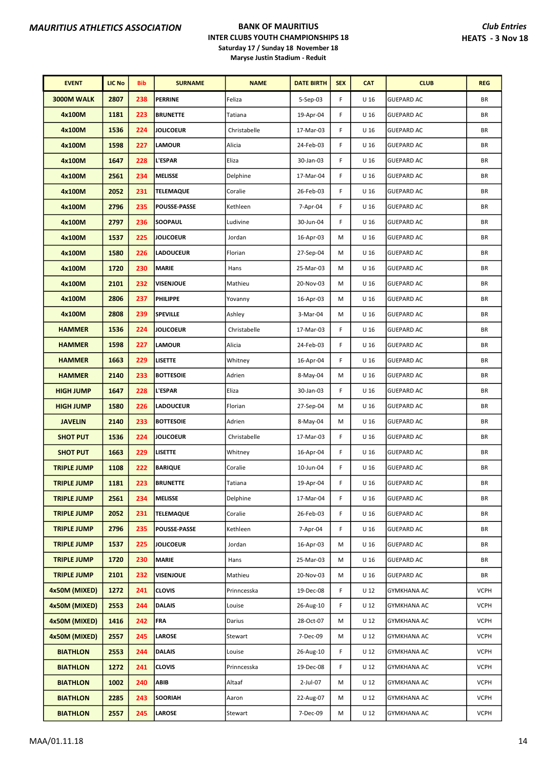**MAURITIUS ATHLETICS ASSOCIATION**

**BANK OF MAURITIUS**
**INTER CLUBS YOUTH CHAMPIONSHIPS 18**
**Saturday 17 / Sunday 18 November 18**
**Maryse Justin Stadium - Reduit**

***Club Entries***
**HEATS - 3 Nov 18**

| EVENT | LIC No | Bib | SURNAME | NAME | DATE BIRTH | SEX | CAT | CLUB | REG |
|---|---|---|---|---|---|---|---|---|---|
| 3000M WALK | 2807 | 238 | PERRINE | Feliza | 5-Sep-03 | F | U 16 | GUEPARD AC | BR |
| 4x100M | 1181 | 223 | BRUNETTE | Tatiana | 19-Apr-04 | F | U 16 | GUEPARD AC | BR |
| 4x100M | 1536 | 224 | JOLICOEUR | Christabelle | 17-Mar-03 | F | U 16 | GUEPARD AC | BR |
| 4x100M | 1598 | 227 | LAMOUR | Alicia | 24-Feb-03 | F | U 16 | GUEPARD AC | BR |
| 4x100M | 1647 | 228 | L'ESPAR | Eliza | 30-Jan-03 | F | U 16 | GUEPARD AC | BR |
| 4x100M | 2561 | 234 | MELISSE | Delphine | 17-Mar-04 | F | U 16 | GUEPARD AC | BR |
| 4x100M | 2052 | 231 | TELEMAQUE | Coralie | 26-Feb-03 | F | U 16 | GUEPARD AC | BR |
| 4x100M | 2796 | 235 | POUSSE-PASSE | Kethleen | 7-Apr-04 | F | U 16 | GUEPARD AC | BR |
| 4x100M | 2797 | 236 | SOOPAUL | Ludivine | 30-Jun-04 | F | U 16 | GUEPARD AC | BR |
| 4x100M | 1537 | 225 | JOLICOEUR | Jordan | 16-Apr-03 | M | U 16 | GUEPARD AC | BR |
| 4x100M | 1580 | 226 | LADOUCEUR | Florian | 27-Sep-04 | M | U 16 | GUEPARD AC | BR |
| 4x100M | 1720 | 230 | MARIE | Hans | 25-Mar-03 | M | U 16 | GUEPARD AC | BR |
| 4x100M | 2101 | 232 | VISENJOUE | Mathieu | 20-Nov-03 | M | U 16 | GUEPARD AC | BR |
| 4x100M | 2806 | 237 | PHILIPPE | Yovanny | 16-Apr-03 | M | U 16 | GUEPARD AC | BR |
| 4x100M | 2808 | 239 | SPEVILLE | Ashley | 3-Mar-04 | M | U 16 | GUEPARD AC | BR |
| HAMMER | 1536 | 224 | JOLICOEUR | Christabelle | 17-Mar-03 | F | U 16 | GUEPARD AC | BR |
| HAMMER | 1598 | 227 | LAMOUR | Alicia | 24-Feb-03 | F | U 16 | GUEPARD AC | BR |
| HAMMER | 1663 | 229 | LISETTE | Whitney | 16-Apr-04 | F | U 16 | GUEPARD AC | BR |
| HAMMER | 2140 | 233 | BOTTESOIE | Adrien | 8-May-04 | M | U 16 | GUEPARD AC | BR |
| HIGH JUMP | 1647 | 228 | L'ESPAR | Eliza | 30-Jan-03 | F | U 16 | GUEPARD AC | BR |
| HIGH JUMP | 1580 | 226 | LADOUCEUR | Florian | 27-Sep-04 | M | U 16 | GUEPARD AC | BR |
| JAVELIN | 2140 | 233 | BOTTESOIE | Adrien | 8-May-04 | M | U 16 | GUEPARD AC | BR |
| SHOT PUT | 1536 | 224 | JOLICOEUR | Christabelle | 17-Mar-03 | F | U 16 | GUEPARD AC | BR |
| SHOT PUT | 1663 | 229 | LISETTE | Whitney | 16-Apr-04 | F | U 16 | GUEPARD AC | BR |
| TRIPLE JUMP | 1108 | 222 | BARIQUE | Coralie | 10-Jun-04 | F | U 16 | GUEPARD AC | BR |
| TRIPLE JUMP | 1181 | 223 | BRUNETTE | Tatiana | 19-Apr-04 | F | U 16 | GUEPARD AC | BR |
| TRIPLE JUMP | 2561 | 234 | MELISSE | Delphine | 17-Mar-04 | F | U 16 | GUEPARD AC | BR |
| TRIPLE JUMP | 2052 | 231 | TELEMAQUE | Coralie | 26-Feb-03 | F | U 16 | GUEPARD AC | BR |
| TRIPLE JUMP | 2796 | 235 | POUSSE-PASSE | Kethleen | 7-Apr-04 | F | U 16 | GUEPARD AC | BR |
| TRIPLE JUMP | 1537 | 225 | JOLICOEUR | Jordan | 16-Apr-03 | M | U 16 | GUEPARD AC | BR |
| TRIPLE JUMP | 1720 | 230 | MARIE | Hans | 25-Mar-03 | M | U 16 | GUEPARD AC | BR |
| TRIPLE JUMP | 2101 | 232 | VISENJOUE | Mathieu | 20-Nov-03 | M | U 16 | GUEPARD AC | BR |
| 4x50M (MIXED) | 1272 | 241 | CLOVIS | Prinncesska | 19-Dec-08 | F | U 12 | GYMKHANA AC | VCPH |
| 4x50M (MIXED) | 2553 | 244 | DALAIS | Louise | 26-Aug-10 | F | U 12 | GYMKHANA AC | VCPH |
| 4x50M (MIXED) | 1416 | 242 | FRA | Darius | 28-Oct-07 | M | U 12 | GYMKHANA AC | VCPH |
| 4x50M (MIXED) | 2557 | 245 | LAROSE | Stewart | 7-Dec-09 | M | U 12 | GYMKHANA AC | VCPH |
| BIATHLON | 2553 | 244 | DALAIS | Louise | 26-Aug-10 | F | U 12 | GYMKHANA AC | VCPH |
| BIATHLON | 1272 | 241 | CLOVIS | Prinncesska | 19-Dec-08 | F | U 12 | GYMKHANA AC | VCPH |
| BIATHLON | 1002 | 240 | ABIB | Altaaf | 2-Jul-07 | M | U 12 | GYMKHANA AC | VCPH |
| BIATHLON | 2285 | 243 | SOORIAH | Aaron | 22-Aug-07 | M | U 12 | GYMKHANA AC | VCPH |
| BIATHLON | 2557 | 245 | LAROSE | Stewart | 7-Dec-09 | M | U 12 | GYMKHANA AC | VCPH |

MAA/01.11.18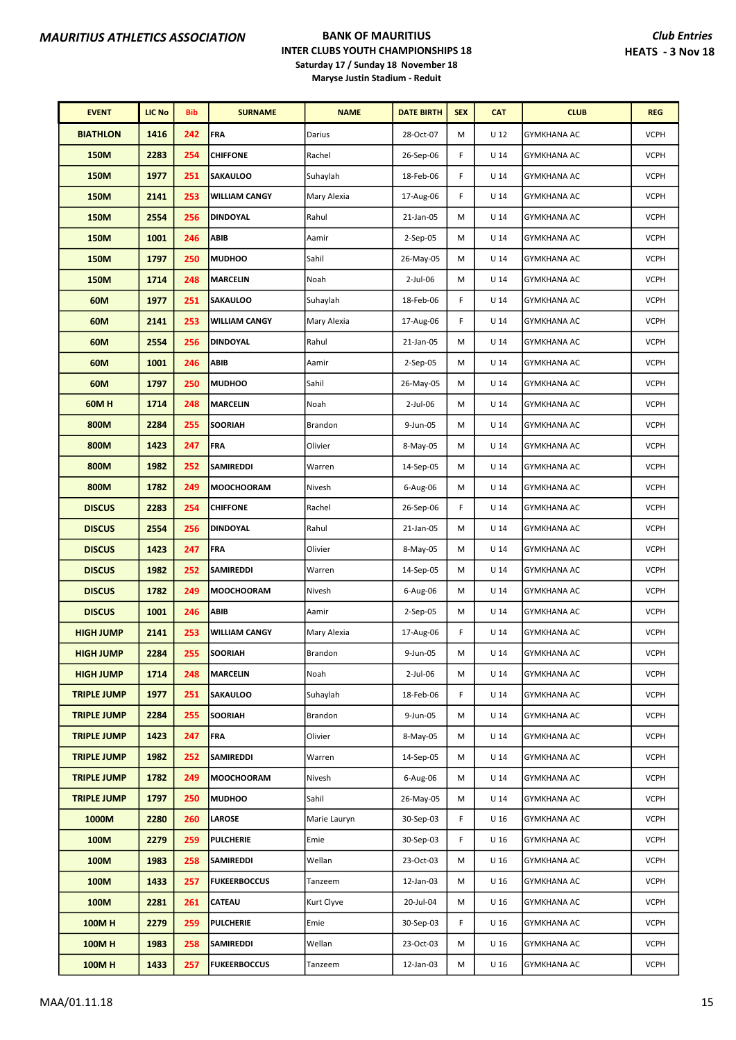**MAURITIUS ATHLETICS ASSOCIATION**

**BANK OF MAURITIUS**
**INTER CLUBS YOUTH CHAMPIONSHIPS 18**
**Saturday 17 / Sunday 18 November 18**
**Maryse Justin Stadium - Reduit**

***Club Entries***
**HEATS - 3 Nov 18**

| EVENT | LIC No | Bib | SURNAME | NAME | DATE BIRTH | SEX | CAT | CLUB | REG |
|---|---|---|---|---|---|---|---|---|---|
| BIATHLON | 1416 | 242 | FRA | Darius | 28-Oct-07 | M | U 12 | GYMKHANA AC | VCPH |
| 150M | 2283 | 254 | CHIFFONE | Rachel | 26-Sep-06 | F | U 14 | GYMKHANA AC | VCPH |
| 150M | 1977 | 251 | SAKAULOO | Suhaylah | 18-Feb-06 | F | U 14 | GYMKHANA AC | VCPH |
| 150M | 2141 | 253 | WILLIAM CANGY | Mary Alexia | 17-Aug-06 | F | U 14 | GYMKHANA AC | VCPH |
| 150M | 2554 | 256 | DINDOYAL | Rahul | 21-Jan-05 | M | U 14 | GYMKHANA AC | VCPH |
| 150M | 1001 | 246 | ABIB | Aamir | 2-Sep-05 | M | U 14 | GYMKHANA AC | VCPH |
| 150M | 1797 | 250 | MUDHOO | Sahil | 26-May-05 | M | U 14 | GYMKHANA AC | VCPH |
| 150M | 1714 | 248 | MARCELIN | Noah | 2-Jul-06 | M | U 14 | GYMKHANA AC | VCPH |
| 60M | 1977 | 251 | SAKAULOO | Suhaylah | 18-Feb-06 | F | U 14 | GYMKHANA AC | VCPH |
| 60M | 2141 | 253 | WILLIAM CANGY | Mary Alexia | 17-Aug-06 | F | U 14 | GYMKHANA AC | VCPH |
| 60M | 2554 | 256 | DINDOYAL | Rahul | 21-Jan-05 | M | U 14 | GYMKHANA AC | VCPH |
| 60M | 1001 | 246 | ABIB | Aamir | 2-Sep-05 | M | U 14 | GYMKHANA AC | VCPH |
| 60M | 1797 | 250 | MUDHOO | Sahil | 26-May-05 | M | U 14 | GYMKHANA AC | VCPH |
| 60M H | 1714 | 248 | MARCELIN | Noah | 2-Jul-06 | M | U 14 | GYMKHANA AC | VCPH |
| 800M | 2284 | 255 | SOORIAH | Brandon | 9-Jun-05 | M | U 14 | GYMKHANA AC | VCPH |
| 800M | 1423 | 247 | FRA | Olivier | 8-May-05 | M | U 14 | GYMKHANA AC | VCPH |
| 800M | 1982 | 252 | SAMIREDDI | Warren | 14-Sep-05 | M | U 14 | GYMKHANA AC | VCPH |
| 800M | 1782 | 249 | MOOCHOORAM | Nivesh | 6-Aug-06 | M | U 14 | GYMKHANA AC | VCPH |
| DISCUS | 2283 | 254 | CHIFFONE | Rachel | 26-Sep-06 | F | U 14 | GYMKHANA AC | VCPH |
| DISCUS | 2554 | 256 | DINDOYAL | Rahul | 21-Jan-05 | M | U 14 | GYMKHANA AC | VCPH |
| DISCUS | 1423 | 247 | FRA | Olivier | 8-May-05 | M | U 14 | GYMKHANA AC | VCPH |
| DISCUS | 1982 | 252 | SAMIREDDI | Warren | 14-Sep-05 | M | U 14 | GYMKHANA AC | VCPH |
| DISCUS | 1782 | 249 | MOOCHOORAM | Nivesh | 6-Aug-06 | M | U 14 | GYMKHANA AC | VCPH |
| DISCUS | 1001 | 246 | ABIB | Aamir | 2-Sep-05 | M | U 14 | GYMKHANA AC | VCPH |
| HIGH JUMP | 2141 | 253 | WILLIAM CANGY | Mary Alexia | 17-Aug-06 | F | U 14 | GYMKHANA AC | VCPH |
| HIGH JUMP | 2284 | 255 | SOORIAH | Brandon | 9-Jun-05 | M | U 14 | GYMKHANA AC | VCPH |
| HIGH JUMP | 1714 | 248 | MARCELIN | Noah | 2-Jul-06 | M | U 14 | GYMKHANA AC | VCPH |
| TRIPLE JUMP | 1977 | 251 | SAKAULOO | Suhaylah | 18-Feb-06 | F | U 14 | GYMKHANA AC | VCPH |
| TRIPLE JUMP | 2284 | 255 | SOORIAH | Brandon | 9-Jun-05 | M | U 14 | GYMKHANA AC | VCPH |
| TRIPLE JUMP | 1423 | 247 | FRA | Olivier | 8-May-05 | M | U 14 | GYMKHANA AC | VCPH |
| TRIPLE JUMP | 1982 | 252 | SAMIREDDI | Warren | 14-Sep-05 | M | U 14 | GYMKHANA AC | VCPH |
| TRIPLE JUMP | 1782 | 249 | MOOCHOORAM | Nivesh | 6-Aug-06 | M | U 14 | GYMKHANA AC | VCPH |
| TRIPLE JUMP | 1797 | 250 | MUDHOO | Sahil | 26-May-05 | M | U 14 | GYMKHANA AC | VCPH |
| 1000M | 2280 | 260 | LAROSE | Marie Lauryn | 30-Sep-03 | F | U 16 | GYMKHANA AC | VCPH |
| 100M | 2279 | 259 | PULCHERIE | Emie | 30-Sep-03 | F | U 16 | GYMKHANA AC | VCPH |
| 100M | 1983 | 258 | SAMIREDDI | Wellan | 23-Oct-03 | M | U 16 | GYMKHANA AC | VCPH |
| 100M | 1433 | 257 | FUKEERBOCCUS | Tanzeem | 12-Jan-03 | M | U 16 | GYMKHANA AC | VCPH |
| 100M | 2281 | 261 | CATEAU | Kurt Clyve | 20-Jul-04 | M | U 16 | GYMKHANA AC | VCPH |
| 100M H | 2279 | 259 | PULCHERIE | Emie | 30-Sep-03 | F | U 16 | GYMKHANA AC | VCPH |
| 100M H | 1983 | 258 | SAMIREDDI | Wellan | 23-Oct-03 | M | U 16 | GYMKHANA AC | VCPH |
| 100M H | 1433 | 257 | FUKEERBOCCUS | Tanzeem | 12-Jan-03 | M | U 16 | GYMKHANA AC | VCPH |

MAA/01.11.18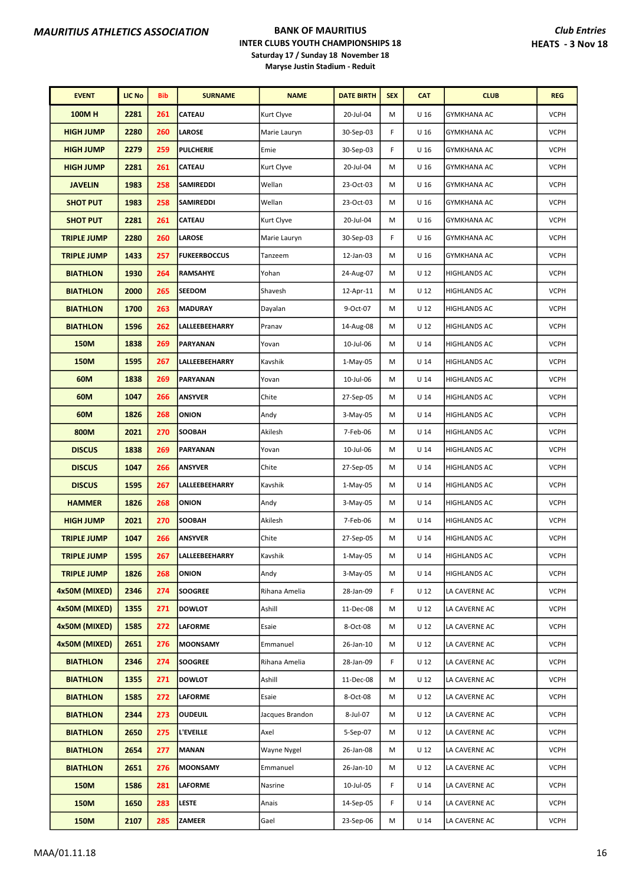*MAURITIUS ATHLETICS ASSOCIATION*

**BANK OF MAURITIUS**
**INTER CLUBS YOUTH CHAMPIONSHIPS 18**
**Saturday 17 / Sunday 18 November 18**
**Maryse Justin Stadium - Reduit**

***Club Entries***
**HEATS - 3 Nov 18**

| EVENT | LIC No | Bib | SURNAME | NAME | DATE BIRTH | SEX | CAT | CLUB | REG |
|---|---|---|---|---|---|---|---|---|---|
| 100M H | 2281 | 261 | CATEAU | Kurt Clyve | 20-Jul-04 | M | U 16 | GYMKHANA AC | VCPH |
| HIGH JUMP | 2280 | 260 | LAROSE | Marie Lauryn | 30-Sep-03 | F | U 16 | GYMKHANA AC | VCPH |
| HIGH JUMP | 2279 | 259 | PULCHERIE | Emie | 30-Sep-03 | F | U 16 | GYMKHANA AC | VCPH |
| HIGH JUMP | 2281 | 261 | CATEAU | Kurt Clyve | 20-Jul-04 | M | U 16 | GYMKHANA AC | VCPH |
| JAVELIN | 1983 | 258 | SAMIREDDI | Wellan | 23-Oct-03 | M | U 16 | GYMKHANA AC | VCPH |
| SHOT PUT | 1983 | 258 | SAMIREDDI | Wellan | 23-Oct-03 | M | U 16 | GYMKHANA AC | VCPH |
| SHOT PUT | 2281 | 261 | CATEAU | Kurt Clyve | 20-Jul-04 | M | U 16 | GYMKHANA AC | VCPH |
| TRIPLE JUMP | 2280 | 260 | LAROSE | Marie Lauryn | 30-Sep-03 | F | U 16 | GYMKHANA AC | VCPH |
| TRIPLE JUMP | 1433 | 257 | FUKEERBOCCUS | Tanzeem | 12-Jan-03 | M | U 16 | GYMKHANA AC | VCPH |
| BIATHLON | 1930 | 264 | RAMSAHYE | Yohan | 24-Aug-07 | M | U 12 | HIGHLANDS AC | VCPH |
| BIATHLON | 2000 | 265 | SEEDOM | Shavesh | 12-Apr-11 | M | U 12 | HIGHLANDS AC | VCPH |
| BIATHLON | 1700 | 263 | MADURAY | Dayalan | 9-Oct-07 | M | U 12 | HIGHLANDS AC | VCPH |
| BIATHLON | 1596 | 262 | LALLEEBEEHARRY | Pranav | 14-Aug-08 | M | U 12 | HIGHLANDS AC | VCPH |
| 150M | 1838 | 269 | PARYANAN | Yovan | 10-Jul-06 | M | U 14 | HIGHLANDS AC | VCPH |
| 150M | 1595 | 267 | LALLEEBEEHARRY | Kavshik | 1-May-05 | M | U 14 | HIGHLANDS AC | VCPH |
| 60M | 1838 | 269 | PARYANAN | Yovan | 10-Jul-06 | M | U 14 | HIGHLANDS AC | VCPH |
| 60M | 1047 | 266 | ANSYVER | Chite | 27-Sep-05 | M | U 14 | HIGHLANDS AC | VCPH |
| 60M | 1826 | 268 | ONION | Andy | 3-May-05 | M | U 14 | HIGHLANDS AC | VCPH |
| 800M | 2021 | 270 | SOOBAH | Akilesh | 7-Feb-06 | M | U 14 | HIGHLANDS AC | VCPH |
| DISCUS | 1838 | 269 | PARYANAN | Yovan | 10-Jul-06 | M | U 14 | HIGHLANDS AC | VCPH |
| DISCUS | 1047 | 266 | ANSYVER | Chite | 27-Sep-05 | M | U 14 | HIGHLANDS AC | VCPH |
| DISCUS | 1595 | 267 | LALLEEBEEHARRY | Kavshik | 1-May-05 | M | U 14 | HIGHLANDS AC | VCPH |
| HAMMER | 1826 | 268 | ONION | Andy | 3-May-05 | M | U 14 | HIGHLANDS AC | VCPH |
| HIGH JUMP | 2021 | 270 | SOOBAH | Akilesh | 7-Feb-06 | M | U 14 | HIGHLANDS AC | VCPH |
| TRIPLE JUMP | 1047 | 266 | ANSYVER | Chite | 27-Sep-05 | M | U 14 | HIGHLANDS AC | VCPH |
| TRIPLE JUMP | 1595 | 267 | LALLEEBEEHARRY | Kavshik | 1-May-05 | M | U 14 | HIGHLANDS AC | VCPH |
| TRIPLE JUMP | 1826 | 268 | ONION | Andy | 3-May-05 | M | U 14 | HIGHLANDS AC | VCPH |
| 4x50M (MIXED) | 2346 | 274 | SOOGREE | Rihana Amelia | 28-Jan-09 | F | U 12 | LA CAVERNE AC | VCPH |
| 4x50M (MIXED) | 1355 | 271 | DOWLOT | Ashill | 11-Dec-08 | M | U 12 | LA CAVERNE AC | VCPH |
| 4x50M (MIXED) | 1585 | 272 | LAFORME | Esaie | 8-Oct-08 | M | U 12 | LA CAVERNE AC | VCPH |
| 4x50M (MIXED) | 2651 | 276 | MOONSAMY | Emmanuel | 26-Jan-10 | M | U 12 | LA CAVERNE AC | VCPH |
| BIATHLON | 2346 | 274 | SOOGREE | Rihana Amelia | 28-Jan-09 | F | U 12 | LA CAVERNE AC | VCPH |
| BIATHLON | 1355 | 271 | DOWLOT | Ashill | 11-Dec-08 | M | U 12 | LA CAVERNE AC | VCPH |
| BIATHLON | 1585 | 272 | LAFORME | Esaie | 8-Oct-08 | M | U 12 | LA CAVERNE AC | VCPH |
| BIATHLON | 2344 | 273 | OUDEUIL | Jacques Brandon | 8-Jul-07 | M | U 12 | LA CAVERNE AC | VCPH |
| BIATHLON | 2650 | 275 | L'EVEILLE | Axel | 5-Sep-07 | M | U 12 | LA CAVERNE AC | VCPH |
| BIATHLON | 2654 | 277 | MANAN | Wayne Nygel | 26-Jan-08 | M | U 12 | LA CAVERNE AC | VCPH |
| BIATHLON | 2651 | 276 | MOONSAMY | Emmanuel | 26-Jan-10 | M | U 12 | LA CAVERNE AC | VCPH |
| 150M | 1586 | 281 | LAFORME | Nasrine | 10-Jul-05 | F | U 14 | LA CAVERNE AC | VCPH |
| 150M | 1650 | 283 | LESTE | Anais | 14-Sep-05 | F | U 14 | LA CAVERNE AC | VCPH |
| 150M | 2107 | 285 | ZAMEER | Gael | 23-Sep-06 | M | U 14 | LA CAVERNE AC | VCPH |

MAA/01.11.18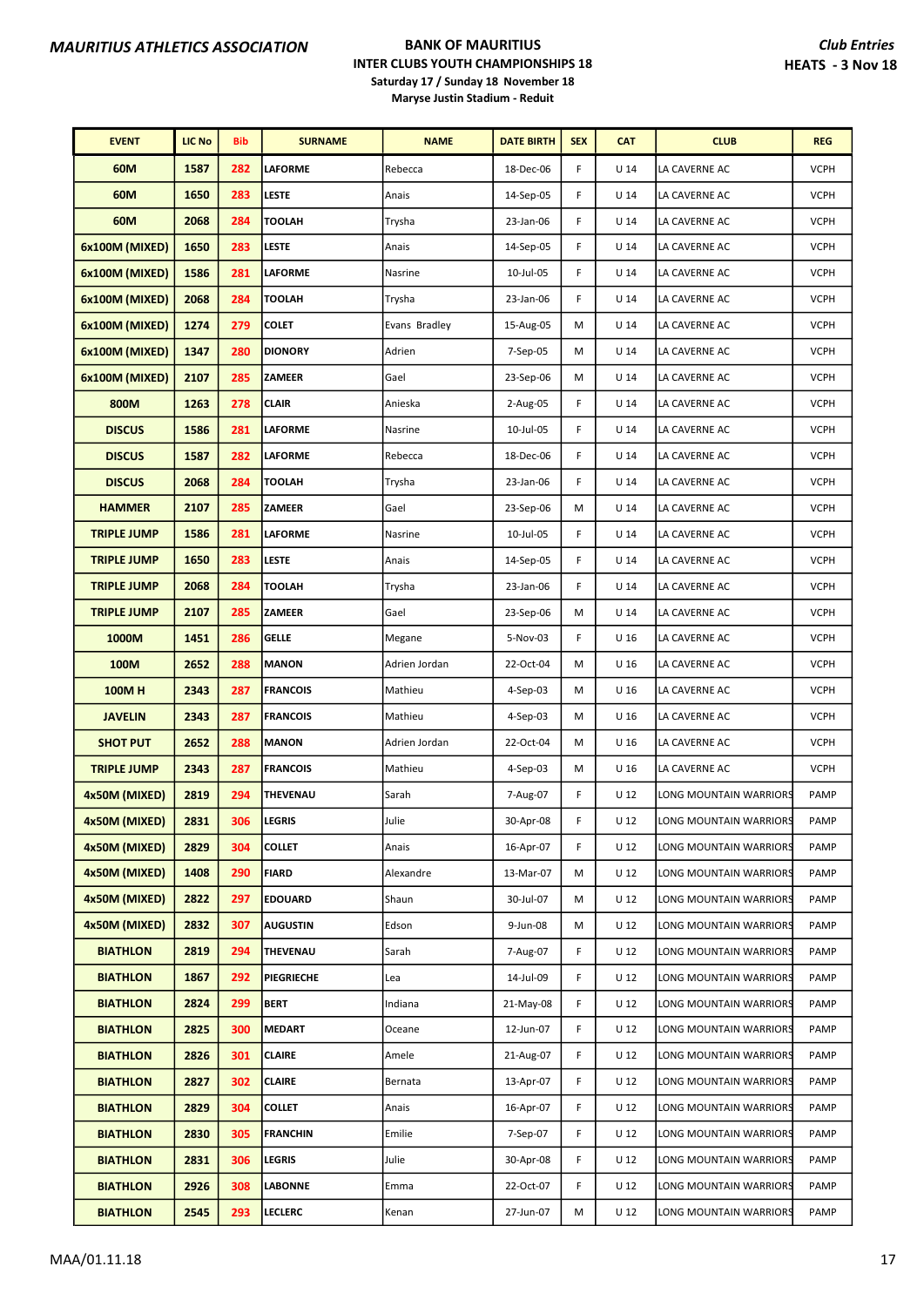**MAURITIUS ATHLETICS ASSOCIATION**

**BANK OF MAURITIUS**
**INTER CLUBS YOUTH CHAMPIONSHIPS 18**
**Saturday 17 / Sunday 18 November 18**
**Maryse Justin Stadium - Reduit**

**Club Entries**
**HEATS - 3 Nov 18**

| EVENT | LIC No | Bib | SURNAME | NAME | DATE BIRTH | SEX | CAT | CLUB | REG |
|---|---|---|---|---|---|---|---|---|---|
| 60M | 1587 | 282 | LAFORME | Rebecca | 18-Dec-06 | F | U 14 | LA CAVERNE AC | VCPH |
| 60M | 1650 | 283 | LESTE | Anais | 14-Sep-05 | F | U 14 | LA CAVERNE AC | VCPH |
| 60M | 2068 | 284 | TOOLAH | Trysha | 23-Jan-06 | F | U 14 | LA CAVERNE AC | VCPH |
| 6x100M (MIXED) | 1650 | 283 | LESTE | Anais | 14-Sep-05 | F | U 14 | LA CAVERNE AC | VCPH |
| 6x100M (MIXED) | 1586 | 281 | LAFORME | Nasrine | 10-Jul-05 | F | U 14 | LA CAVERNE AC | VCPH |
| 6x100M (MIXED) | 2068 | 284 | TOOLAH | Trysha | 23-Jan-06 | F | U 14 | LA CAVERNE AC | VCPH |
| 6x100M (MIXED) | 1274 | 279 | COLET | Evans Bradley | 15-Aug-05 | M | U 14 | LA CAVERNE AC | VCPH |
| 6x100M (MIXED) | 1347 | 280 | DIONORY | Adrien | 7-Sep-05 | M | U 14 | LA CAVERNE AC | VCPH |
| 6x100M (MIXED) | 2107 | 285 | ZAMEER | Gael | 23-Sep-06 | M | U 14 | LA CAVERNE AC | VCPH |
| 800M | 1263 | 278 | CLAIR | Anieska | 2-Aug-05 | F | U 14 | LA CAVERNE AC | VCPH |
| DISCUS | 1586 | 281 | LAFORME | Nasrine | 10-Jul-05 | F | U 14 | LA CAVERNE AC | VCPH |
| DISCUS | 1587 | 282 | LAFORME | Rebecca | 18-Dec-06 | F | U 14 | LA CAVERNE AC | VCPH |
| DISCUS | 2068 | 284 | TOOLAH | Trysha | 23-Jan-06 | F | U 14 | LA CAVERNE AC | VCPH |
| HAMMER | 2107 | 285 | ZAMEER | Gael | 23-Sep-06 | M | U 14 | LA CAVERNE AC | VCPH |
| TRIPLE JUMP | 1586 | 281 | LAFORME | Nasrine | 10-Jul-05 | F | U 14 | LA CAVERNE AC | VCPH |
| TRIPLE JUMP | 1650 | 283 | LESTE | Anais | 14-Sep-05 | F | U 14 | LA CAVERNE AC | VCPH |
| TRIPLE JUMP | 2068 | 284 | TOOLAH | Trysha | 23-Jan-06 | F | U 14 | LA CAVERNE AC | VCPH |
| TRIPLE JUMP | 2107 | 285 | ZAMEER | Gael | 23-Sep-06 | M | U 14 | LA CAVERNE AC | VCPH |
| 1000M | 1451 | 286 | GELLE | Megane | 5-Nov-03 | F | U 16 | LA CAVERNE AC | VCPH |
| 100M | 2652 | 288 | MANON | Adrien Jordan | 22-Oct-04 | M | U 16 | LA CAVERNE AC | VCPH |
| 100M H | 2343 | 287 | FRANCOIS | Mathieu | 4-Sep-03 | M | U 16 | LA CAVERNE AC | VCPH |
| JAVELIN | 2343 | 287 | FRANCOIS | Mathieu | 4-Sep-03 | M | U 16 | LA CAVERNE AC | VCPH |
| SHOT PUT | 2652 | 288 | MANON | Adrien Jordan | 22-Oct-04 | M | U 16 | LA CAVERNE AC | VCPH |
| TRIPLE JUMP | 2343 | 287 | FRANCOIS | Mathieu | 4-Sep-03 | M | U 16 | LA CAVERNE AC | VCPH |
| 4x50M (MIXED) | 2819 | 294 | THEVENAU | Sarah | 7-Aug-07 | F | U 12 | LONG MOUNTAIN WARRIORS | PAMP |
| 4x50M (MIXED) | 2831 | 306 | LEGRIS | Julie | 30-Apr-08 | F | U 12 | LONG MOUNTAIN WARRIORS | PAMP |
| 4x50M (MIXED) | 2829 | 304 | COLLET | Anais | 16-Apr-07 | F | U 12 | LONG MOUNTAIN WARRIORS | PAMP |
| 4x50M (MIXED) | 1408 | 290 | FIARD | Alexandre | 13-Mar-07 | M | U 12 | LONG MOUNTAIN WARRIORS | PAMP |
| 4x50M (MIXED) | 2822 | 297 | EDOUARD | Shaun | 30-Jul-07 | M | U 12 | LONG MOUNTAIN WARRIORS | PAMP |
| 4x50M (MIXED) | 2832 | 307 | AUGUSTIN | Edson | 9-Jun-08 | M | U 12 | LONG MOUNTAIN WARRIORS | PAMP |
| BIATHLON | 2819 | 294 | THEVENAU | Sarah | 7-Aug-07 | F | U 12 | LONG MOUNTAIN WARRIORS | PAMP |
| BIATHLON | 1867 | 292 | PIEGRIECHE | Lea | 14-Jul-09 | F | U 12 | LONG MOUNTAIN WARRIORS | PAMP |
| BIATHLON | 2824 | 299 | BERT | Indiana | 21-May-08 | F | U 12 | LONG MOUNTAIN WARRIORS | PAMP |
| BIATHLON | 2825 | 300 | MEDART | Oceane | 12-Jun-07 | F | U 12 | LONG MOUNTAIN WARRIORS | PAMP |
| BIATHLON | 2826 | 301 | CLAIRE | Amele | 21-Aug-07 | F | U 12 | LONG MOUNTAIN WARRIORS | PAMP |
| BIATHLON | 2827 | 302 | CLAIRE | Bernata | 13-Apr-07 | F | U 12 | LONG MOUNTAIN WARRIORS | PAMP |
| BIATHLON | 2829 | 304 | COLLET | Anais | 16-Apr-07 | F | U 12 | LONG MOUNTAIN WARRIORS | PAMP |
| BIATHLON | 2830 | 305 | FRANCHIN | Emilie | 7-Sep-07 | F | U 12 | LONG MOUNTAIN WARRIORS | PAMP |
| BIATHLON | 2831 | 306 | LEGRIS | Julie | 30-Apr-08 | F | U 12 | LONG MOUNTAIN WARRIORS | PAMP |
| BIATHLON | 2926 | 308 | LABONNE | Emma | 22-Oct-07 | F | U 12 | LONG MOUNTAIN WARRIORS | PAMP |
| BIATHLON | 2545 | 293 | LECLERC | Kenan | 27-Jun-07 | M | U 12 | LONG MOUNTAIN WARRIORS | PAMP |

MAA/01.11.18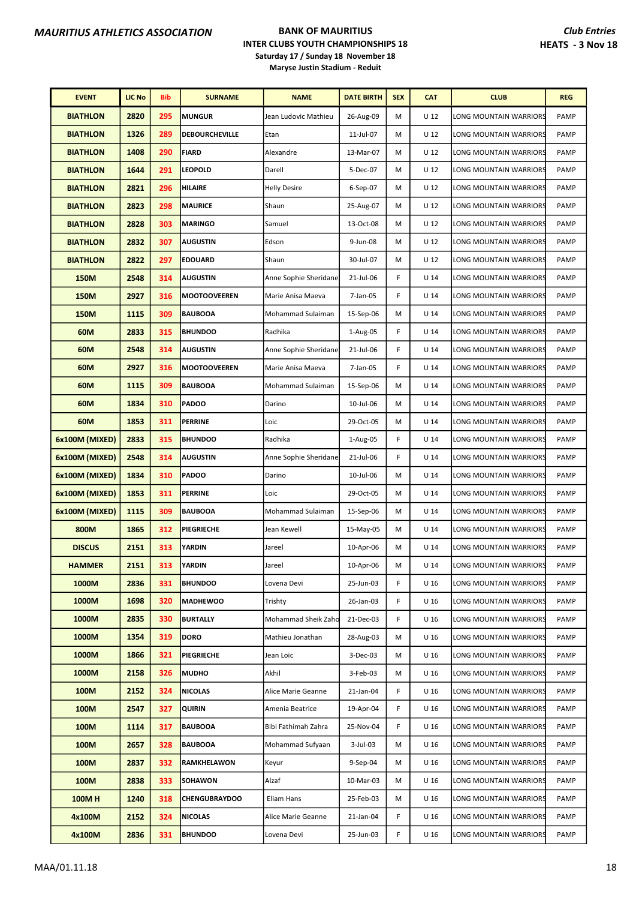**MAURITIUS ATHLETICS ASSOCIATION**

**BANK OF MAURITIUS**
**INTER CLUBS YOUTH CHAMPIONSHIPS 18**
**Saturday 17 / Sunday 18 November 18**
**Maryse Justin Stadium - Reduit**

***Club Entries***
**HEATS - 3 Nov 18**

| EVENT | LIC No | Bib | SURNAME | NAME | DATE BIRTH | SEX | CAT | CLUB | REG |
|---|---|---|---|---|---|---|---|---|---|
| BIATHLON | 2820 | 295 | MUNGUR | Jean Ludovic Mathieu | 26-Aug-09 | M | U 12 | LONG MOUNTAIN WARRIORS | PAMP |
| BIATHLON | 1326 | 289 | DEBOURCHEVILLE | Etan | 11-Jul-07 | M | U 12 | LONG MOUNTAIN WARRIORS | PAMP |
| BIATHLON | 1408 | 290 | FIARD | Alexandre | 13-Mar-07 | M | U 12 | LONG MOUNTAIN WARRIORS | PAMP |
| BIATHLON | 1644 | 291 | LEOPOLD | Darell | 5-Dec-07 | M | U 12 | LONG MOUNTAIN WARRIORS | PAMP |
| BIATHLON | 2821 | 296 | HILAIRE | Helly Desire | 6-Sep-07 | M | U 12 | LONG MOUNTAIN WARRIORS | PAMP |
| BIATHLON | 2823 | 298 | MAURICE | Shaun | 25-Aug-07 | M | U 12 | LONG MOUNTAIN WARRIORS | PAMP |
| BIATHLON | 2828 | 303 | MARINGO | Samuel | 13-Oct-08 | M | U 12 | LONG MOUNTAIN WARRIORS | PAMP |
| BIATHLON | 2832 | 307 | AUGUSTIN | Edson | 9-Jun-08 | M | U 12 | LONG MOUNTAIN WARRIORS | PAMP |
| BIATHLON | 2822 | 297 | EDOUARD | Shaun | 30-Jul-07 | M | U 12 | LONG MOUNTAIN WARRIORS | PAMP |
| 150M | 2548 | 314 | AUGUSTIN | Anne Sophie Sheridane | 21-Jul-06 | F | U 14 | LONG MOUNTAIN WARRIORS | PAMP |
| 150M | 2927 | 316 | MOOTOOVEEREN | Marie Anisa Maeva | 7-Jan-05 | F | U 14 | LONG MOUNTAIN WARRIORS | PAMP |
| 150M | 1115 | 309 | BAUBOOA | Mohammad Sulaiman | 15-Sep-06 | M | U 14 | LONG MOUNTAIN WARRIORS | PAMP |
| 60M | 2833 | 315 | BHUNDOO | Radhika | 1-Aug-05 | F | U 14 | LONG MOUNTAIN WARRIORS | PAMP |
| 60M | 2548 | 314 | AUGUSTIN | Anne Sophie Sheridane | 21-Jul-06 | F | U 14 | LONG MOUNTAIN WARRIORS | PAMP |
| 60M | 2927 | 316 | MOOTOOVEEREN | Marie Anisa Maeva | 7-Jan-05 | F | U 14 | LONG MOUNTAIN WARRIORS | PAMP |
| 60M | 1115 | 309 | BAUBOOA | Mohammad Sulaiman | 15-Sep-06 | M | U 14 | LONG MOUNTAIN WARRIORS | PAMP |
| 60M | 1834 | 310 | PADOO | Darino | 10-Jul-06 | M | U 14 | LONG MOUNTAIN WARRIORS | PAMP |
| 60M | 1853 | 311 | PERRINE | Loic | 29-Oct-05 | M | U 14 | LONG MOUNTAIN WARRIORS | PAMP |
| 6x100M (MIXED) | 2833 | 315 | BHUNDOO | Radhika | 1-Aug-05 | F | U 14 | LONG MOUNTAIN WARRIORS | PAMP |
| 6x100M (MIXED) | 2548 | 314 | AUGUSTIN | Anne Sophie Sheridane | 21-Jul-06 | F | U 14 | LONG MOUNTAIN WARRIORS | PAMP |
| 6x100M (MIXED) | 1834 | 310 | PADOO | Darino | 10-Jul-06 | M | U 14 | LONG MOUNTAIN WARRIORS | PAMP |
| 6x100M (MIXED) | 1853 | 311 | PERRINE | Loic | 29-Oct-05 | M | U 14 | LONG MOUNTAIN WARRIORS | PAMP |
| 6x100M (MIXED) | 1115 | 309 | BAUBOOA | Mohammad Sulaiman | 15-Sep-06 | M | U 14 | LONG MOUNTAIN WARRIORS | PAMP |
| 800M | 1865 | 312 | PIEGRIECHE | Jean Kewell | 15-May-05 | M | U 14 | LONG MOUNTAIN WARRIORS | PAMP |
| DISCUS | 2151 | 313 | YARDIN | Jareel | 10-Apr-06 | M | U 14 | LONG MOUNTAIN WARRIORS | PAMP |
| HAMMER | 2151 | 313 | YARDIN | Jareel | 10-Apr-06 | M | U 14 | LONG MOUNTAIN WARRIORS | PAMP |
| 1000M | 2836 | 331 | BHUNDOO | Lovena Devi | 25-Jun-03 | F | U 16 | LONG MOUNTAIN WARRIORS | PAMP |
| 1000M | 1698 | 320 | MADHEWOO | Trishty | 26-Jan-03 | F | U 16 | LONG MOUNTAIN WARRIORS | PAMP |
| 1000M | 2835 | 330 | BURTALLY | Mohammad Sheik Zaho | 21-Dec-03 | F | U 16 | LONG MOUNTAIN WARRIORS | PAMP |
| 1000M | 1354 | 319 | DORO | Mathieu Jonathan | 28-Aug-03 | M | U 16 | LONG MOUNTAIN WARRIORS | PAMP |
| 1000M | 1866 | 321 | PIEGRIECHE | Jean Loic | 3-Dec-03 | M | U 16 | LONG MOUNTAIN WARRIORS | PAMP |
| 1000M | 2158 | 326 | MUDHO | Akhil | 3-Feb-03 | M | U 16 | LONG MOUNTAIN WARRIORS | PAMP |
| 100M | 2152 | 324 | NICOLAS | Alice Marie Geanne | 21-Jan-04 | F | U 16 | LONG MOUNTAIN WARRIORS | PAMP |
| 100M | 2547 | 327 | QUIRIN | Amenia Beatrice | 19-Apr-04 | F | U 16 | LONG MOUNTAIN WARRIORS | PAMP |
| 100M | 1114 | 317 | BAUBOOA | Bibi Fathimah Zahra | 25-Nov-04 | F | U 16 | LONG MOUNTAIN WARRIORS | PAMP |
| 100M | 2657 | 328 | BAUBOOA | Mohammad Sufyaan | 3-Jul-03 | M | U 16 | LONG MOUNTAIN WARRIORS | PAMP |
| 100M | 2837 | 332 | RAMKHELAWON | Keyur | 9-Sep-04 | M | U 16 | LONG MOUNTAIN WARRIORS | PAMP |
| 100M | 2838 | 333 | SOHAWON | Alzaf | 10-Mar-03 | M | U 16 | LONG MOUNTAIN WARRIORS | PAMP |
| 100M H | 1240 | 318 | CHENGUBRAYDOO | Eliam Hans | 25-Feb-03 | M | U 16 | LONG MOUNTAIN WARRIORS | PAMP |
| 4x100M | 2152 | 324 | NICOLAS | Alice Marie Geanne | 21-Jan-04 | F | U 16 | LONG MOUNTAIN WARRIORS | PAMP |
| 4x100M | 2836 | 331 | BHUNDOO | Lovena Devi | 25-Jun-03 | F | U 16 | LONG MOUNTAIN WARRIORS | PAMP |

MAA/01.11.18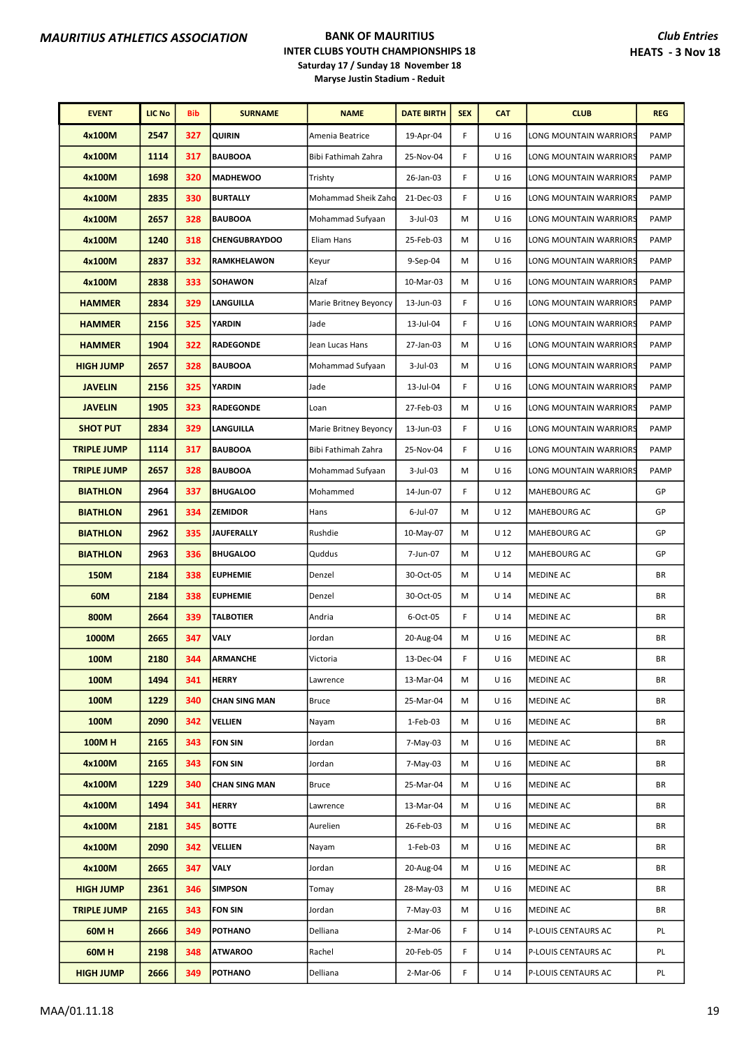**MAURITIUS ATHLETICS ASSOCIATION**

**BANK OF MAURITIUS**
**INTER CLUBS YOUTH CHAMPIONSHIPS 18**
**Saturday 17 / Sunday 18 November 18**
**Maryse Justin Stadium - Reduit**

***Club Entries***
**HEATS - 3 Nov 18**

| EVENT | LIC No | Bib | SURNAME | NAME | DATE BIRTH | SEX | CAT | CLUB | REG |
|---|---|---|---|---|---|---|---|---|---|
| 4x100M | 2547 | 327 | QUIRIN | Amenia Beatrice | 19-Apr-04 | F | U 16 | LONG MOUNTAIN WARRIORS | PAMP |
| 4x100M | 1114 | 317 | BAUBOOA | Bibi Fathimah Zahra | 25-Nov-04 | F | U 16 | LONG MOUNTAIN WARRIORS | PAMP |
| 4x100M | 1698 | 320 | MADHEWOO | Trishty | 26-Jan-03 | F | U 16 | LONG MOUNTAIN WARRIORS | PAMP |
| 4x100M | 2835 | 330 | BURTALLY | Mohammad Sheik Zaho | 21-Dec-03 | F | U 16 | LONG MOUNTAIN WARRIORS | PAMP |
| 4x100M | 2657 | 328 | BAUBOOA | Mohammad Sufyaan | 3-Jul-03 | M | U 16 | LONG MOUNTAIN WARRIORS | PAMP |
| 4x100M | 1240 | 318 | CHENGUBRAYDOO | Eliam Hans | 25-Feb-03 | M | U 16 | LONG MOUNTAIN WARRIORS | PAMP |
| 4x100M | 2837 | 332 | RAMKHELAWON | Keyur | 9-Sep-04 | M | U 16 | LONG MOUNTAIN WARRIORS | PAMP |
| 4x100M | 2838 | 333 | SOHAWON | Alzaf | 10-Mar-03 | M | U 16 | LONG MOUNTAIN WARRIORS | PAMP |
| HAMMER | 2834 | 329 | LANGUILLA | Marie Britney Beyoncy | 13-Jun-03 | F | U 16 | LONG MOUNTAIN WARRIORS | PAMP |
| HAMMER | 2156 | 325 | YARDIN | Jade | 13-Jul-04 | F | U 16 | LONG MOUNTAIN WARRIORS | PAMP |
| HAMMER | 1904 | 322 | RADEGONDE | Jean Lucas Hans | 27-Jan-03 | M | U 16 | LONG MOUNTAIN WARRIORS | PAMP |
| HIGH JUMP | 2657 | 328 | BAUBOOA | Mohammad Sufyaan | 3-Jul-03 | M | U 16 | LONG MOUNTAIN WARRIORS | PAMP |
| JAVELIN | 2156 | 325 | YARDIN | Jade | 13-Jul-04 | F | U 16 | LONG MOUNTAIN WARRIORS | PAMP |
| JAVELIN | 1905 | 323 | RADEGONDE | Loan | 27-Feb-03 | M | U 16 | LONG MOUNTAIN WARRIORS | PAMP |
| SHOT PUT | 2834 | 329 | LANGUILLA | Marie Britney Beyoncy | 13-Jun-03 | F | U 16 | LONG MOUNTAIN WARRIORS | PAMP |
| TRIPLE JUMP | 1114 | 317 | BAUBOOA | Bibi Fathimah Zahra | 25-Nov-04 | F | U 16 | LONG MOUNTAIN WARRIORS | PAMP |
| TRIPLE JUMP | 2657 | 328 | BAUBOOA | Mohammad Sufyaan | 3-Jul-03 | M | U 16 | LONG MOUNTAIN WARRIORS | PAMP |
| BIATHLON | 2964 | 337 | BHUGALOO | Mohammed | 14-Jun-07 | F | U 12 | MAHEBOURG AC | GP |
| BIATHLON | 2961 | 334 | ZEMIDOR | Hans | 6-Jul-07 | M | U 12 | MAHEBOURG AC | GP |
| BIATHLON | 2962 | 335 | JAUFERALLY | Rushdie | 10-May-07 | M | U 12 | MAHEBOURG AC | GP |
| BIATHLON | 2963 | 336 | BHUGALOO | Quddus | 7-Jun-07 | M | U 12 | MAHEBOURG AC | GP |
| 150M | 2184 | 338 | EUPHEMIE | Denzel | 30-Oct-05 | M | U 14 | MEDINE AC | BR |
| 60M | 2184 | 338 | EUPHEMIE | Denzel | 30-Oct-05 | M | U 14 | MEDINE AC | BR |
| 800M | 2664 | 339 | TALBOTIER | Andria | 6-Oct-05 | F | U 14 | MEDINE AC | BR |
| 1000M | 2665 | 347 | VALY | Jordan | 20-Aug-04 | M | U 16 | MEDINE AC | BR |
| 100M | 2180 | 344 | ARMANCHE | Victoria | 13-Dec-04 | F | U 16 | MEDINE AC | BR |
| 100M | 1494 | 341 | HERRY | Lawrence | 13-Mar-04 | M | U 16 | MEDINE AC | BR |
| 100M | 1229 | 340 | CHAN SING MAN | Bruce | 25-Mar-04 | M | U 16 | MEDINE AC | BR |
| 100M | 2090 | 342 | VELLIEN | Nayam | 1-Feb-03 | M | U 16 | MEDINE AC | BR |
| 100M H | 2165 | 343 | FON SIN | Jordan | 7-May-03 | M | U 16 | MEDINE AC | BR |
| 4x100M | 2165 | 343 | FON SIN | Jordan | 7-May-03 | M | U 16 | MEDINE AC | BR |
| 4x100M | 1229 | 340 | CHAN SING MAN | Bruce | 25-Mar-04 | M | U 16 | MEDINE AC | BR |
| 4x100M | 1494 | 341 | HERRY | Lawrence | 13-Mar-04 | M | U 16 | MEDINE AC | BR |
| 4x100M | 2181 | 345 | BOTTE | Aurelien | 26-Feb-03 | M | U 16 | MEDINE AC | BR |
| 4x100M | 2090 | 342 | VELLIEN | Nayam | 1-Feb-03 | M | U 16 | MEDINE AC | BR |
| 4x100M | 2665 | 347 | VALY | Jordan | 20-Aug-04 | M | U 16 | MEDINE AC | BR |
| HIGH JUMP | 2361 | 346 | SIMPSON | Tomay | 28-May-03 | M | U 16 | MEDINE AC | BR |
| TRIPLE JUMP | 2165 | 343 | FON SIN | Jordan | 7-May-03 | M | U 16 | MEDINE AC | BR |
| 60M H | 2666 | 349 | POTHANO | Delliana | 2-Mar-06 | F | U 14 | P-LOUIS CENTAURS AC | PL |
| 60M H | 2198 | 348 | ATWAROO | Rachel | 20-Feb-05 | F | U 14 | P-LOUIS CENTAURS AC | PL |
| HIGH JUMP | 2666 | 349 | POTHANO | Delliana | 2-Mar-06 | F | U 14 | P-LOUIS CENTAURS AC | PL |

MAA/01.11.18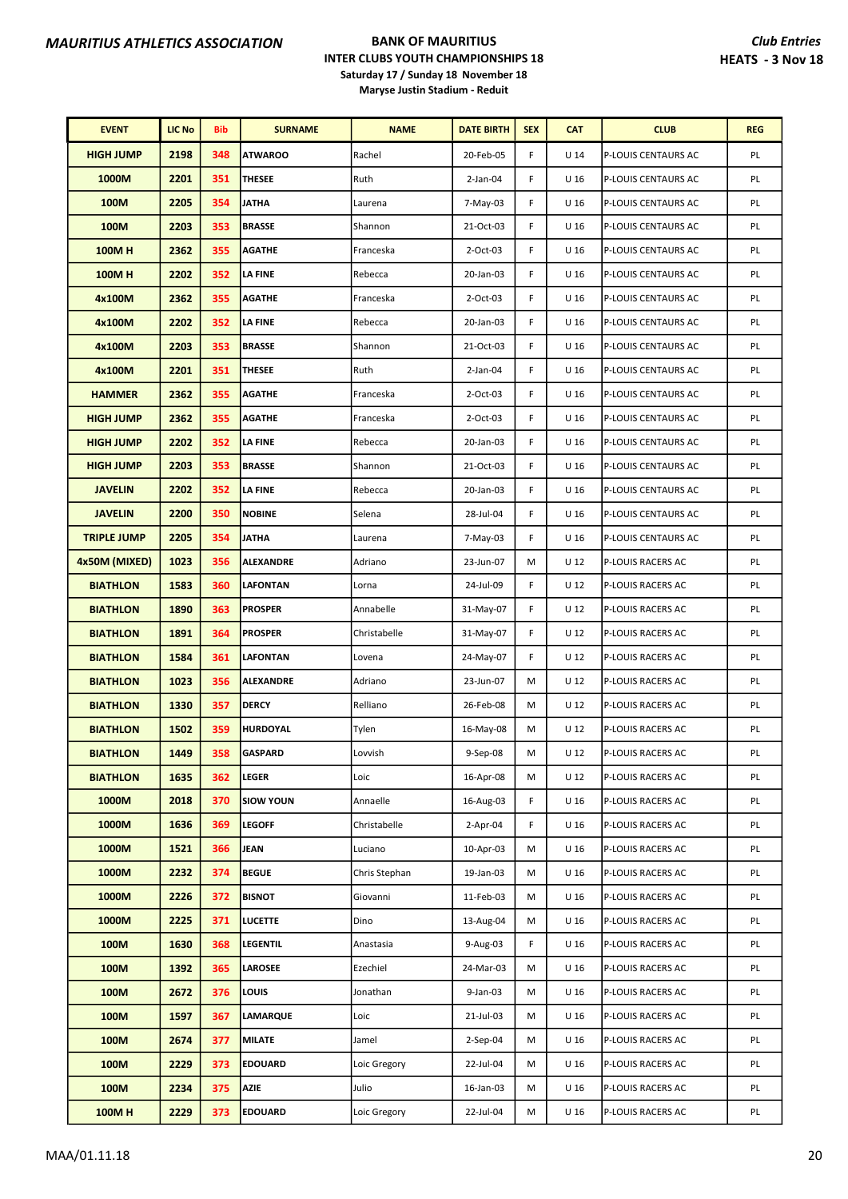**MAURITIUS ATHLETICS ASSOCIATION**

**BANK OF MAURITIUS**
**INTER CLUBS YOUTH CHAMPIONSHIPS 18**
**Saturday 17 / Sunday 18 November 18**
**Maryse Justin Stadium - Reduit**

***Club Entries***
**HEATS - 3 Nov 18**

| EVENT | LIC No | Bib | SURNAME | NAME | DATE BIRTH | SEX | CAT | CLUB | REG |
|---|---|---|---|---|---|---|---|---|---|
| HIGH JUMP | 2198 | 348 | ATWAROO | Rachel | 20-Feb-05 | F | U 14 | P-LOUIS CENTAURS AC | PL |
| 1000M | 2201 | 351 | THESEE | Ruth | 2-Jan-04 | F | U 16 | P-LOUIS CENTAURS AC | PL |
| 100M | 2205 | 354 | JATHA | Laurena | 7-May-03 | F | U 16 | P-LOUIS CENTAURS AC | PL |
| 100M | 2203 | 353 | BRASSE | Shannon | 21-Oct-03 | F | U 16 | P-LOUIS CENTAURS AC | PL |
| 100M H | 2362 | 355 | AGATHE | Franceska | 2-Oct-03 | F | U 16 | P-LOUIS CENTAURS AC | PL |
| 100M H | 2202 | 352 | LA FINE | Rebecca | 20-Jan-03 | F | U 16 | P-LOUIS CENTAURS AC | PL |
| 4x100M | 2362 | 355 | AGATHE | Franceska | 2-Oct-03 | F | U 16 | P-LOUIS CENTAURS AC | PL |
| 4x100M | 2202 | 352 | LA FINE | Rebecca | 20-Jan-03 | F | U 16 | P-LOUIS CENTAURS AC | PL |
| 4x100M | 2203 | 353 | BRASSE | Shannon | 21-Oct-03 | F | U 16 | P-LOUIS CENTAURS AC | PL |
| 4x100M | 2201 | 351 | THESEE | Ruth | 2-Jan-04 | F | U 16 | P-LOUIS CENTAURS AC | PL |
| HAMMER | 2362 | 355 | AGATHE | Franceska | 2-Oct-03 | F | U 16 | P-LOUIS CENTAURS AC | PL |
| HIGH JUMP | 2362 | 355 | AGATHE | Franceska | 2-Oct-03 | F | U 16 | P-LOUIS CENTAURS AC | PL |
| HIGH JUMP | 2202 | 352 | LA FINE | Rebecca | 20-Jan-03 | F | U 16 | P-LOUIS CENTAURS AC | PL |
| HIGH JUMP | 2203 | 353 | BRASSE | Shannon | 21-Oct-03 | F | U 16 | P-LOUIS CENTAURS AC | PL |
| JAVELIN | 2202 | 352 | LA FINE | Rebecca | 20-Jan-03 | F | U 16 | P-LOUIS CENTAURS AC | PL |
| JAVELIN | 2200 | 350 | NOBINE | Selena | 28-Jul-04 | F | U 16 | P-LOUIS CENTAURS AC | PL |
| TRIPLE JUMP | 2205 | 354 | JATHA | Laurena | 7-May-03 | F | U 16 | P-LOUIS CENTAURS AC | PL |
| 4x50M (MIXED) | 1023 | 356 | ALEXANDRE | Adriano | 23-Jun-07 | M | U 12 | P-LOUIS RACERS AC | PL |
| BIATHLON | 1583 | 360 | LAFONTAN | Lorna | 24-Jul-09 | F | U 12 | P-LOUIS RACERS AC | PL |
| BIATHLON | 1890 | 363 | PROSPER | Annabelle | 31-May-07 | F | U 12 | P-LOUIS RACERS AC | PL |
| BIATHLON | 1891 | 364 | PROSPER | Christabelle | 31-May-07 | F | U 12 | P-LOUIS RACERS AC | PL |
| BIATHLON | 1584 | 361 | LAFONTAN | Lovena | 24-May-07 | F | U 12 | P-LOUIS RACERS AC | PL |
| BIATHLON | 1023 | 356 | ALEXANDRE | Adriano | 23-Jun-07 | M | U 12 | P-LOUIS RACERS AC | PL |
| BIATHLON | 1330 | 357 | DERCY | Relliano | 26-Feb-08 | M | U 12 | P-LOUIS RACERS AC | PL |
| BIATHLON | 1502 | 359 | HURDOYAL | Tylen | 16-May-08 | M | U 12 | P-LOUIS RACERS AC | PL |
| BIATHLON | 1449 | 358 | GASPARD | Lovvish | 9-Sep-08 | M | U 12 | P-LOUIS RACERS AC | PL |
| BIATHLON | 1635 | 362 | LEGER | Loic | 16-Apr-08 | M | U 12 | P-LOUIS RACERS AC | PL |
| 1000M | 2018 | 370 | SIOW YOUN | Annaelle | 16-Aug-03 | F | U 16 | P-LOUIS RACERS AC | PL |
| 1000M | 1636 | 369 | LEGOFF | Christabelle | 2-Apr-04 | F | U 16 | P-LOUIS RACERS AC | PL |
| 1000M | 1521 | 366 | JEAN | Luciano | 10-Apr-03 | M | U 16 | P-LOUIS RACERS AC | PL |
| 1000M | 2232 | 374 | BEGUE | Chris Stephan | 19-Jan-03 | M | U 16 | P-LOUIS RACERS AC | PL |
| 1000M | 2226 | 372 | BISNOT | Giovanni | 11-Feb-03 | M | U 16 | P-LOUIS RACERS AC | PL |
| 1000M | 2225 | 371 | LUCETTE | Dino | 13-Aug-04 | M | U 16 | P-LOUIS RACERS AC | PL |
| 100M | 1630 | 368 | LEGENTIL | Anastasia | 9-Aug-03 | F | U 16 | P-LOUIS RACERS AC | PL |
| 100M | 1392 | 365 | LAROSEE | Ezechiel | 24-Mar-03 | M | U 16 | P-LOUIS RACERS AC | PL |
| 100M | 2672 | 376 | LOUIS | Jonathan | 9-Jan-03 | M | U 16 | P-LOUIS RACERS AC | PL |
| 100M | 1597 | 367 | LAMARQUE | Loic | 21-Jul-03 | M | U 16 | P-LOUIS RACERS AC | PL |
| 100M | 2674 | 377 | MILATE | Jamel | 2-Sep-04 | M | U 16 | P-LOUIS RACERS AC | PL |
| 100M | 2229 | 373 | EDOUARD | Loic Gregory | 22-Jul-04 | M | U 16 | P-LOUIS RACERS AC | PL |
| 100M | 2234 | 375 | AZIE | Julio | 16-Jan-03 | M | U 16 | P-LOUIS RACERS AC | PL |
| 100M H | 2229 | 373 | EDOUARD | Loic Gregory | 22-Jul-04 | M | U 16 | P-LOUIS RACERS AC | PL |

MAA/01.11.18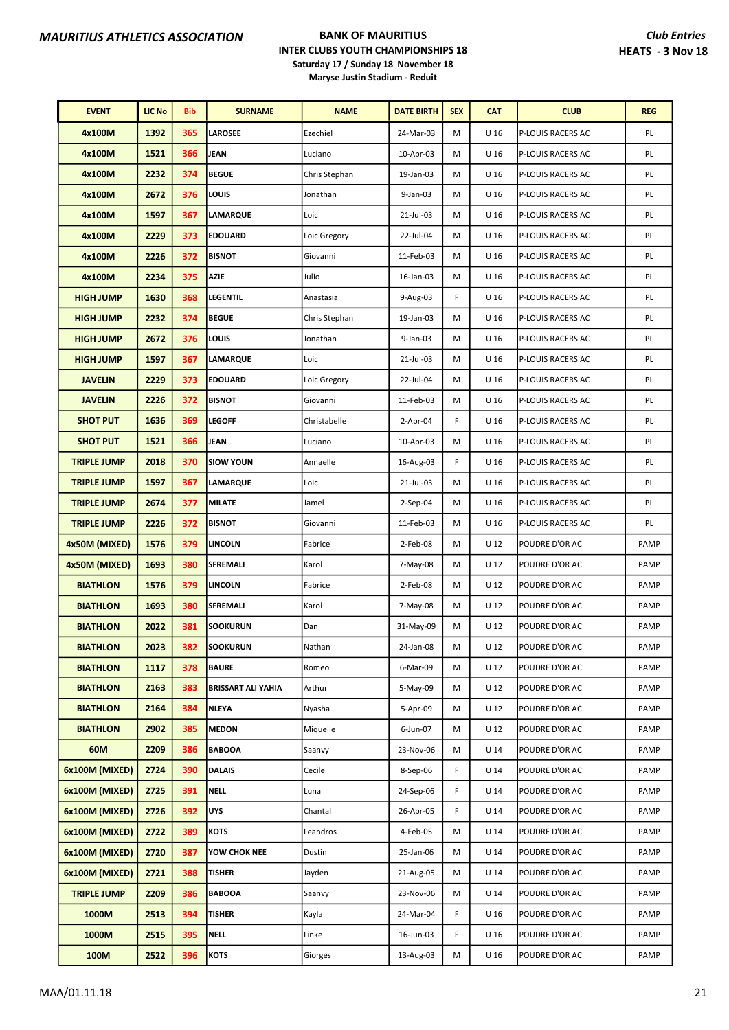**MAURITIUS ATHLETICS ASSOCIATION**

**BANK OF MAURITIUS**
**INTER CLUBS YOUTH CHAMPIONSHIPS 18**
**Saturday 17 / Sunday 18 November 18**
**Maryse Justin Stadium - Reduit**

***Club Entries***
**HEATS - 3 Nov 18**

| EVENT | LIC No | Bib | SURNAME | NAME | DATE BIRTH | SEX | CAT | CLUB | REG |
|---|---|---|---|---|---|---|---|---|---|
| 4x100M | 1392 | 365 | LAROSEE | Ezechiel | 24-Mar-03 | M | U 16 | P-LOUIS RACERS AC | PL |
| 4x100M | 1521 | 366 | JEAN | Luciano | 10-Apr-03 | M | U 16 | P-LOUIS RACERS AC | PL |
| 4x100M | 2232 | 374 | BEGUE | Chris Stephan | 19-Jan-03 | M | U 16 | P-LOUIS RACERS AC | PL |
| 4x100M | 2672 | 376 | LOUIS | Jonathan | 9-Jan-03 | M | U 16 | P-LOUIS RACERS AC | PL |
| 4x100M | 1597 | 367 | LAMARQUE | Loic | 21-Jul-03 | M | U 16 | P-LOUIS RACERS AC | PL |
| 4x100M | 2229 | 373 | EDOUARD | Loic Gregory | 22-Jul-04 | M | U 16 | P-LOUIS RACERS AC | PL |
| 4x100M | 2226 | 372 | BISNOT | Giovanni | 11-Feb-03 | M | U 16 | P-LOUIS RACERS AC | PL |
| 4x100M | 2234 | 375 | AZIE | Julio | 16-Jan-03 | M | U 16 | P-LOUIS RACERS AC | PL |
| HIGH JUMP | 1630 | 368 | LEGENTIL | Anastasia | 9-Aug-03 | F | U 16 | P-LOUIS RACERS AC | PL |
| HIGH JUMP | 2232 | 374 | BEGUE | Chris Stephan | 19-Jan-03 | M | U 16 | P-LOUIS RACERS AC | PL |
| HIGH JUMP | 2672 | 376 | LOUIS | Jonathan | 9-Jan-03 | M | U 16 | P-LOUIS RACERS AC | PL |
| HIGH JUMP | 1597 | 367 | LAMARQUE | Loic | 21-Jul-03 | M | U 16 | P-LOUIS RACERS AC | PL |
| JAVELIN | 2229 | 373 | EDOUARD | Loic Gregory | 22-Jul-04 | M | U 16 | P-LOUIS RACERS AC | PL |
| JAVELIN | 2226 | 372 | BISNOT | Giovanni | 11-Feb-03 | M | U 16 | P-LOUIS RACERS AC | PL |
| SHOT PUT | 1636 | 369 | LEGOFF | Christabelle | 2-Apr-04 | F | U 16 | P-LOUIS RACERS AC | PL |
| SHOT PUT | 1521 | 366 | JEAN | Luciano | 10-Apr-03 | M | U 16 | P-LOUIS RACERS AC | PL |
| TRIPLE JUMP | 2018 | 370 | SIOW YOUN | Annaelle | 16-Aug-03 | F | U 16 | P-LOUIS RACERS AC | PL |
| TRIPLE JUMP | 1597 | 367 | LAMARQUE | Loic | 21-Jul-03 | M | U 16 | P-LOUIS RACERS AC | PL |
| TRIPLE JUMP | 2674 | 377 | MILATE | Jamel | 2-Sep-04 | M | U 16 | P-LOUIS RACERS AC | PL |
| TRIPLE JUMP | 2226 | 372 | BISNOT | Giovanni | 11-Feb-03 | M | U 16 | P-LOUIS RACERS AC | PL |
| 4x50M (MIXED) | 1576 | 379 | LINCOLN | Fabrice | 2-Feb-08 | M | U 12 | POUDRE D'OR AC | PAMP |
| 4x50M (MIXED) | 1693 | 380 | SFREMALI | Karol | 7-May-08 | M | U 12 | POUDRE D'OR AC | PAMP |
| BIATHLON | 1576 | 379 | LINCOLN | Fabrice | 2-Feb-08 | M | U 12 | POUDRE D'OR AC | PAMP |
| BIATHLON | 1693 | 380 | SFREMALI | Karol | 7-May-08 | M | U 12 | POUDRE D'OR AC | PAMP |
| BIATHLON | 2022 | 381 | SOOKURUN | Dan | 31-May-09 | M | U 12 | POUDRE D'OR AC | PAMP |
| BIATHLON | 2023 | 382 | SOOKURUN | Nathan | 24-Jan-08 | M | U 12 | POUDRE D'OR AC | PAMP |
| BIATHLON | 1117 | 378 | BAURE | Romeo | 6-Mar-09 | M | U 12 | POUDRE D'OR AC | PAMP |
| BIATHLON | 2163 | 383 | BRISSART ALI YAHIA | Arthur | 5-May-09 | M | U 12 | POUDRE D'OR AC | PAMP |
| BIATHLON | 2164 | 384 | NLEYA | Nyasha | 5-Apr-09 | M | U 12 | POUDRE D'OR AC | PAMP |
| BIATHLON | 2902 | 385 | MEDON | Miquelle | 6-Jun-07 | M | U 12 | POUDRE D'OR AC | PAMP |
| 60M | 2209 | 386 | BABOOA | Saanvy | 23-Nov-06 | M | U 14 | POUDRE D'OR AC | PAMP |
| 6x100M (MIXED) | 2724 | 390 | DALAIS | Cecile | 8-Sep-06 | F | U 14 | POUDRE D'OR AC | PAMP |
| 6x100M (MIXED) | 2725 | 391 | NELL | Luna | 24-Sep-06 | F | U 14 | POUDRE D'OR AC | PAMP |
| 6x100M (MIXED) | 2726 | 392 | UYS | Chantal | 26-Apr-05 | F | U 14 | POUDRE D'OR AC | PAMP |
| 6x100M (MIXED) | 2722 | 389 | KOTS | Leandros | 4-Feb-05 | M | U 14 | POUDRE D'OR AC | PAMP |
| 6x100M (MIXED) | 2720 | 387 | YOW CHOK NEE | Dustin | 25-Jan-06 | M | U 14 | POUDRE D'OR AC | PAMP |
| 6x100M (MIXED) | 2721 | 388 | TISHER | Jayden | 21-Aug-05 | M | U 14 | POUDRE D'OR AC | PAMP |
| TRIPLE JUMP | 2209 | 386 | BABOOA | Saanvy | 23-Nov-06 | M | U 14 | POUDRE D'OR AC | PAMP |
| 1000M | 2513 | 394 | TISHER | Kayla | 24-Mar-04 | F | U 16 | POUDRE D'OR AC | PAMP |
| 1000M | 2515 | 395 | NELL | Linke | 16-Jun-03 | F | U 16 | POUDRE D'OR AC | PAMP |
| 100M | 2522 | 396 | KOTS | Giorges | 13-Aug-03 | M | U 16 | POUDRE D'OR AC | PAMP |

MAA/01.11.18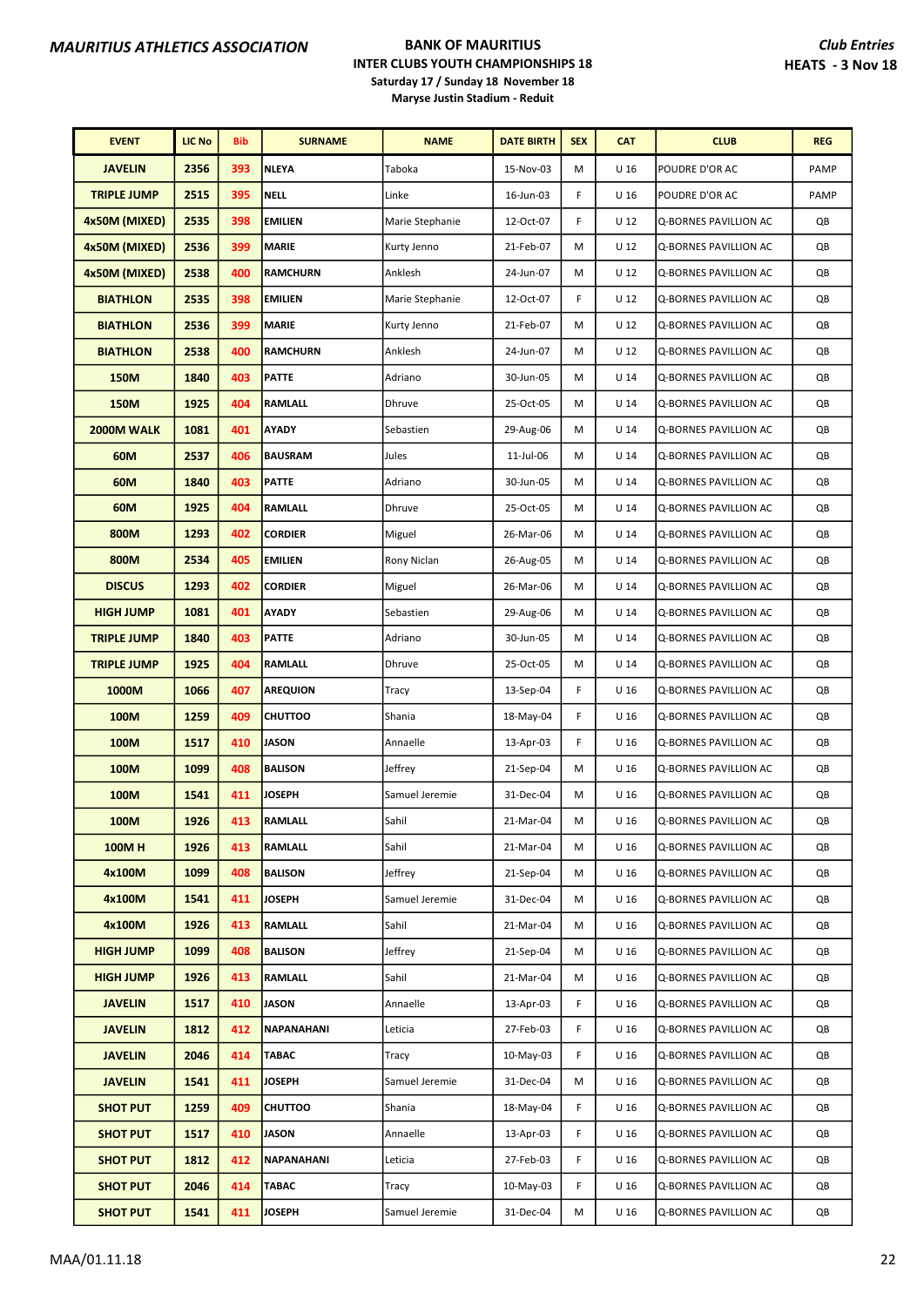**MAURITIUS ATHLETICS ASSOCIATION**

**BANK OF MAURITIUS**
**INTER CLUBS YOUTH CHAMPIONSHIPS 18**
**Saturday 17 / Sunday 18 November 18**
**Maryse Justin Stadium - Reduit**

***Club Entries***
***HEATS - 3 Nov 18***

| EVENT | LIC No | Bib | SURNAME | NAME | DATE BIRTH | SEX | CAT | CLUB | REG |
|---|---|---|---|---|---|---|---|---|---|
| JAVELIN | 2356 | 393 | NLEYA | Taboka | 15-Nov-03 | M | U 16 | POUDRE D'OR AC | PAMP |
| TRIPLE JUMP | 2515 | 395 | NELL | Linke | 16-Jun-03 | F | U 16 | POUDRE D'OR AC | PAMP |
| 4x50M (MIXED) | 2535 | 398 | EMILIEN | Marie Stephanie | 12-Oct-07 | F | U 12 | Q-BORNES PAVILLION AC | QB |
| 4x50M (MIXED) | 2536 | 399 | MARIE | Kurty Jenno | 21-Feb-07 | M | U 12 | Q-BORNES PAVILLION AC | QB |
| 4x50M (MIXED) | 2538 | 400 | RAMCHURN | Anklesh | 24-Jun-07 | M | U 12 | Q-BORNES PAVILLION AC | QB |
| BIATHLON | 2535 | 398 | EMILIEN | Marie Stephanie | 12-Oct-07 | F | U 12 | Q-BORNES PAVILLION AC | QB |
| BIATHLON | 2536 | 399 | MARIE | Kurty Jenno | 21-Feb-07 | M | U 12 | Q-BORNES PAVILLION AC | QB |
| BIATHLON | 2538 | 400 | RAMCHURN | Anklesh | 24-Jun-07 | M | U 12 | Q-BORNES PAVILLION AC | QB |
| 150M | 1840 | 403 | PATTE | Adriano | 30-Jun-05 | M | U 14 | Q-BORNES PAVILLION AC | QB |
| 150M | 1925 | 404 | RAMLALL | Dhruve | 25-Oct-05 | M | U 14 | Q-BORNES PAVILLION AC | QB |
| 2000M WALK | 1081 | 401 | AYADY | Sebastien | 29-Aug-06 | M | U 14 | Q-BORNES PAVILLION AC | QB |
| 60M | 2537 | 406 | BAUSRAM | Jules | 11-Jul-06 | M | U 14 | Q-BORNES PAVILLION AC | QB |
| 60M | 1840 | 403 | PATTE | Adriano | 30-Jun-05 | M | U 14 | Q-BORNES PAVILLION AC | QB |
| 60M | 1925 | 404 | RAMLALL | Dhruve | 25-Oct-05 | M | U 14 | Q-BORNES PAVILLION AC | QB |
| 800M | 1293 | 402 | CORDIER | Miguel | 26-Mar-06 | M | U 14 | Q-BORNES PAVILLION AC | QB |
| 800M | 2534 | 405 | EMILIEN | Rony Niclan | 26-Aug-05 | M | U 14 | Q-BORNES PAVILLION AC | QB |
| DISCUS | 1293 | 402 | CORDIER | Miguel | 26-Mar-06 | M | U 14 | Q-BORNES PAVILLION AC | QB |
| HIGH JUMP | 1081 | 401 | AYADY | Sebastien | 29-Aug-06 | M | U 14 | Q-BORNES PAVILLION AC | QB |
| TRIPLE JUMP | 1840 | 403 | PATTE | Adriano | 30-Jun-05 | M | U 14 | Q-BORNES PAVILLION AC | QB |
| TRIPLE JUMP | 1925 | 404 | RAMLALL | Dhruve | 25-Oct-05 | M | U 14 | Q-BORNES PAVILLION AC | QB |
| 1000M | 1066 | 407 | AREQUION | Tracy | 13-Sep-04 | F | U 16 | Q-BORNES PAVILLION AC | QB |
| 100M | 1259 | 409 | CHUTTOO | Shania | 18-May-04 | F | U 16 | Q-BORNES PAVILLION AC | QB |
| 100M | 1517 | 410 | JASON | Annaelle | 13-Apr-03 | F | U 16 | Q-BORNES PAVILLION AC | QB |
| 100M | 1099 | 408 | BALISON | Jeffrey | 21-Sep-04 | M | U 16 | Q-BORNES PAVILLION AC | QB |
| 100M | 1541 | 411 | JOSEPH | Samuel Jeremie | 31-Dec-04 | M | U 16 | Q-BORNES PAVILLION AC | QB |
| 100M | 1926 | 413 | RAMLALL | Sahil | 21-Mar-04 | M | U 16 | Q-BORNES PAVILLION AC | QB |
| 100M H | 1926 | 413 | RAMLALL | Sahil | 21-Mar-04 | M | U 16 | Q-BORNES PAVILLION AC | QB |
| 4x100M | 1099 | 408 | BALISON | Jeffrey | 21-Sep-04 | M | U 16 | Q-BORNES PAVILLION AC | QB |
| 4x100M | 1541 | 411 | JOSEPH | Samuel Jeremie | 31-Dec-04 | M | U 16 | Q-BORNES PAVILLION AC | QB |
| 4x100M | 1926 | 413 | RAMLALL | Sahil | 21-Mar-04 | M | U 16 | Q-BORNES PAVILLION AC | QB |
| HIGH JUMP | 1099 | 408 | BALISON | Jeffrey | 21-Sep-04 | M | U 16 | Q-BORNES PAVILLION AC | QB |
| HIGH JUMP | 1926 | 413 | RAMLALL | Sahil | 21-Mar-04 | M | U 16 | Q-BORNES PAVILLION AC | QB |
| JAVELIN | 1517 | 410 | JASON | Annaelle | 13-Apr-03 | F | U 16 | Q-BORNES PAVILLION AC | QB |
| JAVELIN | 1812 | 412 | NAPANAHANI | Leticia | 27-Feb-03 | F | U 16 | Q-BORNES PAVILLION AC | QB |
| JAVELIN | 2046 | 414 | TABAC | Tracy | 10-May-03 | F | U 16 | Q-BORNES PAVILLION AC | QB |
| JAVELIN | 1541 | 411 | JOSEPH | Samuel Jeremie | 31-Dec-04 | M | U 16 | Q-BORNES PAVILLION AC | QB |
| SHOT PUT | 1259 | 409 | CHUTTOO | Shania | 18-May-04 | F | U 16 | Q-BORNES PAVILLION AC | QB |
| SHOT PUT | 1517 | 410 | JASON | Annaelle | 13-Apr-03 | F | U 16 | Q-BORNES PAVILLION AC | QB |
| SHOT PUT | 1812 | 412 | NAPANAHANI | Leticia | 27-Feb-03 | F | U 16 | Q-BORNES PAVILLION AC | QB |
| SHOT PUT | 2046 | 414 | TABAC | Tracy | 10-May-03 | F | U 16 | Q-BORNES PAVILLION AC | QB |
| SHOT PUT | 1541 | 411 | JOSEPH | Samuel Jeremie | 31-Dec-04 | M | U 16 | Q-BORNES PAVILLION AC | QB |

MAA/01.11.18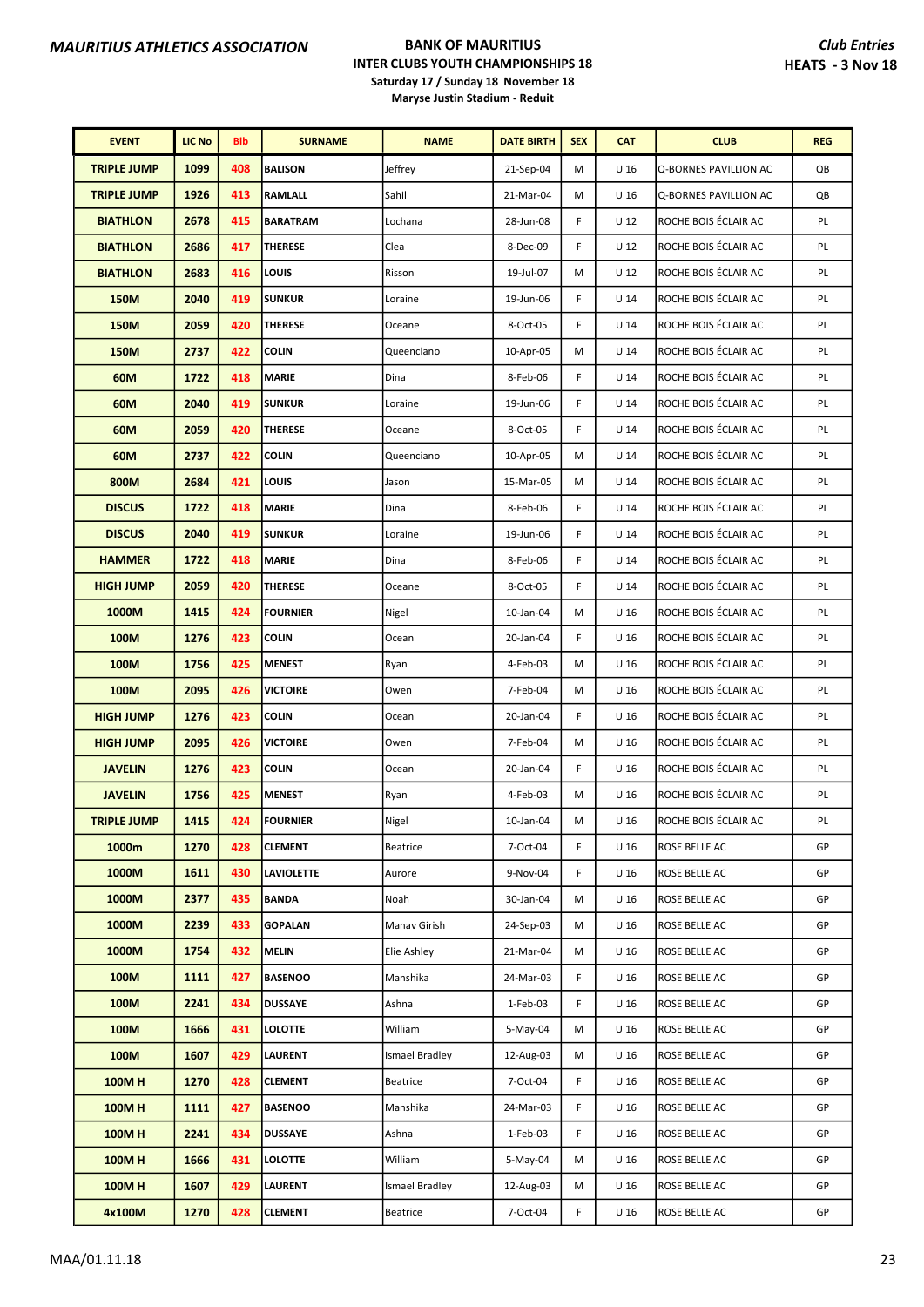**MAURITIUS ATHLETICS ASSOCIATION**

**BANK OF MAURITIUS**
**INTER CLUBS YOUTH CHAMPIONSHIPS 18**
**Saturday 17 / Sunday 18 November 18**
**Maryse Justin Stadium - Reduit**

***Club Entries***
**HEATS - 3 Nov 18**

| EVENT | LIC No | Bib | SURNAME | NAME | DATE BIRTH | SEX | CAT | CLUB | REG |
|---|---|---|---|---|---|---|---|---|---|
| TRIPLE JUMP | 1099 | 408 | BALISON | Jeffrey | 21-Sep-04 | M | U 16 | Q-BORNES PAVILLION AC | QB |
| TRIPLE JUMP | 1926 | 413 | RAMLALL | Sahil | 21-Mar-04 | M | U 16 | Q-BORNES PAVILLION AC | QB |
| BIATHLON | 2678 | 415 | BARATRAM | Lochana | 28-Jun-08 | F | U 12 | ROCHE BOIS ÉCLAIR AC | PL |
| BIATHLON | 2686 | 417 | THERESE | Clea | 8-Dec-09 | F | U 12 | ROCHE BOIS ÉCLAIR AC | PL |
| BIATHLON | 2683 | 416 | LOUIS | Risson | 19-Jul-07 | M | U 12 | ROCHE BOIS ÉCLAIR AC | PL |
| 150M | 2040 | 419 | SUNKUR | Loraine | 19-Jun-06 | F | U 14 | ROCHE BOIS ÉCLAIR AC | PL |
| 150M | 2059 | 420 | THERESE | Oceane | 8-Oct-05 | F | U 14 | ROCHE BOIS ÉCLAIR AC | PL |
| 150M | 2737 | 422 | COLIN | Queenciano | 10-Apr-05 | M | U 14 | ROCHE BOIS ÉCLAIR AC | PL |
| 60M | 1722 | 418 | MARIE | Dina | 8-Feb-06 | F | U 14 | ROCHE BOIS ÉCLAIR AC | PL |
| 60M | 2040 | 419 | SUNKUR | Loraine | 19-Jun-06 | F | U 14 | ROCHE BOIS ÉCLAIR AC | PL |
| 60M | 2059 | 420 | THERESE | Oceane | 8-Oct-05 | F | U 14 | ROCHE BOIS ÉCLAIR AC | PL |
| 60M | 2737 | 422 | COLIN | Queenciano | 10-Apr-05 | M | U 14 | ROCHE BOIS ÉCLAIR AC | PL |
| 800M | 2684 | 421 | LOUIS | Jason | 15-Mar-05 | M | U 14 | ROCHE BOIS ÉCLAIR AC | PL |
| DISCUS | 1722 | 418 | MARIE | Dina | 8-Feb-06 | F | U 14 | ROCHE BOIS ÉCLAIR AC | PL |
| DISCUS | 2040 | 419 | SUNKUR | Loraine | 19-Jun-06 | F | U 14 | ROCHE BOIS ÉCLAIR AC | PL |
| HAMMER | 1722 | 418 | MARIE | Dina | 8-Feb-06 | F | U 14 | ROCHE BOIS ÉCLAIR AC | PL |
| HIGH JUMP | 2059 | 420 | THERESE | Oceane | 8-Oct-05 | F | U 14 | ROCHE BOIS ÉCLAIR AC | PL |
| 1000M | 1415 | 424 | FOURNIER | Nigel | 10-Jan-04 | M | U 16 | ROCHE BOIS ÉCLAIR AC | PL |
| 100M | 1276 | 423 | COLIN | Ocean | 20-Jan-04 | F | U 16 | ROCHE BOIS ÉCLAIR AC | PL |
| 100M | 1756 | 425 | MENEST | Ryan | 4-Feb-03 | M | U 16 | ROCHE BOIS ÉCLAIR AC | PL |
| 100M | 2095 | 426 | VICTOIRE | Owen | 7-Feb-04 | M | U 16 | ROCHE BOIS ÉCLAIR AC | PL |
| HIGH JUMP | 1276 | 423 | COLIN | Ocean | 20-Jan-04 | F | U 16 | ROCHE BOIS ÉCLAIR AC | PL |
| HIGH JUMP | 2095 | 426 | VICTOIRE | Owen | 7-Feb-04 | M | U 16 | ROCHE BOIS ÉCLAIR AC | PL |
| JAVELIN | 1276 | 423 | COLIN | Ocean | 20-Jan-04 | F | U 16 | ROCHE BOIS ÉCLAIR AC | PL |
| JAVELIN | 1756 | 425 | MENEST | Ryan | 4-Feb-03 | M | U 16 | ROCHE BOIS ÉCLAIR AC | PL |
| TRIPLE JUMP | 1415 | 424 | FOURNIER | Nigel | 10-Jan-04 | M | U 16 | ROCHE BOIS ÉCLAIR AC | PL |
| 1000m | 1270 | 428 | CLEMENT | Beatrice | 7-Oct-04 | F | U 16 | ROSE BELLE AC | GP |
| 1000M | 1611 | 430 | LAVIOLETTE | Aurore | 9-Nov-04 | F | U 16 | ROSE BELLE AC | GP |
| 1000M | 2377 | 435 | BANDA | Noah | 30-Jan-04 | M | U 16 | ROSE BELLE AC | GP |
| 1000M | 2239 | 433 | GOPALAN | Manav Girish | 24-Sep-03 | M | U 16 | ROSE BELLE AC | GP |
| 1000M | 1754 | 432 | MELIN | Elie Ashley | 21-Mar-04 | M | U 16 | ROSE BELLE AC | GP |
| 100M | 1111 | 427 | BASENOO | Manshika | 24-Mar-03 | F | U 16 | ROSE BELLE AC | GP |
| 100M | 2241 | 434 | DUSSAYE | Ashna | 1-Feb-03 | F | U 16 | ROSE BELLE AC | GP |
| 100M | 1666 | 431 | LOLOTTE | William | 5-May-04 | M | U 16 | ROSE BELLE AC | GP |
| 100M | 1607 | 429 | LAURENT | Ismael Bradley | 12-Aug-03 | M | U 16 | ROSE BELLE AC | GP |
| 100M H | 1270 | 428 | CLEMENT | Beatrice | 7-Oct-04 | F | U 16 | ROSE BELLE AC | GP |
| 100M H | 1111 | 427 | BASENOO | Manshika | 24-Mar-03 | F | U 16 | ROSE BELLE AC | GP |
| 100M H | 2241 | 434 | DUSSAYE | Ashna | 1-Feb-03 | F | U 16 | ROSE BELLE AC | GP |
| 100M H | 1666 | 431 | LOLOTTE | William | 5-May-04 | M | U 16 | ROSE BELLE AC | GP |
| 100M H | 1607 | 429 | LAURENT | Ismael Bradley | 12-Aug-03 | M | U 16 | ROSE BELLE AC | GP |
| 4x100M | 1270 | 428 | CLEMENT | Beatrice | 7-Oct-04 | F | U 16 | ROSE BELLE AC | GP |

MAA/01.11.18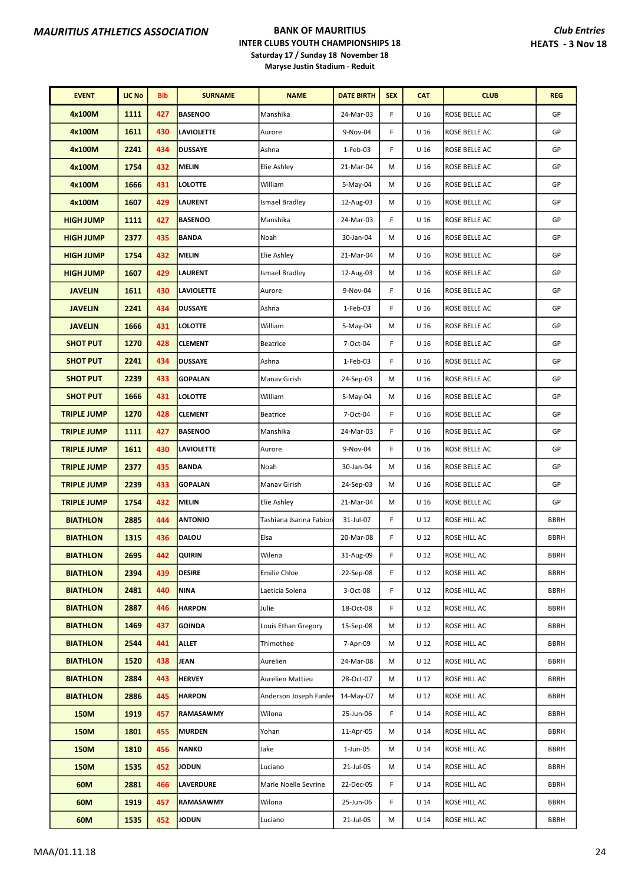**MAURITIUS ATHLETICS ASSOCIATION**

**BANK OF MAURITIUS**
**INTER CLUBS YOUTH CHAMPIONSHIPS 18**
**Saturday 17 / Sunday 18 November 18**
**Maryse Justin Stadium - Reduit**

***Club Entries***
**HEATS - 3 Nov 18**

| EVENT | LIC No | Bib | SURNAME | NAME | DATE BIRTH | SEX | CAT | CLUB | REG |
|---|---|---|---|---|---|---|---|---|---|
| 4x100M | 1111 | 427 | BASENOO | Manshika | 24-Mar-03 | F | U 16 | ROSE BELLE AC | GP |
| 4x100M | 1611 | 430 | LAVIOLETTE | Aurore | 9-Nov-04 | F | U 16 | ROSE BELLE AC | GP |
| 4x100M | 2241 | 434 | DUSSAYE | Ashna | 1-Feb-03 | F | U 16 | ROSE BELLE AC | GP |
| 4x100M | 1754 | 432 | MELIN | Elie Ashley | 21-Mar-04 | M | U 16 | ROSE BELLE AC | GP |
| 4x100M | 1666 | 431 | LOLOTTE | William | 5-May-04 | M | U 16 | ROSE BELLE AC | GP |
| 4x100M | 1607 | 429 | LAURENT | Ismael Bradley | 12-Aug-03 | M | U 16 | ROSE BELLE AC | GP |
| HIGH JUMP | 1111 | 427 | BASENOO | Manshika | 24-Mar-03 | F | U 16 | ROSE BELLE AC | GP |
| HIGH JUMP | 2377 | 435 | BANDA | Noah | 30-Jan-04 | M | U 16 | ROSE BELLE AC | GP |
| HIGH JUMP | 1754 | 432 | MELIN | Elie Ashley | 21-Mar-04 | M | U 16 | ROSE BELLE AC | GP |
| HIGH JUMP | 1607 | 429 | LAURENT | Ismael Bradley | 12-Aug-03 | M | U 16 | ROSE BELLE AC | GP |
| JAVELIN | 1611 | 430 | LAVIOLETTE | Aurore | 9-Nov-04 | F | U 16 | ROSE BELLE AC | GP |
| JAVELIN | 2241 | 434 | DUSSAYE | Ashna | 1-Feb-03 | F | U 16 | ROSE BELLE AC | GP |
| JAVELIN | 1666 | 431 | LOLOTTE | William | 5-May-04 | M | U 16 | ROSE BELLE AC | GP |
| SHOT PUT | 1270 | 428 | CLEMENT | Beatrice | 7-Oct-04 | F | U 16 | ROSE BELLE AC | GP |
| SHOT PUT | 2241 | 434 | DUSSAYE | Ashna | 1-Feb-03 | F | U 16 | ROSE BELLE AC | GP |
| SHOT PUT | 2239 | 433 | GOPALAN | Manav Girish | 24-Sep-03 | M | U 16 | ROSE BELLE AC | GP |
| SHOT PUT | 1666 | 431 | LOLOTTE | William | 5-May-04 | M | U 16 | ROSE BELLE AC | GP |
| TRIPLE JUMP | 1270 | 428 | CLEMENT | Beatrice | 7-Oct-04 | F | U 16 | ROSE BELLE AC | GP |
| TRIPLE JUMP | 1111 | 427 | BASENOO | Manshika | 24-Mar-03 | F | U 16 | ROSE BELLE AC | GP |
| TRIPLE JUMP | 1611 | 430 | LAVIOLETTE | Aurore | 9-Nov-04 | F | U 16 | ROSE BELLE AC | GP |
| TRIPLE JUMP | 2377 | 435 | BANDA | Noah | 30-Jan-04 | M | U 16 | ROSE BELLE AC | GP |
| TRIPLE JUMP | 2239 | 433 | GOPALAN | Manav Girish | 24-Sep-03 | M | U 16 | ROSE BELLE AC | GP |
| TRIPLE JUMP | 1754 | 432 | MELIN | Elie Ashley | 21-Mar-04 | M | U 16 | ROSE BELLE AC | GP |
| BIATHLON | 2885 | 444 | ANTONIO | Tashiana Jsarina Fabiori | 31-Jul-07 | F | U 12 | ROSE HILL AC | BBRH |
| BIATHLON | 1315 | 436 | DALOU | Elsa | 20-Mar-08 | F | U 12 | ROSE HILL AC | BBRH |
| BIATHLON | 2695 | 442 | QUIRIN | Wilena | 31-Aug-09 | F | U 12 | ROSE HILL AC | BBRH |
| BIATHLON | 2394 | 439 | DESIRE | Emilie Chloe | 22-Sep-08 | F | U 12 | ROSE HILL AC | BBRH |
| BIATHLON | 2481 | 440 | NINA | Laeticia Solena | 3-Oct-08 | F | U 12 | ROSE HILL AC | BBRH |
| BIATHLON | 2887 | 446 | HARPON | Julie | 18-Oct-08 | F | U 12 | ROSE HILL AC | BBRH |
| BIATHLON | 1469 | 437 | GOINDA | Louis Ethan Gregory | 15-Sep-08 | M | U 12 | ROSE HILL AC | BBRH |
| BIATHLON | 2544 | 441 | ALLET | Thimothee | 7-Apr-09 | M | U 12 | ROSE HILL AC | BBRH |
| BIATHLON | 1520 | 438 | JEAN | Aurelien | 24-Mar-08 | M | U 12 | ROSE HILL AC | BBRH |
| BIATHLON | 2884 | 443 | HERVEY | Aurelien Mattieu | 28-Oct-07 | M | U 12 | ROSE HILL AC | BBRH |
| BIATHLON | 2886 | 445 | HARPON | Anderson Joseph Fanley | 14-May-07 | M | U 12 | ROSE HILL AC | BBRH |
| 150M | 1919 | 457 | RAMASAWMY | Wilona | 25-Jun-06 | F | U 14 | ROSE HILL AC | BBRH |
| 150M | 1801 | 455 | MURDEN | Yohan | 11-Apr-05 | M | U 14 | ROSE HILL AC | BBRH |
| 150M | 1810 | 456 | NANKO | Jake | 1-Jun-05 | M | U 14 | ROSE HILL AC | BBRH |
| 150M | 1535 | 452 | JODUN | Luciano | 21-Jul-05 | M | U 14 | ROSE HILL AC | BBRH |
| 60M | 2881 | 466 | LAVERDURE | Marie Noelle Sevrine | 22-Dec-05 | F | U 14 | ROSE HILL AC | BBRH |
| 60M | 1919 | 457 | RAMASAWMY | Wilona | 25-Jun-06 | F | U 14 | ROSE HILL AC | BBRH |
| 60M | 1535 | 452 | JODUN | Luciano | 21-Jul-05 | M | U 14 | ROSE HILL AC | BBRH |

MAA/01.11.18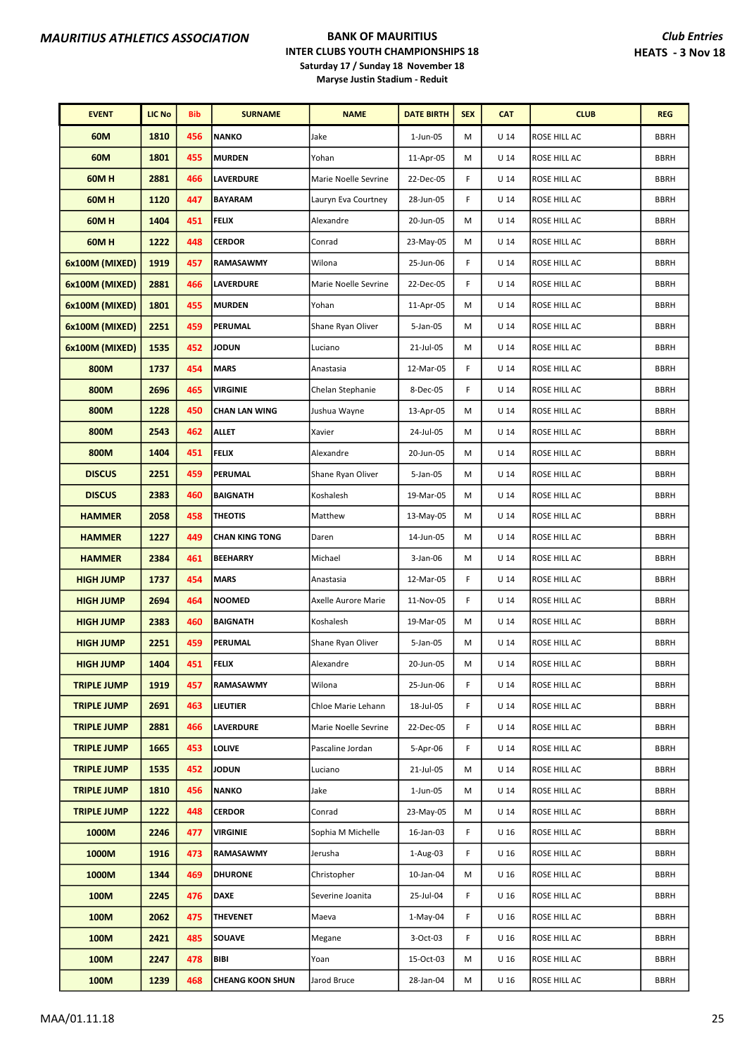**MAURITIUS ATHLETICS ASSOCIATION**

**BANK OF MAURITIUS**
**INTER CLUBS YOUTH CHAMPIONSHIPS 18**
**Saturday 17 / Sunday 18 November 18**
**Maryse Justin Stadium - Reduit**

***Club Entries***
**HEATS - 3 Nov 18**

| EVENT | LIC No | Bib | SURNAME | NAME | DATE BIRTH | SEX | CAT | CLUB | REG |
|---|---|---|---|---|---|---|---|---|---|
| 60M | 1810 | 456 | NANKO | Jake | 1-Jun-05 | M | U 14 | ROSE HILL AC | BBRH |
| 60M | 1801 | 455 | MURDEN | Yohan | 11-Apr-05 | M | U 14 | ROSE HILL AC | BBRH |
| 60M H | 2881 | 466 | LAVERDURE | Marie Noelle Sevrine | 22-Dec-05 | F | U 14 | ROSE HILL AC | BBRH |
| 60M H | 1120 | 447 | BAYARAM | Lauryn Eva Courtney | 28-Jun-05 | F | U 14 | ROSE HILL AC | BBRH |
| 60M H | 1404 | 451 | FELIX | Alexandre | 20-Jun-05 | M | U 14 | ROSE HILL AC | BBRH |
| 60M H | 1222 | 448 | CERDOR | Conrad | 23-May-05 | M | U 14 | ROSE HILL AC | BBRH |
| 6x100M (MIXED) | 1919 | 457 | RAMASAWMY | Wilona | 25-Jun-06 | F | U 14 | ROSE HILL AC | BBRH |
| 6x100M (MIXED) | 2881 | 466 | LAVERDURE | Marie Noelle Sevrine | 22-Dec-05 | F | U 14 | ROSE HILL AC | BBRH |
| 6x100M (MIXED) | 1801 | 455 | MURDEN | Yohan | 11-Apr-05 | M | U 14 | ROSE HILL AC | BBRH |
| 6x100M (MIXED) | 2251 | 459 | PERUMAL | Shane Ryan Oliver | 5-Jan-05 | M | U 14 | ROSE HILL AC | BBRH |
| 6x100M (MIXED) | 1535 | 452 | JODUN | Luciano | 21-Jul-05 | M | U 14 | ROSE HILL AC | BBRH |
| 800M | 1737 | 454 | MARS | Anastasia | 12-Mar-05 | F | U 14 | ROSE HILL AC | BBRH |
| 800M | 2696 | 465 | VIRGINIE | Chelan Stephanie | 8-Dec-05 | F | U 14 | ROSE HILL AC | BBRH |
| 800M | 1228 | 450 | CHAN LAN WING | Jushua Wayne | 13-Apr-05 | M | U 14 | ROSE HILL AC | BBRH |
| 800M | 2543 | 462 | ALLET | Xavier | 24-Jul-05 | M | U 14 | ROSE HILL AC | BBRH |
| 800M | 1404 | 451 | FELIX | Alexandre | 20-Jun-05 | M | U 14 | ROSE HILL AC | BBRH |
| DISCUS | 2251 | 459 | PERUMAL | Shane Ryan Oliver | 5-Jan-05 | M | U 14 | ROSE HILL AC | BBRH |
| DISCUS | 2383 | 460 | BAIGNATH | Koshalesh | 19-Mar-05 | M | U 14 | ROSE HILL AC | BBRH |
| HAMMER | 2058 | 458 | THEOTIS | Matthew | 13-May-05 | M | U 14 | ROSE HILL AC | BBRH |
| HAMMER | 1227 | 449 | CHAN KING TONG | Daren | 14-Jun-05 | M | U 14 | ROSE HILL AC | BBRH |
| HAMMER | 2384 | 461 | BEEHARRY | Michael | 3-Jan-06 | M | U 14 | ROSE HILL AC | BBRH |
| HIGH JUMP | 1737 | 454 | MARS | Anastasia | 12-Mar-05 | F | U 14 | ROSE HILL AC | BBRH |
| HIGH JUMP | 2694 | 464 | NOOMED | Axelle Aurore Marie | 11-Nov-05 | F | U 14 | ROSE HILL AC | BBRH |
| HIGH JUMP | 2383 | 460 | BAIGNATH | Koshalesh | 19-Mar-05 | M | U 14 | ROSE HILL AC | BBRH |
| HIGH JUMP | 2251 | 459 | PERUMAL | Shane Ryan Oliver | 5-Jan-05 | M | U 14 | ROSE HILL AC | BBRH |
| HIGH JUMP | 1404 | 451 | FELIX | Alexandre | 20-Jun-05 | M | U 14 | ROSE HILL AC | BBRH |
| TRIPLE JUMP | 1919 | 457 | RAMASAWMY | Wilona | 25-Jun-06 | F | U 14 | ROSE HILL AC | BBRH |
| TRIPLE JUMP | 2691 | 463 | LIEUTIER | Chloe Marie Lehann | 18-Jul-05 | F | U 14 | ROSE HILL AC | BBRH |
| TRIPLE JUMP | 2881 | 466 | LAVERDURE | Marie Noelle Sevrine | 22-Dec-05 | F | U 14 | ROSE HILL AC | BBRH |
| TRIPLE JUMP | 1665 | 453 | LOLIVE | Pascaline Jordan | 5-Apr-06 | F | U 14 | ROSE HILL AC | BBRH |
| TRIPLE JUMP | 1535 | 452 | JODUN | Luciano | 21-Jul-05 | M | U 14 | ROSE HILL AC | BBRH |
| TRIPLE JUMP | 1810 | 456 | NANKO | Jake | 1-Jun-05 | M | U 14 | ROSE HILL AC | BBRH |
| TRIPLE JUMP | 1222 | 448 | CERDOR | Conrad | 23-May-05 | M | U 14 | ROSE HILL AC | BBRH |
| 1000M | 2246 | 477 | VIRGINIE | Sophia M Michelle | 16-Jan-03 | F | U 16 | ROSE HILL AC | BBRH |
| 1000M | 1916 | 473 | RAMASAWMY | Jerusha | 1-Aug-03 | F | U 16 | ROSE HILL AC | BBRH |
| 1000M | 1344 | 469 | DHURONE | Christopher | 10-Jan-04 | M | U 16 | ROSE HILL AC | BBRH |
| 100M | 2245 | 476 | DAXE | Severine Joanita | 25-Jul-04 | F | U 16 | ROSE HILL AC | BBRH |
| 100M | 2062 | 475 | THEVENET | Maeva | 1-May-04 | F | U 16 | ROSE HILL AC | BBRH |
| 100M | 2421 | 485 | SOUAVE | Megane | 3-Oct-03 | F | U 16 | ROSE HILL AC | BBRH |
| 100M | 2247 | 478 | BIBI | Yoan | 15-Oct-03 | M | U 16 | ROSE HILL AC | BBRH |
| 100M | 1239 | 468 | CHEANG KOON SHUN | Jarod Bruce | 28-Jan-04 | M | U 16 | ROSE HILL AC | BBRH |

MAA/01.11.18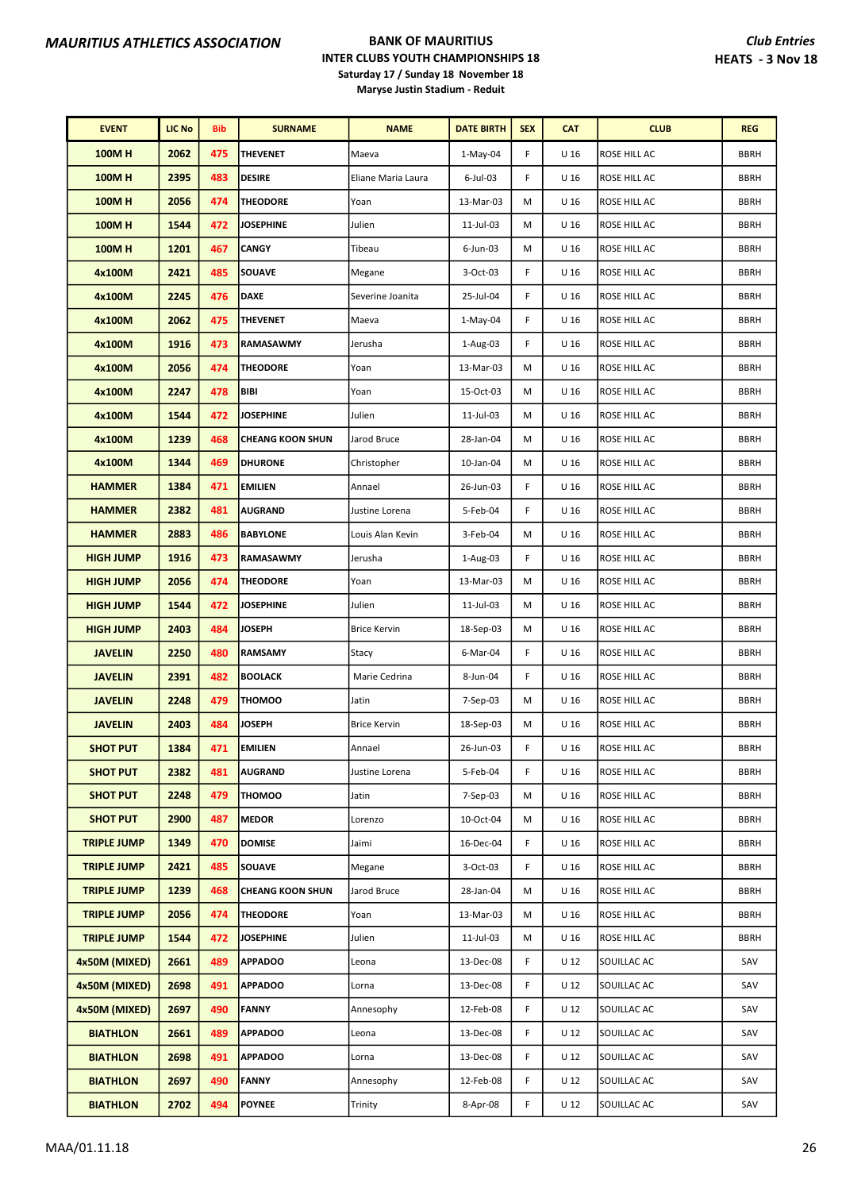**MAURITIUS ATHLETICS ASSOCIATION**

**BANK OF MAURITIUS**
**INTER CLUBS YOUTH CHAMPIONSHIPS 18**
**Saturday 17 / Sunday 18 November 18**
**Maryse Justin Stadium - Reduit**

***Club Entries***
**HEATS - 3 Nov 18**

| EVENT | LIC No | Bib | SURNAME | NAME | DATE BIRTH | SEX | CAT | CLUB | REG |
|---|---|---|---|---|---|---|---|---|---|
| 100M H | 2062 | 475 | THEVENET | Maeva | 1-May-04 | F | U 16 | ROSE HILL AC | BBRH |
| 100M H | 2395 | 483 | DESIRE | Eliane Maria Laura | 6-Jul-03 | F | U 16 | ROSE HILL AC | BBRH |
| 100M H | 2056 | 474 | THEODORE | Yoan | 13-Mar-03 | M | U 16 | ROSE HILL AC | BBRH |
| 100M H | 1544 | 472 | JOSEPHINE | Julien | 11-Jul-03 | M | U 16 | ROSE HILL AC | BBRH |
| 100M H | 1201 | 467 | CANGY | Tibeau | 6-Jun-03 | M | U 16 | ROSE HILL AC | BBRH |
| 4x100M | 2421 | 485 | SOUAVE | Megane | 3-Oct-03 | F | U 16 | ROSE HILL AC | BBRH |
| 4x100M | 2245 | 476 | DAXE | Severine Joanita | 25-Jul-04 | F | U 16 | ROSE HILL AC | BBRH |
| 4x100M | 2062 | 475 | THEVENET | Maeva | 1-May-04 | F | U 16 | ROSE HILL AC | BBRH |
| 4x100M | 1916 | 473 | RAMASAWMY | Jerusha | 1-Aug-03 | F | U 16 | ROSE HILL AC | BBRH |
| 4x100M | 2056 | 474 | THEODORE | Yoan | 13-Mar-03 | M | U 16 | ROSE HILL AC | BBRH |
| 4x100M | 2247 | 478 | BIBI | Yoan | 15-Oct-03 | M | U 16 | ROSE HILL AC | BBRH |
| 4x100M | 1544 | 472 | JOSEPHINE | Julien | 11-Jul-03 | M | U 16 | ROSE HILL AC | BBRH |
| 4x100M | 1239 | 468 | CHEANG KOON SHUN | Jarod Bruce | 28-Jan-04 | M | U 16 | ROSE HILL AC | BBRH |
| 4x100M | 1344 | 469 | DHURONE | Christopher | 10-Jan-04 | M | U 16 | ROSE HILL AC | BBRH |
| HAMMER | 1384 | 471 | EMILIEN | Annael | 26-Jun-03 | F | U 16 | ROSE HILL AC | BBRH |
| HAMMER | 2382 | 481 | AUGRAND | Justine Lorena | 5-Feb-04 | F | U 16 | ROSE HILL AC | BBRH |
| HAMMER | 2883 | 486 | BABYLONE | Louis Alan Kevin | 3-Feb-04 | M | U 16 | ROSE HILL AC | BBRH |
| HIGH JUMP | 1916 | 473 | RAMASAWMY | Jerusha | 1-Aug-03 | F | U 16 | ROSE HILL AC | BBRH |
| HIGH JUMP | 2056 | 474 | THEODORE | Yoan | 13-Mar-03 | M | U 16 | ROSE HILL AC | BBRH |
| HIGH JUMP | 1544 | 472 | JOSEPHINE | Julien | 11-Jul-03 | M | U 16 | ROSE HILL AC | BBRH |
| HIGH JUMP | 2403 | 484 | JOSEPH | Brice Kervin | 18-Sep-03 | M | U 16 | ROSE HILL AC | BBRH |
| JAVELIN | 2250 | 480 | RAMSAMY | Stacy | 6-Mar-04 | F | U 16 | ROSE HILL AC | BBRH |
| JAVELIN | 2391 | 482 | BOOLACK | Marie Cedrina | 8-Jun-04 | F | U 16 | ROSE HILL AC | BBRH |
| JAVELIN | 2248 | 479 | THOMOO | Jatin | 7-Sep-03 | M | U 16 | ROSE HILL AC | BBRH |
| JAVELIN | 2403 | 484 | JOSEPH | Brice Kervin | 18-Sep-03 | M | U 16 | ROSE HILL AC | BBRH |
| SHOT PUT | 1384 | 471 | EMILIEN | Annael | 26-Jun-03 | F | U 16 | ROSE HILL AC | BBRH |
| SHOT PUT | 2382 | 481 | AUGRAND | Justine Lorena | 5-Feb-04 | F | U 16 | ROSE HILL AC | BBRH |
| SHOT PUT | 2248 | 479 | THOMOO | Jatin | 7-Sep-03 | M | U 16 | ROSE HILL AC | BBRH |
| SHOT PUT | 2900 | 487 | MEDOR | Lorenzo | 10-Oct-04 | M | U 16 | ROSE HILL AC | BBRH |
| TRIPLE JUMP | 1349 | 470 | DOMISE | Jaimi | 16-Dec-04 | F | U 16 | ROSE HILL AC | BBRH |
| TRIPLE JUMP | 2421 | 485 | SOUAVE | Megane | 3-Oct-03 | F | U 16 | ROSE HILL AC | BBRH |
| TRIPLE JUMP | 1239 | 468 | CHEANG KOON SHUN | Jarod Bruce | 28-Jan-04 | M | U 16 | ROSE HILL AC | BBRH |
| TRIPLE JUMP | 2056 | 474 | THEODORE | Yoan | 13-Mar-03 | M | U 16 | ROSE HILL AC | BBRH |
| TRIPLE JUMP | 1544 | 472 | JOSEPHINE | Julien | 11-Jul-03 | M | U 16 | ROSE HILL AC | BBRH |
| 4x50M (MIXED) | 2661 | 489 | APPADOO | Leona | 13-Dec-08 | F | U 12 | SOUILLAC AC | SAV |
| 4x50M (MIXED) | 2698 | 491 | APPADOO | Lorna | 13-Dec-08 | F | U 12 | SOUILLAC AC | SAV |
| 4x50M (MIXED) | 2697 | 490 | FANNY | Annesophy | 12-Feb-08 | F | U 12 | SOUILLAC AC | SAV |
| BIATHLON | 2661 | 489 | APPADOO | Leona | 13-Dec-08 | F | U 12 | SOUILLAC AC | SAV |
| BIATHLON | 2698 | 491 | APPADOO | Lorna | 13-Dec-08 | F | U 12 | SOUILLAC AC | SAV |
| BIATHLON | 2697 | 490 | FANNY | Annesophy | 12-Feb-08 | F | U 12 | SOUILLAC AC | SAV |
| BIATHLON | 2702 | 494 | POYNEE | Trinity | 8-Apr-08 | F | U 12 | SOUILLAC AC | SAV |

MAA/01.11.18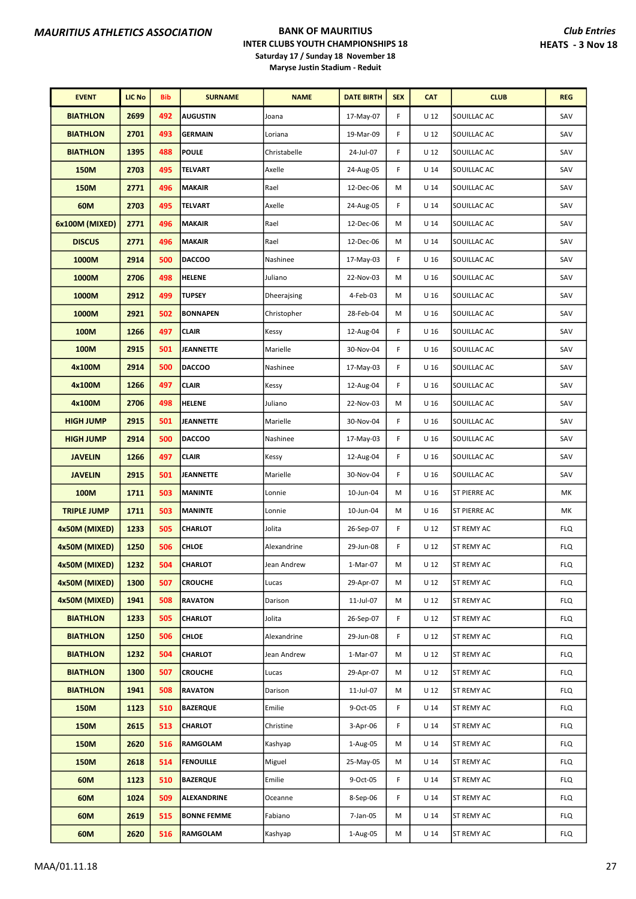**MAURITIUS ATHLETICS ASSOCIATION**

**BANK OF MAURITIUS**
**INTER CLUBS YOUTH CHAMPIONSHIPS 18**
**Saturday 17 / Sunday 18 November 18**
**Maryse Justin Stadium - Reduit**

***Club Entries***
**HEATS - 3 Nov 18**

| EVENT | LIC No | Bib | SURNAME | NAME | DATE BIRTH | SEX | CAT | CLUB | REG |
|---|---|---|---|---|---|---|---|---|---|
| BIATHLON | 2699 | 492 | AUGUSTIN | Joana | 17-May-07 | F | U 12 | SOUILLAC AC | SAV |
| BIATHLON | 2701 | 493 | GERMAIN | Loriana | 19-Mar-09 | F | U 12 | SOUILLAC AC | SAV |
| BIATHLON | 1395 | 488 | POULE | Christabelle | 24-Jul-07 | F | U 12 | SOUILLAC AC | SAV |
| 150M | 2703 | 495 | TELVART | Axelle | 24-Aug-05 | F | U 14 | SOUILLAC AC | SAV |
| 150M | 2771 | 496 | MAKAIR | Rael | 12-Dec-06 | M | U 14 | SOUILLAC AC | SAV |
| 60M | 2703 | 495 | TELVART | Axelle | 24-Aug-05 | F | U 14 | SOUILLAC AC | SAV |
| 6x100M (MIXED) | 2771 | 496 | MAKAIR | Rael | 12-Dec-06 | M | U 14 | SOUILLAC AC | SAV |
| DISCUS | 2771 | 496 | MAKAIR | Rael | 12-Dec-06 | M | U 14 | SOUILLAC AC | SAV |
| 1000M | 2914 | 500 | DACCOO | Nashinee | 17-May-03 | F | U 16 | SOUILLAC AC | SAV |
| 1000M | 2706 | 498 | HELENE | Juliano | 22-Nov-03 | M | U 16 | SOUILLAC AC | SAV |
| 1000M | 2912 | 499 | TUPSEY | Dheerajsing | 4-Feb-03 | M | U 16 | SOUILLAC AC | SAV |
| 1000M | 2921 | 502 | BONNAPEN | Christopher | 28-Feb-04 | M | U 16 | SOUILLAC AC | SAV |
| 100M | 1266 | 497 | CLAIR | Kessy | 12-Aug-04 | F | U 16 | SOUILLAC AC | SAV |
| 100M | 2915 | 501 | JEANNETTE | Marielle | 30-Nov-04 | F | U 16 | SOUILLAC AC | SAV |
| 4x100M | 2914 | 500 | DACCOO | Nashinee | 17-May-03 | F | U 16 | SOUILLAC AC | SAV |
| 4x100M | 1266 | 497 | CLAIR | Kessy | 12-Aug-04 | F | U 16 | SOUILLAC AC | SAV |
| 4x100M | 2706 | 498 | HELENE | Juliano | 22-Nov-03 | M | U 16 | SOUILLAC AC | SAV |
| HIGH JUMP | 2915 | 501 | JEANNETTE | Marielle | 30-Nov-04 | F | U 16 | SOUILLAC AC | SAV |
| HIGH JUMP | 2914 | 500 | DACCOO | Nashinee | 17-May-03 | F | U 16 | SOUILLAC AC | SAV |
| JAVELIN | 1266 | 497 | CLAIR | Kessy | 12-Aug-04 | F | U 16 | SOUILLAC AC | SAV |
| JAVELIN | 2915 | 501 | JEANNETTE | Marielle | 30-Nov-04 | F | U 16 | SOUILLAC AC | SAV |
| 100M | 1711 | 503 | MANINTE | Lonnie | 10-Jun-04 | M | U 16 | ST PIERRE AC | MK |
| TRIPLE JUMP | 1711 | 503 | MANINTE | Lonnie | 10-Jun-04 | M | U 16 | ST PIERRE AC | MK |
| 4x50M (MIXED) | 1233 | 505 | CHARLOT | Jolita | 26-Sep-07 | F | U 12 | ST REMY AC | FLQ |
| 4x50M (MIXED) | 1250 | 506 | CHLOE | Alexandrine | 29-Jun-08 | F | U 12 | ST REMY AC | FLQ |
| 4x50M (MIXED) | 1232 | 504 | CHARLOT | Jean Andrew | 1-Mar-07 | M | U 12 | ST REMY AC | FLQ |
| 4x50M (MIXED) | 1300 | 507 | CROUCHE | Lucas | 29-Apr-07 | M | U 12 | ST REMY AC | FLQ |
| 4x50M (MIXED) | 1941 | 508 | RAVATON | Darison | 11-Jul-07 | M | U 12 | ST REMY AC | FLQ |
| BIATHLON | 1233 | 505 | CHARLOT | Jolita | 26-Sep-07 | F | U 12 | ST REMY AC | FLQ |
| BIATHLON | 1250 | 506 | CHLOE | Alexandrine | 29-Jun-08 | F | U 12 | ST REMY AC | FLQ |
| BIATHLON | 1232 | 504 | CHARLOT | Jean Andrew | 1-Mar-07 | M | U 12 | ST REMY AC | FLQ |
| BIATHLON | 1300 | 507 | CROUCHE | Lucas | 29-Apr-07 | M | U 12 | ST REMY AC | FLQ |
| BIATHLON | 1941 | 508 | RAVATON | Darison | 11-Jul-07 | M | U 12 | ST REMY AC | FLQ |
| 150M | 1123 | 510 | BAZERQUE | Emilie | 9-Oct-05 | F | U 14 | ST REMY AC | FLQ |
| 150M | 2615 | 513 | CHARLOT | Christine | 3-Apr-06 | F | U 14 | ST REMY AC | FLQ |
| 150M | 2620 | 516 | RAMGOLAM | Kashyap | 1-Aug-05 | M | U 14 | ST REMY AC | FLQ |
| 150M | 2618 | 514 | FENOUILLE | Miguel | 25-May-05 | M | U 14 | ST REMY AC | FLQ |
| 60M | 1123 | 510 | BAZERQUE | Emilie | 9-Oct-05 | F | U 14 | ST REMY AC | FLQ |
| 60M | 1024 | 509 | ALEXANDRINE | Oceanne | 8-Sep-06 | F | U 14 | ST REMY AC | FLQ |
| 60M | 2619 | 515 | BONNE FEMME | Fabiano | 7-Jan-05 | M | U 14 | ST REMY AC | FLQ |
| 60M | 2620 | 516 | RAMGOLAM | Kashyap | 1-Aug-05 | M | U 14 | ST REMY AC | FLQ |

MAA/01.11.18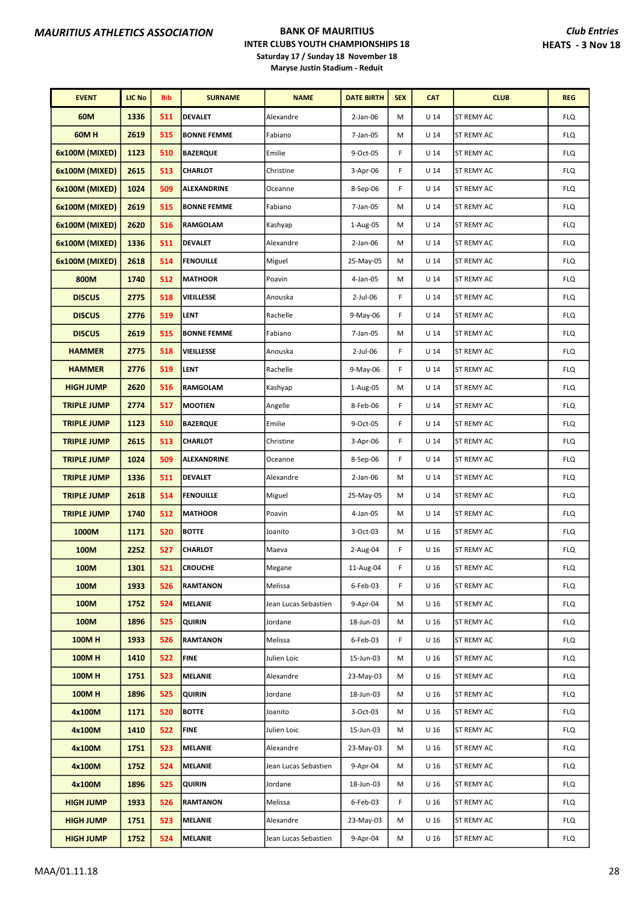MAURITIUS ATHLETICS ASSOCIATION

**BANK OF MAURITIUS**
**INTER CLUBS YOUTH CHAMPIONSHIPS 18**
**Saturday 17 / Sunday 18 November 18**
**Maryse Justin Stadium - Reduit**

***Club Entries***
**HEATS - 3 Nov 18**

| EVENT | LIC No | Bib | SURNAME | NAME | DATE BIRTH | SEX | CAT | CLUB | REG |
|---|---|---|---|---|---|---|---|---|---|
| 60M | 1336 | 511 | DEVALET | Alexandre | 2-Jan-06 | M | U 14 | ST REMY AC | FLQ |
| 60M H | 2619 | 515 | BONNE FEMME | Fabiano | 7-Jan-05 | M | U 14 | ST REMY AC | FLQ |
| 6x100M (MIXED) | 1123 | 510 | BAZERQUE | Emilie | 9-Oct-05 | F | U 14 | ST REMY AC | FLQ |
| 6x100M (MIXED) | 2615 | 513 | CHARLOT | Christine | 3-Apr-06 | F | U 14 | ST REMY AC | FLQ |
| 6x100M (MIXED) | 1024 | 509 | ALEXANDRINE | Oceanne | 8-Sep-06 | F | U 14 | ST REMY AC | FLQ |
| 6x100M (MIXED) | 2619 | 515 | BONNE FEMME | Fabiano | 7-Jan-05 | M | U 14 | ST REMY AC | FLQ |
| 6x100M (MIXED) | 2620 | 516 | RAMGOLAM | Kashyap | 1-Aug-05 | M | U 14 | ST REMY AC | FLQ |
| 6x100M (MIXED) | 1336 | 511 | DEVALET | Alexandre | 2-Jan-06 | M | U 14 | ST REMY AC | FLQ |
| 6x100M (MIXED) | 2618 | 514 | FENOUILLE | Miguel | 25-May-05 | M | U 14 | ST REMY AC | FLQ |
| 800M | 1740 | 512 | MATHOOR | Poavin | 4-Jan-05 | M | U 14 | ST REMY AC | FLQ |
| DISCUS | 2775 | 518 | VIEILLESSE | Anouska | 2-Jul-06 | F | U 14 | ST REMY AC | FLQ |
| DISCUS | 2776 | 519 | LENT | Rachelle | 9-May-06 | F | U 14 | ST REMY AC | FLQ |
| DISCUS | 2619 | 515 | BONNE FEMME | Fabiano | 7-Jan-05 | M | U 14 | ST REMY AC | FLQ |
| HAMMER | 2775 | 518 | VIEILLESSE | Anouska | 2-Jul-06 | F | U 14 | ST REMY AC | FLQ |
| HAMMER | 2776 | 519 | LENT | Rachelle | 9-May-06 | F | U 14 | ST REMY AC | FLQ |
| HIGH JUMP | 2620 | 516 | RAMGOLAM | Kashyap | 1-Aug-05 | M | U 14 | ST REMY AC | FLQ |
| TRIPLE JUMP | 2774 | 517 | MOOTIEN | Angelle | 8-Feb-06 | F | U 14 | ST REMY AC | FLQ |
| TRIPLE JUMP | 1123 | 510 | BAZERQUE | Emilie | 9-Oct-05 | F | U 14 | ST REMY AC | FLQ |
| TRIPLE JUMP | 2615 | 513 | CHARLOT | Christine | 3-Apr-06 | F | U 14 | ST REMY AC | FLQ |
| TRIPLE JUMP | 1024 | 509 | ALEXANDRINE | Oceanne | 8-Sep-06 | F | U 14 | ST REMY AC | FLQ |
| TRIPLE JUMP | 1336 | 511 | DEVALET | Alexandre | 2-Jan-06 | M | U 14 | ST REMY AC | FLQ |
| TRIPLE JUMP | 2618 | 514 | FENOUILLE | Miguel | 25-May-05 | M | U 14 | ST REMY AC | FLQ |
| TRIPLE JUMP | 1740 | 512 | MATHOOR | Poavin | 4-Jan-05 | M | U 14 | ST REMY AC | FLQ |
| 1000M | 1171 | 520 | BOTTE | Joanito | 3-Oct-03 | M | U 16 | ST REMY AC | FLQ |
| 100M | 2252 | 527 | CHARLOT | Maeva | 2-Aug-04 | F | U 16 | ST REMY AC | FLQ |
| 100M | 1301 | 521 | CROUCHE | Megane | 11-Aug-04 | F | U 16 | ST REMY AC | FLQ |
| 100M | 1933 | 526 | RAMTANON | Melissa | 6-Feb-03 | F | U 16 | ST REMY AC | FLQ |
| 100M | 1752 | 524 | MELANIE | Jean Lucas Sebastien | 9-Apr-04 | M | U 16 | ST REMY AC | FLQ |
| 100M | 1896 | 525 | QUIRIN | Jordane | 18-Jun-03 | M | U 16 | ST REMY AC | FLQ |
| 100M H | 1933 | 526 | RAMTANON | Melissa | 6-Feb-03 | F | U 16 | ST REMY AC | FLQ |
| 100M H | 1410 | 522 | FINE | Julien Loic | 15-Jun-03 | M | U 16 | ST REMY AC | FLQ |
| 100M H | 1751 | 523 | MELANIE | Alexandre | 23-May-03 | M | U 16 | ST REMY AC | FLQ |
| 100M H | 1896 | 525 | QUIRIN | Jordane | 18-Jun-03 | M | U 16 | ST REMY AC | FLQ |
| 4x100M | 1171 | 520 | BOTTE | Joanito | 3-Oct-03 | M | U 16 | ST REMY AC | FLQ |
| 4x100M | 1410 | 522 | FINE | Julien Loic | 15-Jun-03 | M | U 16 | ST REMY AC | FLQ |
| 4x100M | 1751 | 523 | MELANIE | Alexandre | 23-May-03 | M | U 16 | ST REMY AC | FLQ |
| 4x100M | 1752 | 524 | MELANIE | Jean Lucas Sebastien | 9-Apr-04 | M | U 16 | ST REMY AC | FLQ |
| 4x100M | 1896 | 525 | QUIRIN | Jordane | 18-Jun-03 | M | U 16 | ST REMY AC | FLQ |
| HIGH JUMP | 1933 | 526 | RAMTANON | Melissa | 6-Feb-03 | F | U 16 | ST REMY AC | FLQ |
| HIGH JUMP | 1751 | 523 | MELANIE | Alexandre | 23-May-03 | M | U 16 | ST REMY AC | FLQ |
| HIGH JUMP | 1752 | 524 | MELANIE | Jean Lucas Sebastien | 9-Apr-04 | M | U 16 | ST REMY AC | FLQ |

MAA/01.11.18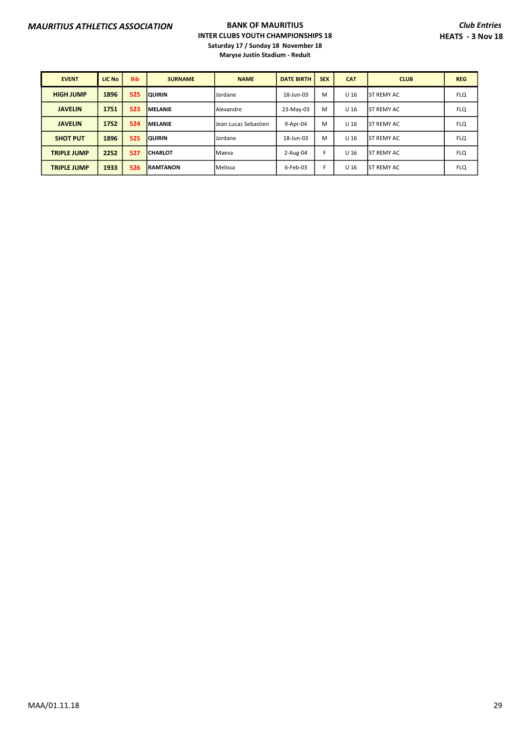*MAURITIUS ATHLETICS ASSOCIATION*

**BANK OF MAURITIUS**
**INTER CLUBS YOUTH CHAMPIONSHIPS 18**
**Saturday 17 / Sunday 18 November 18**
**Maryse Justin Stadium - Reduit**

***Club Entries***
**HEATS - 3 Nov 18**

| EVENT | LIC No | Bib | SURNAME | NAME | DATE BIRTH | SEX | CAT | CLUB | REG |
|---|---|---|---|---|---|---|---|---|---|
| **HIGH JUMP** | **1896** | **525** | **QUIRIN** | Jordane | 18-Jun-03 | M | U 16 | ST REMY AC | FLQ |
| **JAVELIN** | **1751** | **523** | **MELANIE** | Alexandre | 23-May-03 | M | U 16 | ST REMY AC | FLQ |
| **JAVELIN** | **1752** | **524** | **MELANIE** | Jean Lucas Sebastien | 9-Apr-04 | M | U 16 | ST REMY AC | FLQ |
| **SHOT PUT** | **1896** | **525** | **QUIRIN** | Jordane | 18-Jun-03 | M | U 16 | ST REMY AC | FLQ |
| **TRIPLE JUMP** | **2252** | **527** | **CHARLOT** | Maeva | 2-Aug-04 | F | U 16 | ST REMY AC | FLQ |
| **TRIPLE JUMP** | **1933** | **526** | **RAMTANON** | Melissa | 6-Feb-03 | F | U 16 | ST REMY AC | FLQ |

MAA/01.11.18